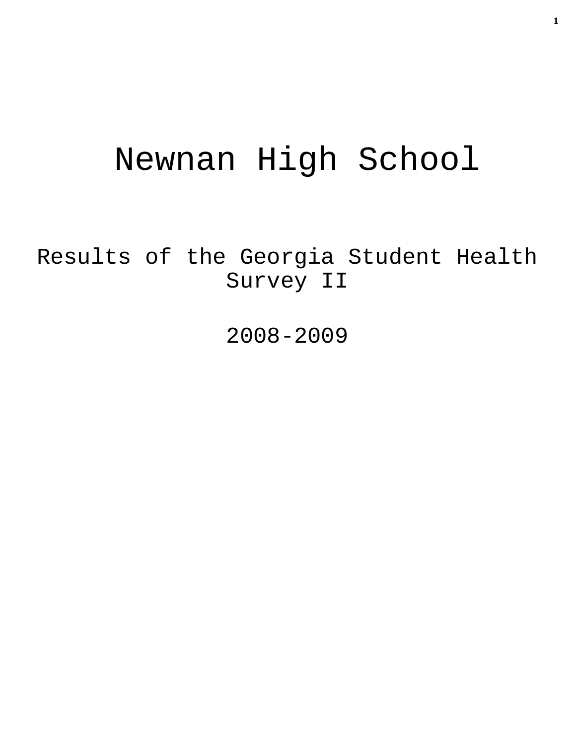# Newnan High School

Results of the Georgia Student Health Survey II

2008-2009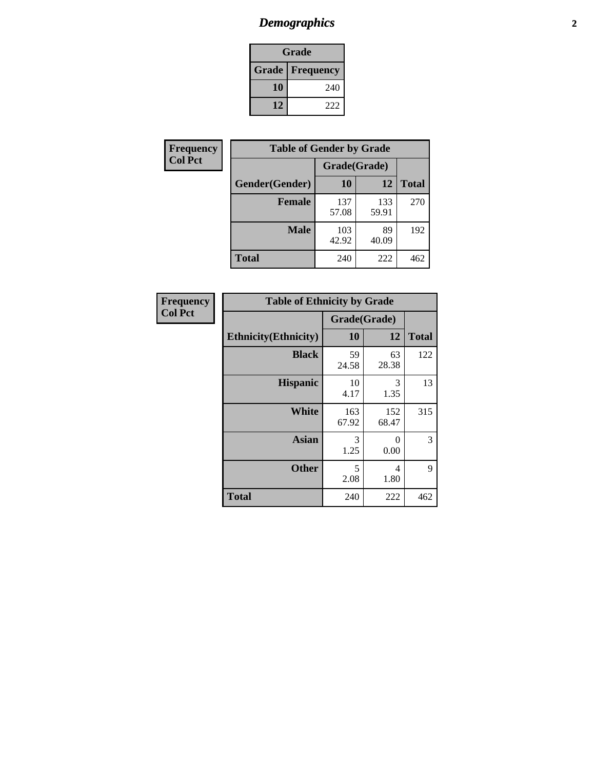## Demographics

| Grade | |
|---|---|
| **Grade** | **Frequency** |
| **10** | 240 |
| **12** | 222 |

**Frequency**
**Col Pct**

| Table of Gender by Grade | | | |
|---|---|---|---|
| | Grade(Grade) | | |
| **Gender(Gender)** | **10** | **12** | **Total** |
| **Female** | 137<br>57.08 | 133<br>59.91 | 270 |
| **Male** | 103<br>42.92 | 89<br>40.09 | 192 |
| **Total** | 240 | 222 | 462 |

**Frequency**
**Col Pct**

| Table of Ethnicity by Grade | | | |
|---|---|---|---|
| | Grade(Grade) | | |
| **Ethnicity(Ethnicity)** | **10** | **12** | **Total** |
| **Black** | 59<br>24.58 | 63<br>28.38 | 122 |
| **Hispanic** | 10<br>4.17 | 3<br>1.35 | 13 |
| **White** | 163<br>67.92 | 152<br>68.47 | 315 |
| **Asian** | 3<br>1.25 | 0<br>0.00 | 3 |
| **Other** | 5<br>2.08 | 4<br>1.80 | 9 |
| **Total** | 240 | 222 | 462 |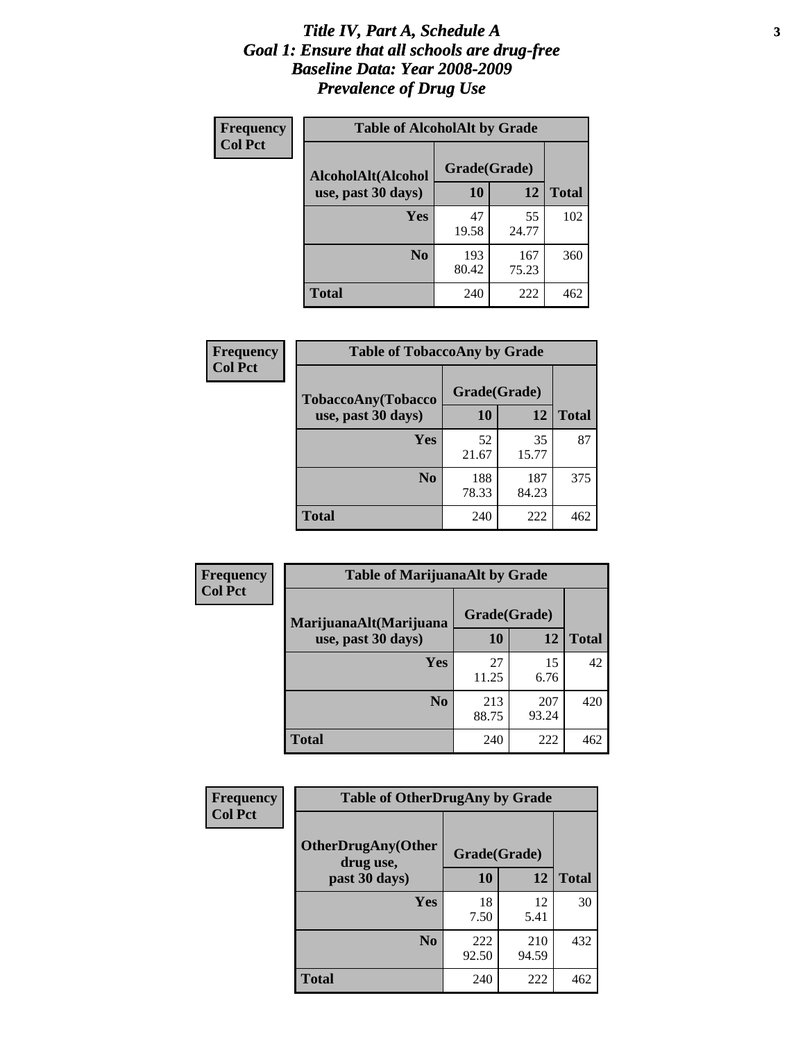# *Title IV, Part A, Schedule A*
# *Goal 1: Ensure that all schools are drug-free*
# *Baseline Data: Year 2008-2009*
# *Prevalence of Drug Use*

**Frequency**
**Col Pct**

**Table of AlcoholAlt by Grade**

| AlcoholAlt(Alcohol use, past 30 days) | Grade(Grade) | | |
|---|---|---|---|
| | **10** | **12** | **Total** |
| **Yes** | 47<br>19.58 | 55<br>24.77 | 102 |
| **No** | 193<br>80.42 | 167<br>75.23 | 360 |
| **Total** | 240 | 222 | 462 |

**Frequency**
**Col Pct**

**Table of TobaccoAny by Grade**

| TobaccoAny(Tobacco use, past 30 days) | Grade(Grade) | | |
|---|---|---|---|
| | **10** | **12** | **Total** |
| **Yes** | 52<br>21.67 | 35<br>15.77 | 87 |
| **No** | 188<br>78.33 | 187<br>84.23 | 375 |
| **Total** | 240 | 222 | 462 |

**Frequency**
**Col Pct**

**Table of MarijuanaAlt by Grade**

| MarijuanaAlt(Marijuana use, past 30 days) | Grade(Grade) | | |
|---|---|---|---|
| | **10** | **12** | **Total** |
| **Yes** | 27<br>11.25 | 15<br>6.76 | 42 |
| **No** | 213<br>88.75 | 207<br>93.24 | 420 |
| **Total** | 240 | 222 | 462 |

**Frequency**
**Col Pct**

**Table of OtherDrugAny by Grade**

| OtherDrugAny(Other drug use, past 30 days) | Grade(Grade) | | |
|---|---|---|---|
| | **10** | **12** | **Total** |
| **Yes** | 18<br>7.50 | 12<br>5.41 | 30 |
| **No** | 222<br>92.50 | 210<br>94.59 | 432 |
| **Total** | 240 | 222 | 462 |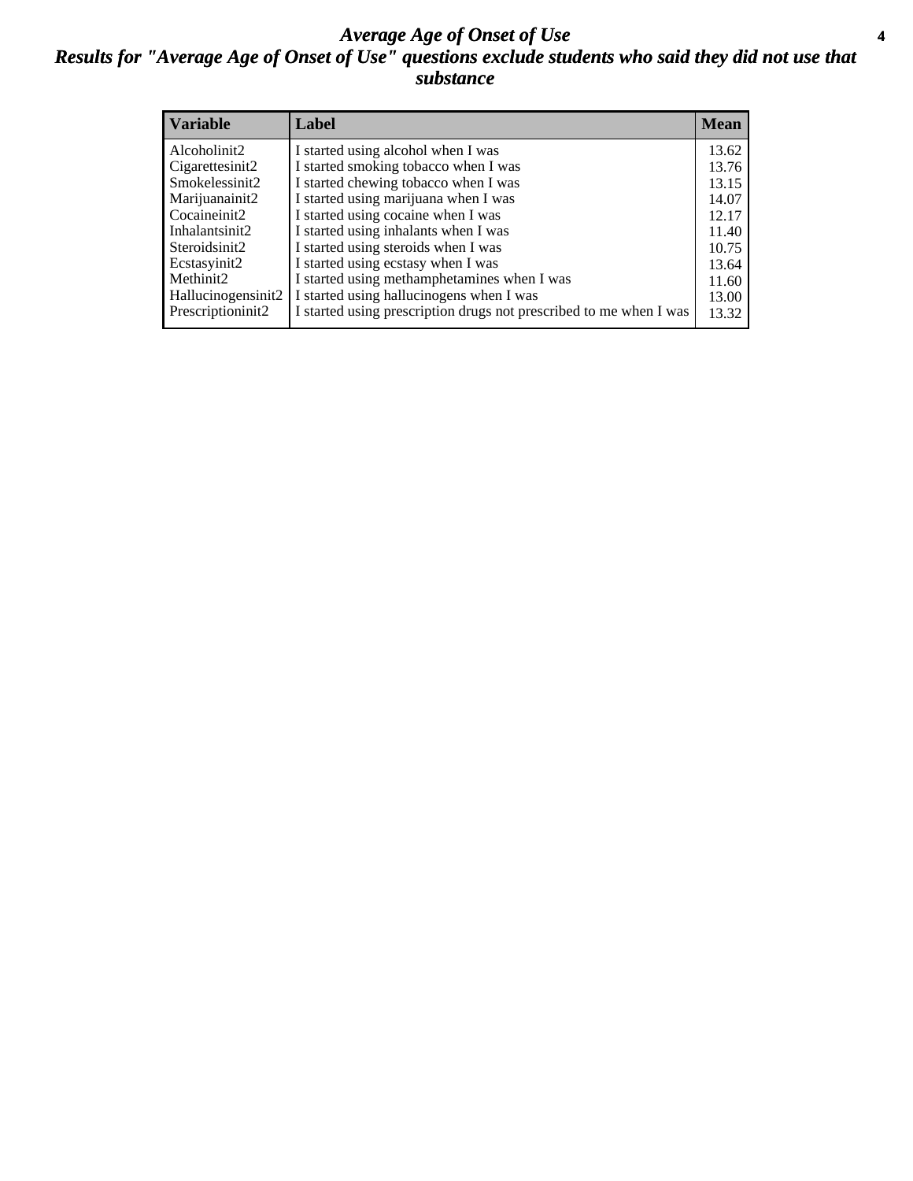# *Average Age of Onset of Use*

## *Results for "Average Age of Onset of Use" questions exclude students who said they did not use that substance*

| Variable | Label | Mean |
|---|---|---|
| Alcoholinit2 | I started using alcohol when I was | 13.62 |
| Cigarettesinit2 | I started smoking tobacco when I was | 13.76 |
| Smokelessinit2 | I started chewing tobacco when I was | 13.15 |
| Marijuanainit2 | I started using marijuana when I was | 14.07 |
| Cocaineinit2 | I started using cocaine when I was | 12.17 |
| Inhalantsinit2 | I started using inhalants when I was | 11.40 |
| Steroidsinit2 | I started using steroids when I was | 10.75 |
| Ecstasyinit2 | I started using ecstasy when I was | 13.64 |
| Methinit2 | I started using methamphetamines when I was | 11.60 |
| Hallucinogensinit2 | I started using hallucinogens when I was | 13.00 |
| Prescriptioninit2 | I started using prescription drugs not prescribed to me when I was | 13.32 |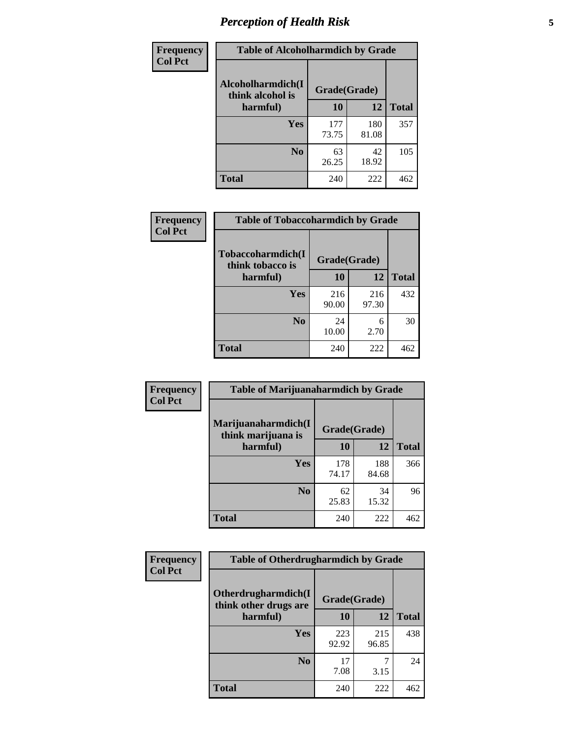## Perception of Health Risk

| Frequency<br>Col Pct | Table of Alcoholharmdich by Grade | | |
|---|---|---|---|
| Alcoholharmdich(I think alcohol is harmful) | Grade(Grade) | | |
| | 10 | 12 | Total |
| Yes | 177<br>73.75 | 180<br>81.08 | 357 |
| No | 63<br>26.25 | 42<br>18.92 | 105 |
| Total | 240 | 222 | 462 |

| Frequency<br>Col Pct | Table of Tobaccoharmdich by Grade | | |
|---|---|---|---|
| Tobaccoharmdich(I think tobacco is harmful) | Grade(Grade) | | |
| | 10 | 12 | Total |
| Yes | 216<br>90.00 | 216<br>97.30 | 432 |
| No | 24<br>10.00 | 6<br>2.70 | 30 |
| Total | 240 | 222 | 462 |

| Frequency<br>Col Pct | Table of Marijuanaharmdich by Grade | | |
|---|---|---|---|
| Marijuanaharmdich(I think marijuana is harmful) | Grade(Grade) | | |
| | 10 | 12 | Total |
| Yes | 178<br>74.17 | 188<br>84.68 | 366 |
| No | 62<br>25.83 | 34<br>15.32 | 96 |
| Total | 240 | 222 | 462 |

| Frequency<br>Col Pct | Table of Otherdrugharmdich by Grade | | |
|---|---|---|---|
| Otherdrugharmdich(I think other drugs are harmful) | Grade(Grade) | | |
| | 10 | 12 | Total |
| Yes | 223<br>92.92 | 215<br>96.85 | 438 |
| No | 17<br>7.08 | 7<br>3.15 | 24 |
| Total | 240 | 222 | 462 |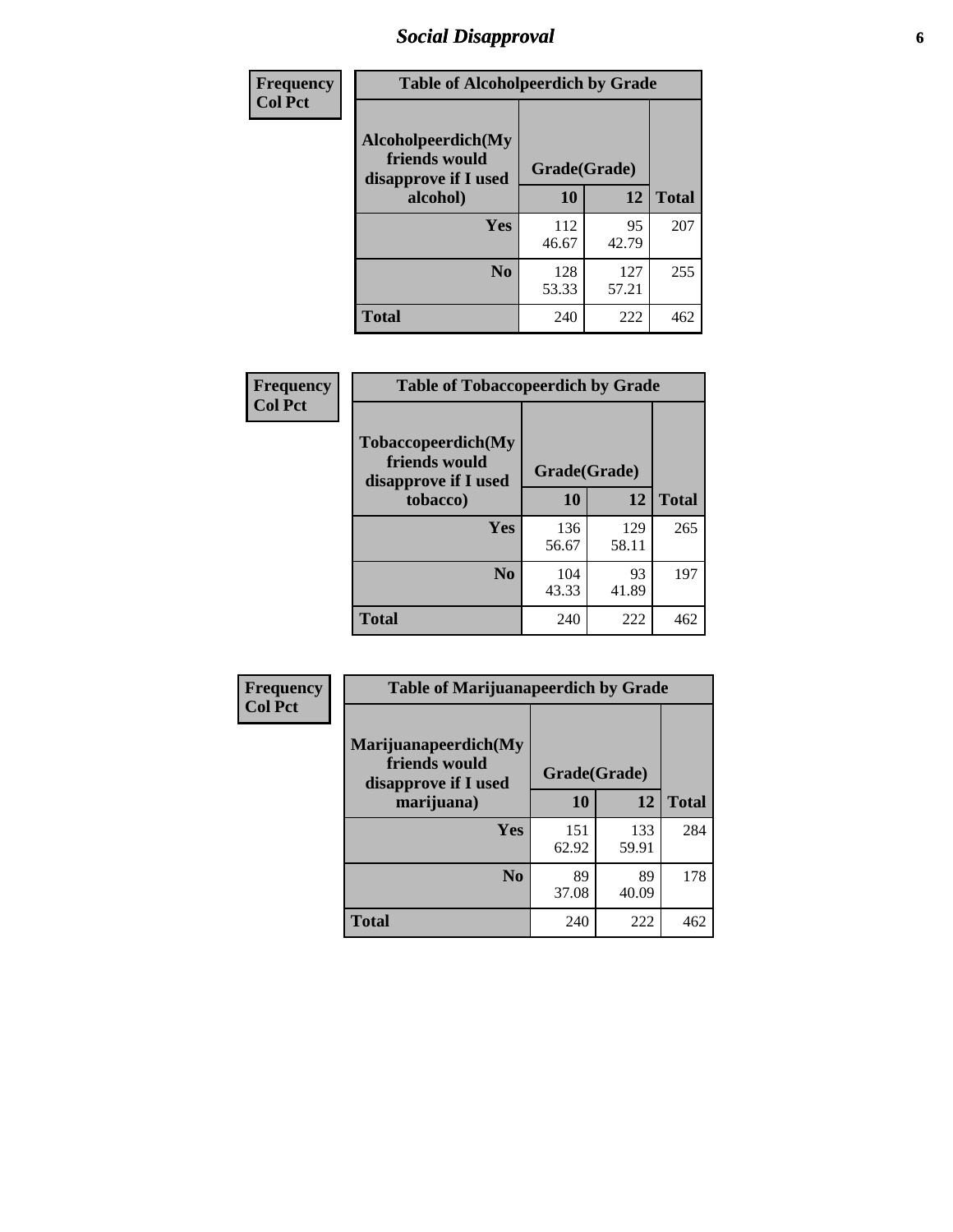# Social Disapproval

| Frequency<br>Col Pct | Table of Alcoholpeerdich by Grade | | |
|---|---|---|---|
| Alcoholpeerdich(My friends would disapprove if I used alcohol) | Grade(Grade) | | |
| | 10 | 12 | Total |
| Yes | 112<br>46.67 | 95<br>42.79 | 207 |
| No | 128<br>53.33 | 127<br>57.21 | 255 |
| Total | 240 | 222 | 462 |

| Frequency<br>Col Pct | Table of Tobaccopeerdich by Grade | | |
|---|---|---|---|
| Tobaccopeerdich(My friends would disapprove if I used tobacco) | Grade(Grade) | | |
| | 10 | 12 | Total |
| Yes | 136<br>56.67 | 129<br>58.11 | 265 |
| No | 104<br>43.33 | 93<br>41.89 | 197 |
| Total | 240 | 222 | 462 |

| Frequency<br>Col Pct | Table of Marijuanapeerdich by Grade | | |
|---|---|---|---|
| Marijuanapeerdich(My friends would disapprove if I used marijuana) | Grade(Grade) | | |
| | 10 | 12 | Total |
| Yes | 151<br>62.92 | 133<br>59.91 | 284 |
| No | 89<br>37.08 | 89<br>40.09 | 178 |
| Total | 240 | 222 | 462 |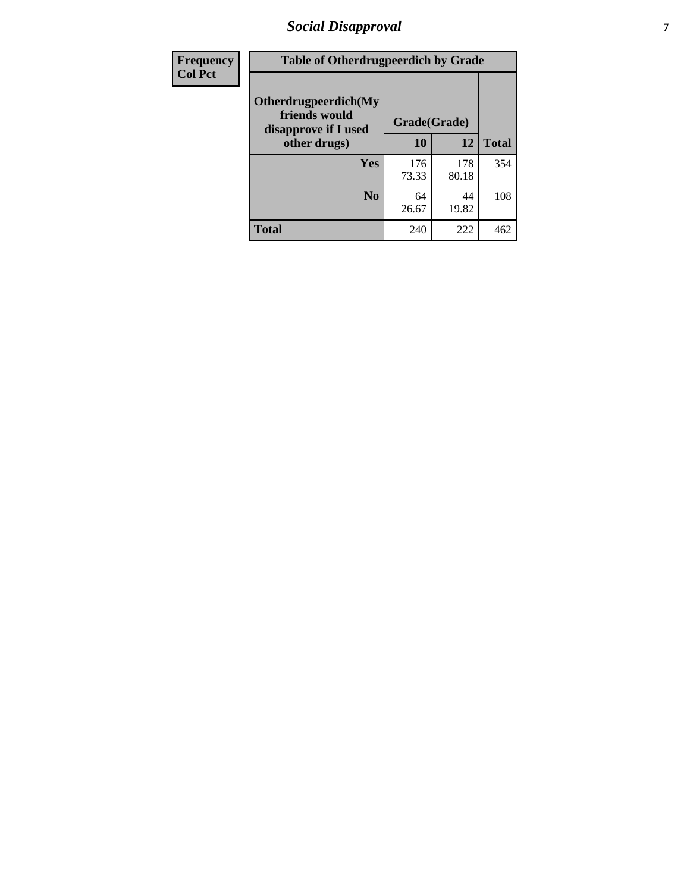| Frequency<br>Col Pct | Table of Otherdrugpeerdich by Grade | | | |
|---|---|---|---|---|
| | Otherdrugpeerdich(My friends would disapprove if I used other drugs) | Grade(Grade) | | |
| | | 10 | 12 | Total |
| | Yes | 176<br>73.33 | 178<br>80.18 | 354 |
| | No | 64<br>26.67 | 44<br>19.82 | 108 |
| | Total | 240 | 222 | 462 |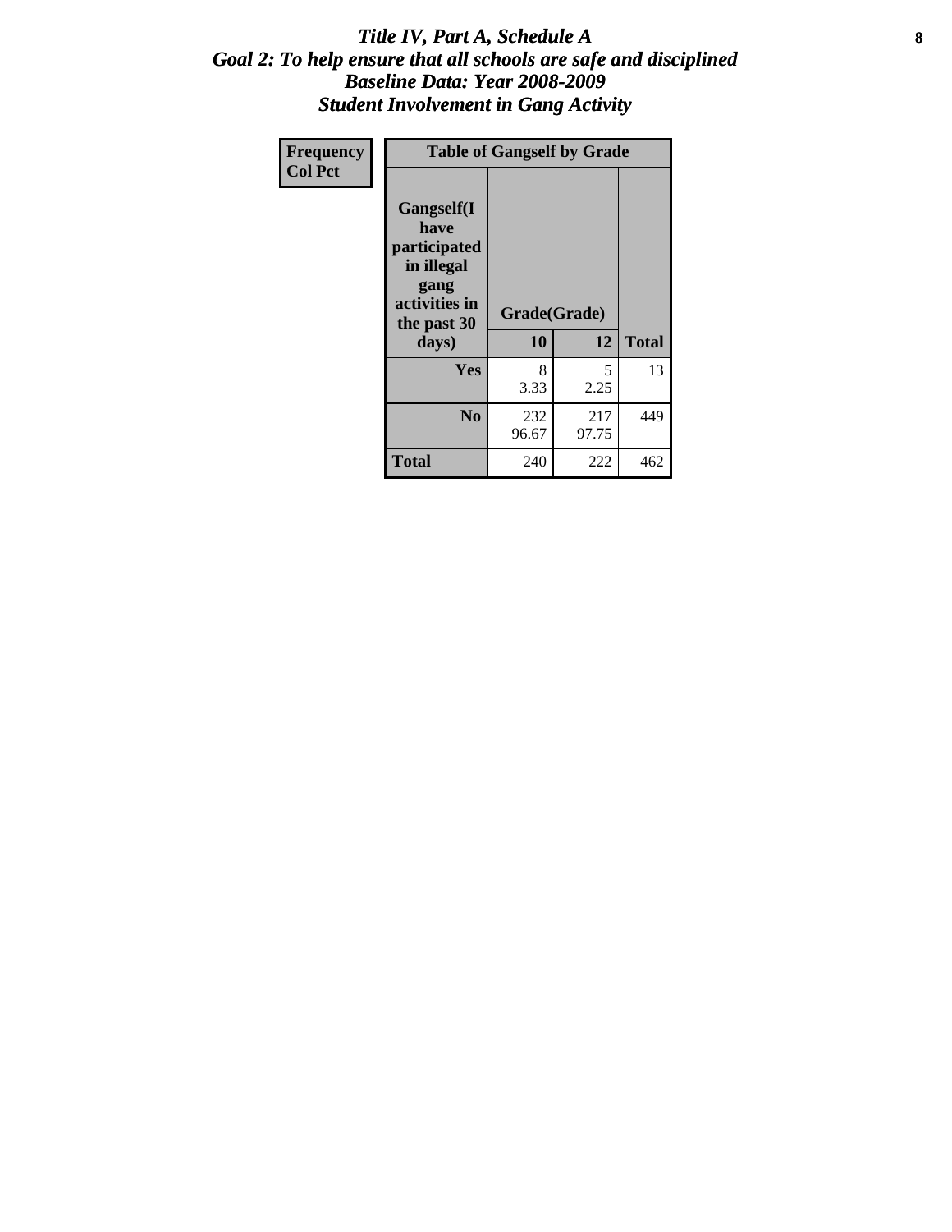# Title IV, Part A, Schedule A
## Goal 2: To help ensure that all schools are safe and disciplined
## Baseline Data: Year 2008-2009
## Student Involvement in Gang Activity

| Frequency<br>Col Pct | Table of Gangself by Grade | | |
|---|---|---|---|
| Gangself(I have participated in illegal gang activities in the past 30 days) | Grade(Grade) | | |
| | 10 | 12 | Total |
| Yes | 8<br>3.33 | 5<br>2.25 | 13 |
| No | 232<br>96.67 | 217<br>97.75 | 449 |
| Total | 240 | 222 | 462 |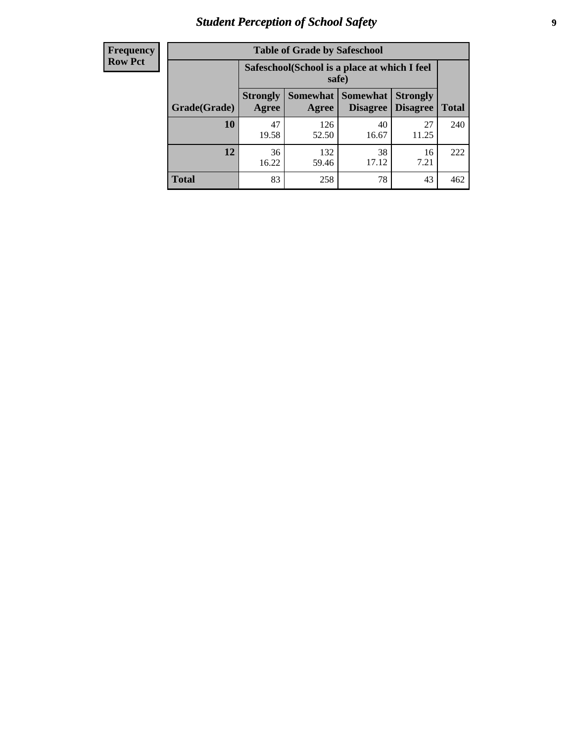## Student Perception of School Safety

| Frequency Row Pct | | | | | |
|---|---|---|---|---|---|

**Table of Grade by Safeschool**

| | Safeschool(School is a place at which I feel safe) | | | | |
|---|---|---|---|---|---|
| **Grade(Grade)** | **Strongly Agree** | **Somewhat Agree** | **Somewhat Disagree** | **Strongly Disagree** | **Total** |
| **10** | 47<br>19.58 | 126<br>52.50 | 40<br>16.67 | 27<br>11.25 | 240 |
| **12** | 36<br>16.22 | 132<br>59.46 | 38<br>17.12 | 16<br>7.21 | 222 |
| **Total** | 83 | 258 | 78 | 43 | 462 |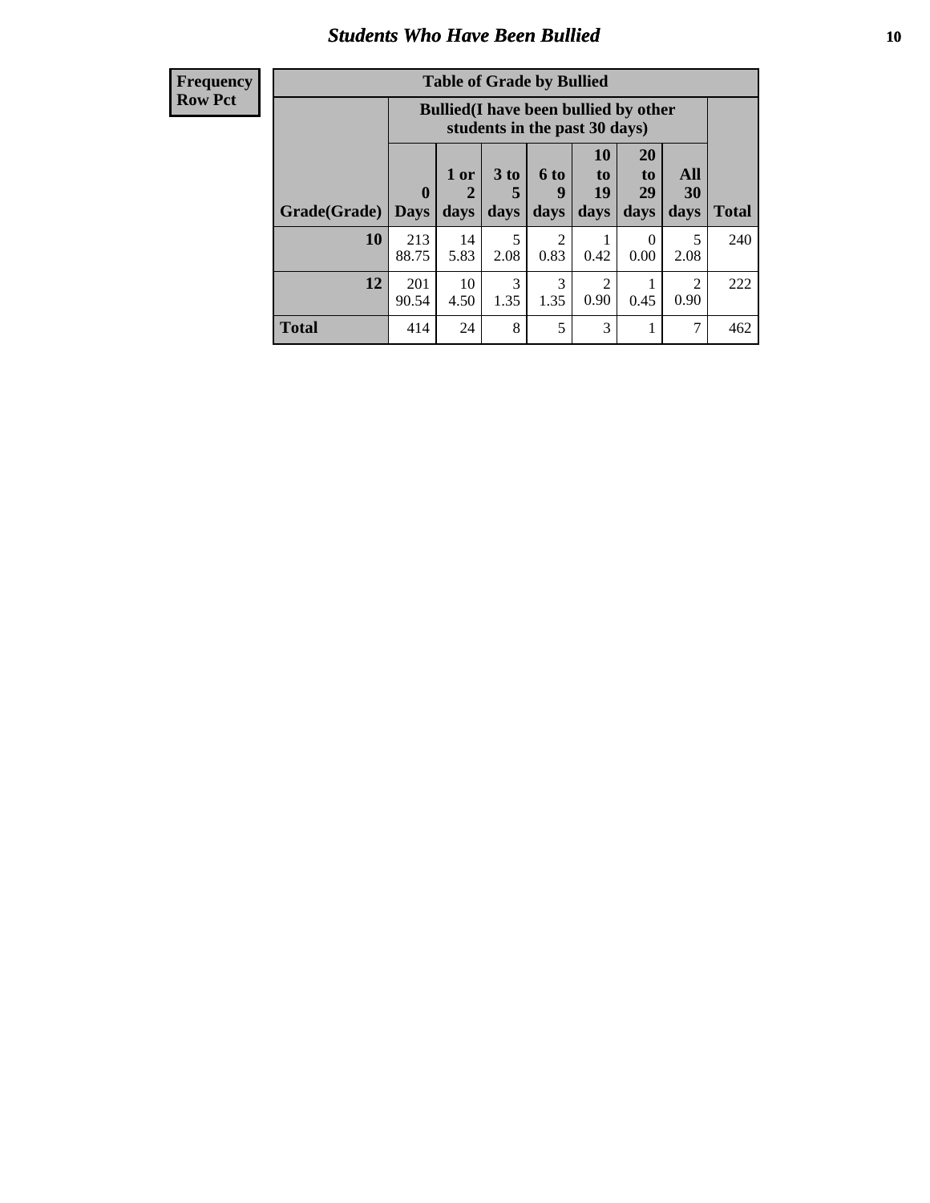## Students Who Have Been Bullied

| Frequency<br>Row Pct |
|---|

**Table of Grade by Bullied**

| | Bullied(I have been bullied by other students in the past 30 days) | | | | | | | |
|---|---|---|---|---|---|---|---|---|
| Grade(Grade) | 0 Days | 1 or 2 days | 3 to 5 days | 6 to 9 days | 10 to 19 days | 20 to 29 days | All 30 days | Total |
| **10** | 213<br>88.75 | 14<br>5.83 | 5<br>2.08 | 2<br>0.83 | 1<br>0.42 | 0<br>0.00 | 5<br>2.08 | 240 |
| **12** | 201<br>90.54 | 10<br>4.50 | 3<br>1.35 | 3<br>1.35 | 2<br>0.90 | 1<br>0.45 | 2<br>0.90 | 222 |
| **Total** | 414 | 24 | 8 | 5 | 3 | 1 | 7 | 462 |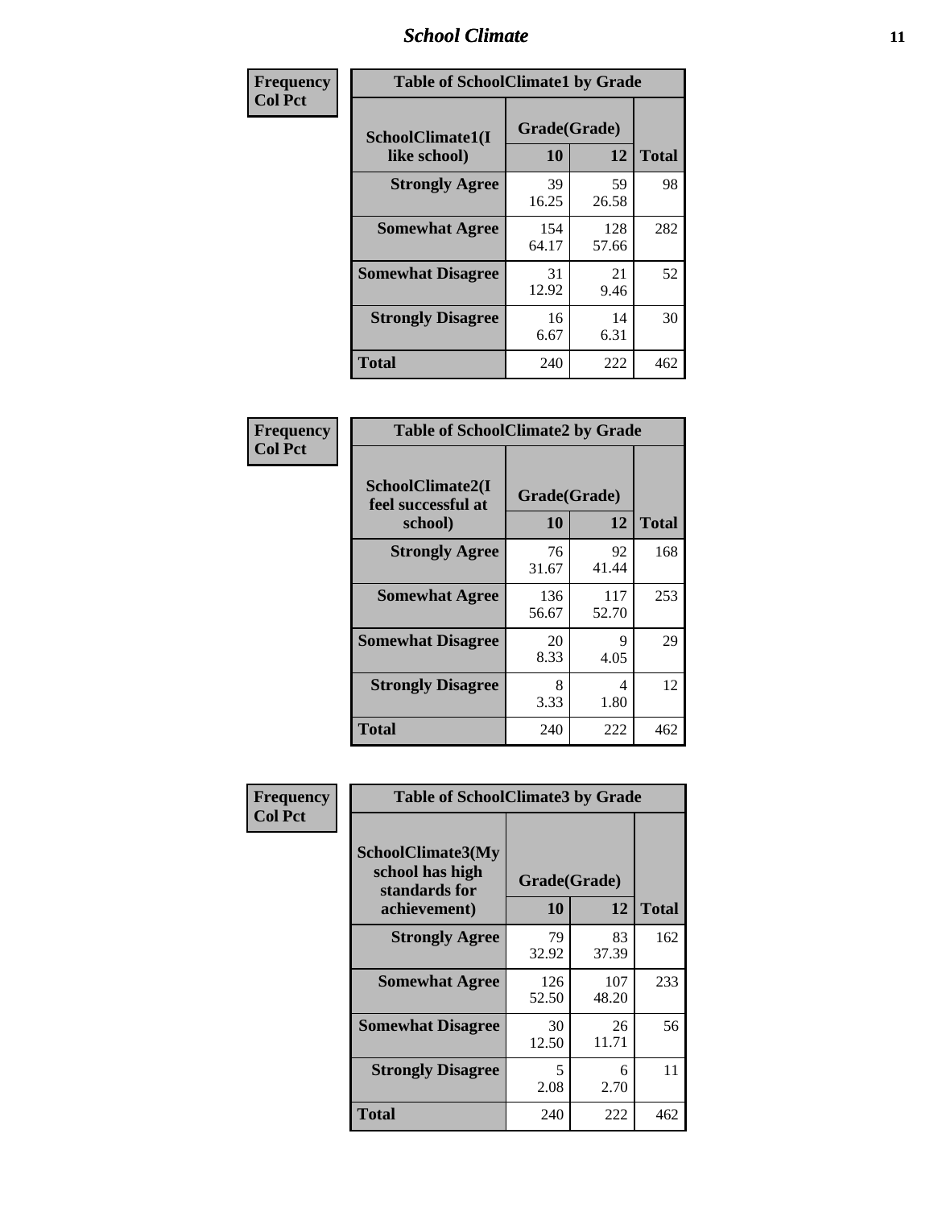| Frequency<br>Col Pct | Table of SchoolClimate1 by Grade | | |
|---|---|---|---|
| SchoolClimate1(I like school) | Grade(Grade) | | |
| | 10 | 12 | Total |
| Strongly Agree | 39<br>16.25 | 59<br>26.58 | 98 |
| Somewhat Agree | 154<br>64.17 | 128<br>57.66 | 282 |
| Somewhat Disagree | 31<br>12.92 | 21<br>9.46 | 52 |
| Strongly Disagree | 16<br>6.67 | 14<br>6.31 | 30 |
| Total | 240 | 222 | 462 |

| Frequency<br>Col Pct | Table of SchoolClimate2 by Grade | | |
|---|---|---|---|
| SchoolClimate2(I feel successful at school) | Grade(Grade) | | |
| | 10 | 12 | Total |
| Strongly Agree | 76<br>31.67 | 92<br>41.44 | 168 |
| Somewhat Agree | 136<br>56.67 | 117<br>52.70 | 253 |
| Somewhat Disagree | 20<br>8.33 | 9<br>4.05 | 29 |
| Strongly Disagree | 8<br>3.33 | 4<br>1.80 | 12 |
| Total | 240 | 222 | 462 |

| Frequency<br>Col Pct | Table of SchoolClimate3 by Grade | | |
|---|---|---|---|
| SchoolClimate3(My school has high standards for achievement) | Grade(Grade) | | |
| | 10 | 12 | Total |
| Strongly Agree | 79<br>32.92 | 83<br>37.39 | 162 |
| Somewhat Agree | 126<br>52.50 | 107<br>48.20 | 233 |
| Somewhat Disagree | 30<br>12.50 | 26<br>11.71 | 56 |
| Strongly Disagree | 5<br>2.08 | 6<br>2.70 | 11 |
| Total | 240 | 222 | 462 |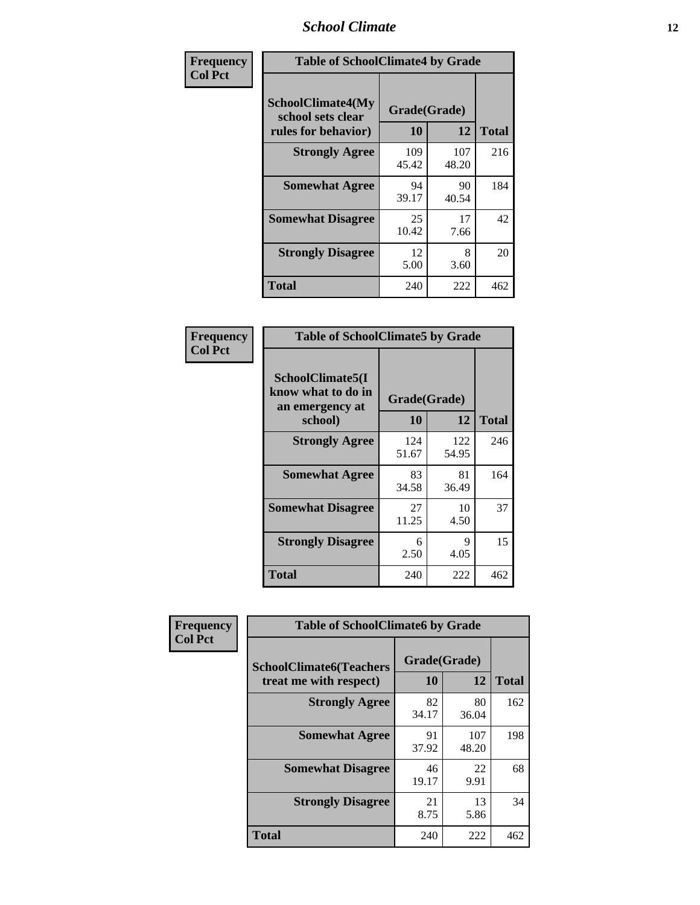| Frequency<br>Col Pct | Table of SchoolClimate4 by Grade | | |
|---|---|---|---|
| SchoolClimate4(My school sets clear rules for behavior) | Grade(Grade) | | |
| | 10 | 12 | Total |
| Strongly Agree | 109<br>45.42 | 107<br>48.20 | 216 |
| Somewhat Agree | 94<br>39.17 | 90<br>40.54 | 184 |
| Somewhat Disagree | 25<br>10.42 | 17<br>7.66 | 42 |
| Strongly Disagree | 12<br>5.00 | 8<br>3.60 | 20 |
| Total | 240 | 222 | 462 |

| Frequency<br>Col Pct | Table of SchoolClimate5 by Grade | | |
|---|---|---|---|
| SchoolClimate5(I know what to do in an emergency at school) | Grade(Grade) | | |
| | 10 | 12 | Total |
| Strongly Agree | 124<br>51.67 | 122<br>54.95 | 246 |
| Somewhat Agree | 83<br>34.58 | 81<br>36.49 | 164 |
| Somewhat Disagree | 27<br>11.25 | 10<br>4.50 | 37 |
| Strongly Disagree | 6<br>2.50 | 9<br>4.05 | 15 |
| Total | 240 | 222 | 462 |

| Frequency<br>Col Pct | Table of SchoolClimate6 by Grade | | |
|---|---|---|---|
| SchoolClimate6(Teachers treat me with respect) | Grade(Grade) | | |
| | 10 | 12 | Total |
| Strongly Agree | 82<br>34.17 | 80<br>36.04 | 162 |
| Somewhat Agree | 91<br>37.92 | 107<br>48.20 | 198 |
| Somewhat Disagree | 46<br>19.17 | 22<br>9.91 | 68 |
| Strongly Disagree | 21<br>8.75 | 13<br>5.86 | 34 |
| Total | 240 | 222 | 462 |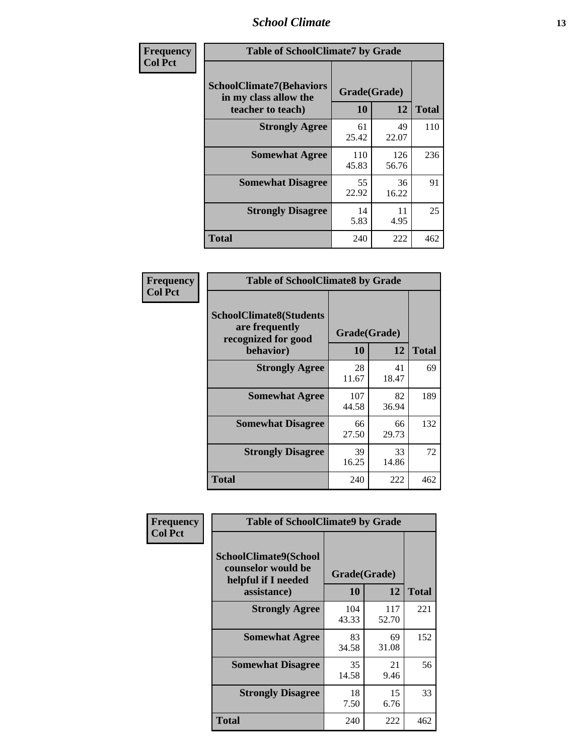| Frequency Col Pct | Table of SchoolClimate7 by Grade | | |
|---|---|---|---|
| SchoolClimate7(Behaviors in my class allow the teacher to teach) | Grade(Grade) | | |
| | 10 | 12 | Total |
| Strongly Agree | 61<br>25.42 | 49<br>22.07 | 110 |
| Somewhat Agree | 110<br>45.83 | 126<br>56.76 | 236 |
| Somewhat Disagree | 55<br>22.92 | 36<br>16.22 | 91 |
| Strongly Disagree | 14<br>5.83 | 11<br>4.95 | 25 |
| Total | 240 | 222 | 462 |

| Frequency Col Pct | Table of SchoolClimate8 by Grade | | |
|---|---|---|---|
| SchoolClimate8(Students are frequently recognized for good behavior) | Grade(Grade) | | |
| | 10 | 12 | Total |
| Strongly Agree | 28<br>11.67 | 41<br>18.47 | 69 |
| Somewhat Agree | 107<br>44.58 | 82<br>36.94 | 189 |
| Somewhat Disagree | 66<br>27.50 | 66<br>29.73 | 132 |
| Strongly Disagree | 39<br>16.25 | 33<br>14.86 | 72 |
| Total | 240 | 222 | 462 |

| Frequency Col Pct | Table of SchoolClimate9 by Grade | | |
|---|---|---|---|
| SchoolClimate9(School counselor would be helpful if I needed assistance) | Grade(Grade) | | |
| | 10 | 12 | Total |
| Strongly Agree | 104<br>43.33 | 117<br>52.70 | 221 |
| Somewhat Agree | 83<br>34.58 | 69<br>31.08 | 152 |
| Somewhat Disagree | 35<br>14.58 | 21<br>9.46 | 56 |
| Strongly Disagree | 18<br>7.50 | 15<br>6.76 | 33 |
| Total | 240 | 222 | 462 |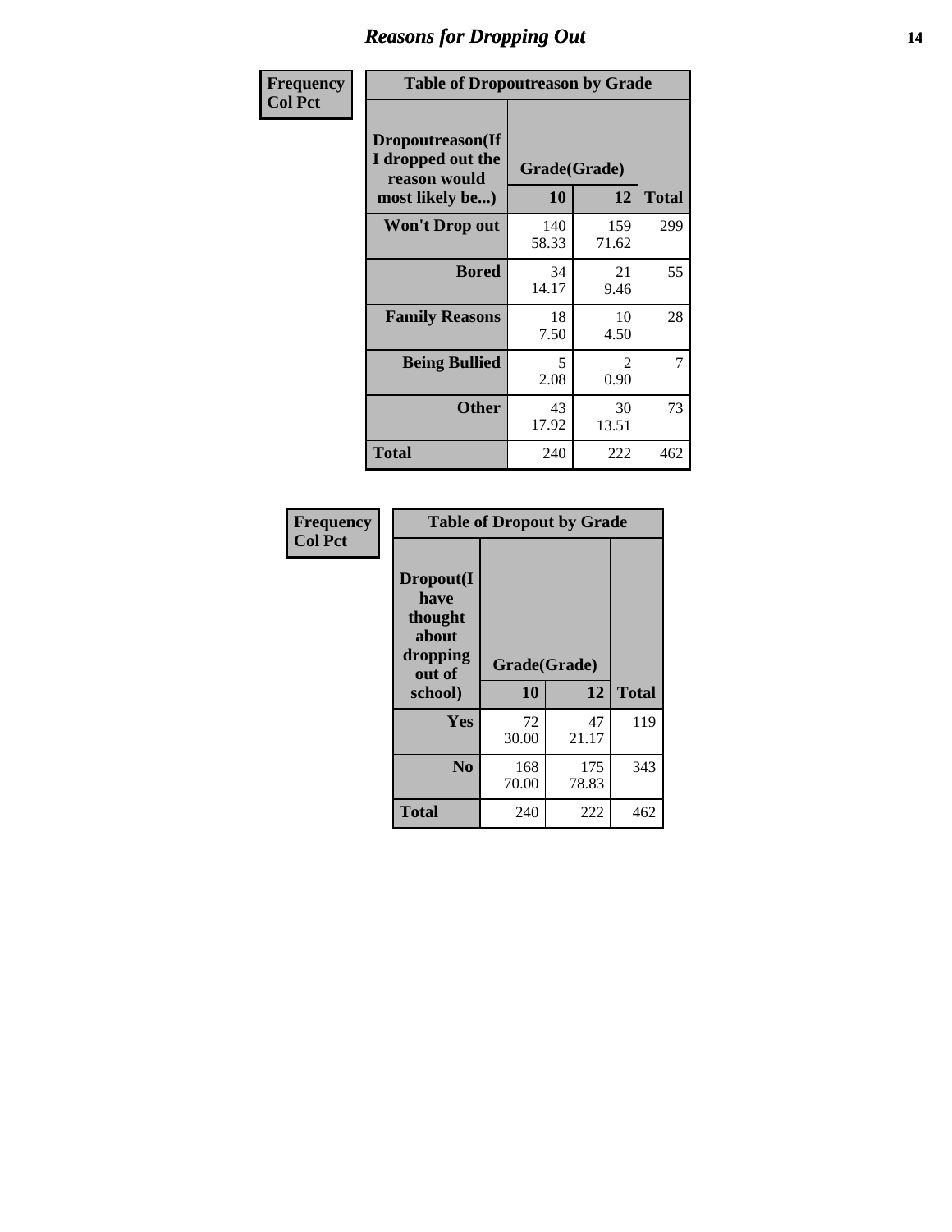| Frequency<br>Col Pct | Table of Dropoutreason by Grade | | |
|---|---|---|---|
| Dropoutreason(If I dropped out the reason would most likely be...) | Grade(Grade) | | |
| | 10 | 12 | Total |
| Won't Drop out | 140<br>58.33 | 159<br>71.62 | 299 |
| Bored | 34<br>14.17 | 21<br>9.46 | 55 |
| Family Reasons | 18<br>7.50 | 10<br>4.50 | 28 |
| Being Bullied | 5<br>2.08 | 2<br>0.90 | 7 |
| Other | 43<br>17.92 | 30<br>13.51 | 73 |
| Total | 240 | 222 | 462 |

| Frequency<br>Col Pct | Table of Dropout by Grade | | |
|---|---|---|---|
| Dropout(I have thought about dropping out of school) | Grade(Grade) | | |
| | 10 | 12 | Total |
| Yes | 72<br>30.00 | 47<br>21.17 | 119 |
| No | 168<br>70.00 | 175<br>78.83 | 343 |
| Total | 240 | 222 | 462 |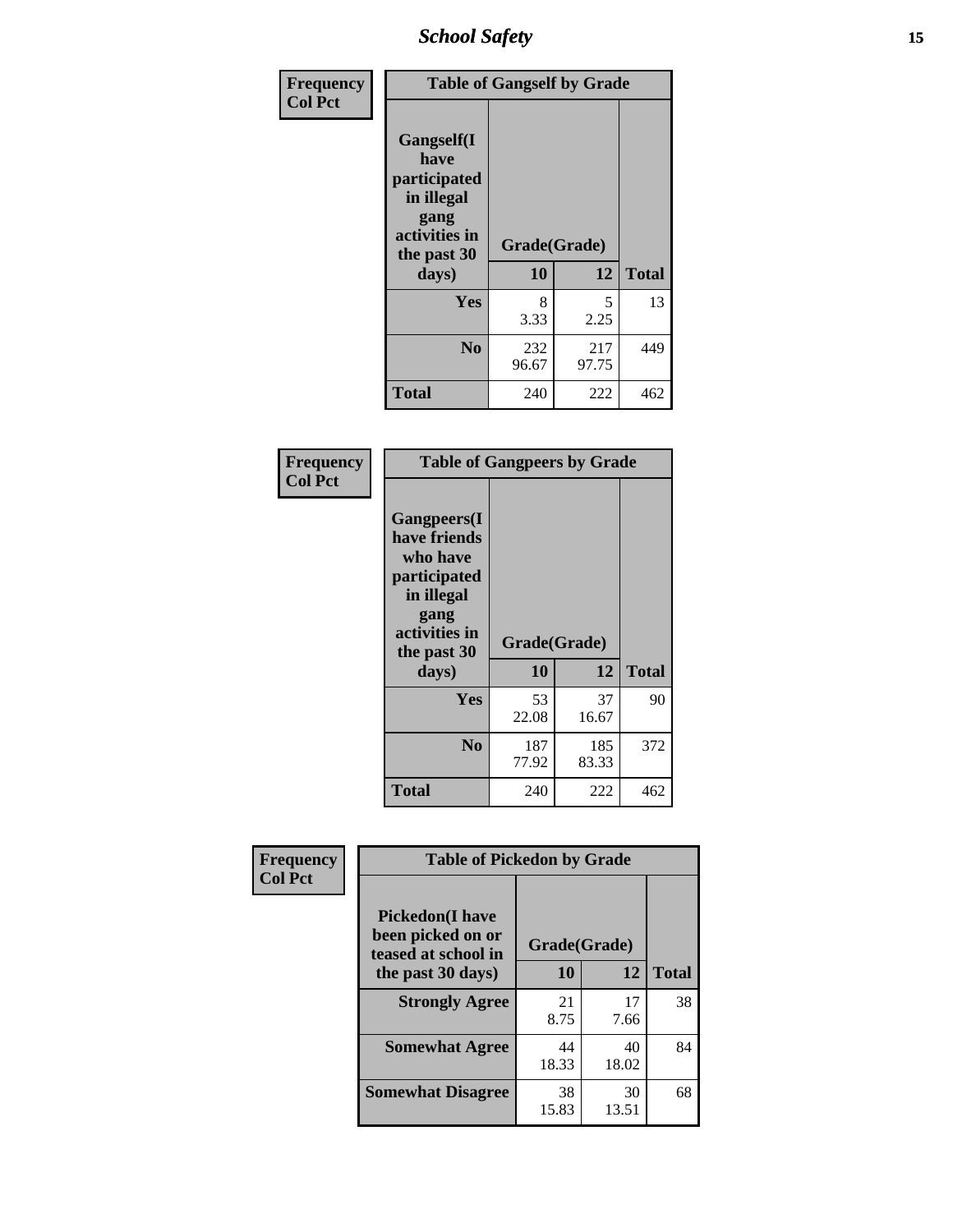| Frequency<br>Col Pct | Table of Gangself by Grade | | |
|---|---|---|---|
| Gangself(I have participated in illegal gang activities in the past 30 days) | Grade(Grade) | | |
| | 10 | 12 | Total |
| Yes | 8<br>3.33 | 5<br>2.25 | 13 |
| No | 232<br>96.67 | 217<br>97.75 | 449 |
| Total | 240 | 222 | 462 |

| Frequency<br>Col Pct | Table of Gangpeers by Grade | | |
|---|---|---|---|
| Gangpeers(I have friends who have participated in illegal gang activities in the past 30 days) | Grade(Grade) | | |
| | 10 | 12 | Total |
| Yes | 53<br>22.08 | 37<br>16.67 | 90 |
| No | 187<br>77.92 | 185<br>83.33 | 372 |
| Total | 240 | 222 | 462 |

| Frequency<br>Col Pct | Table of Pickedon by Grade | | |
|---|---|---|---|
| Pickedon(I have been picked on or teased at school in the past 30 days) | Grade(Grade) | | |
| | 10 | 12 | Total |
| Strongly Agree | 21<br>8.75 | 17<br>7.66 | 38 |
| Somewhat Agree | 44<br>18.33 | 40<br>18.02 | 84 |
| Somewhat Disagree | 38<br>15.83 | 30<br>13.51 | 68 |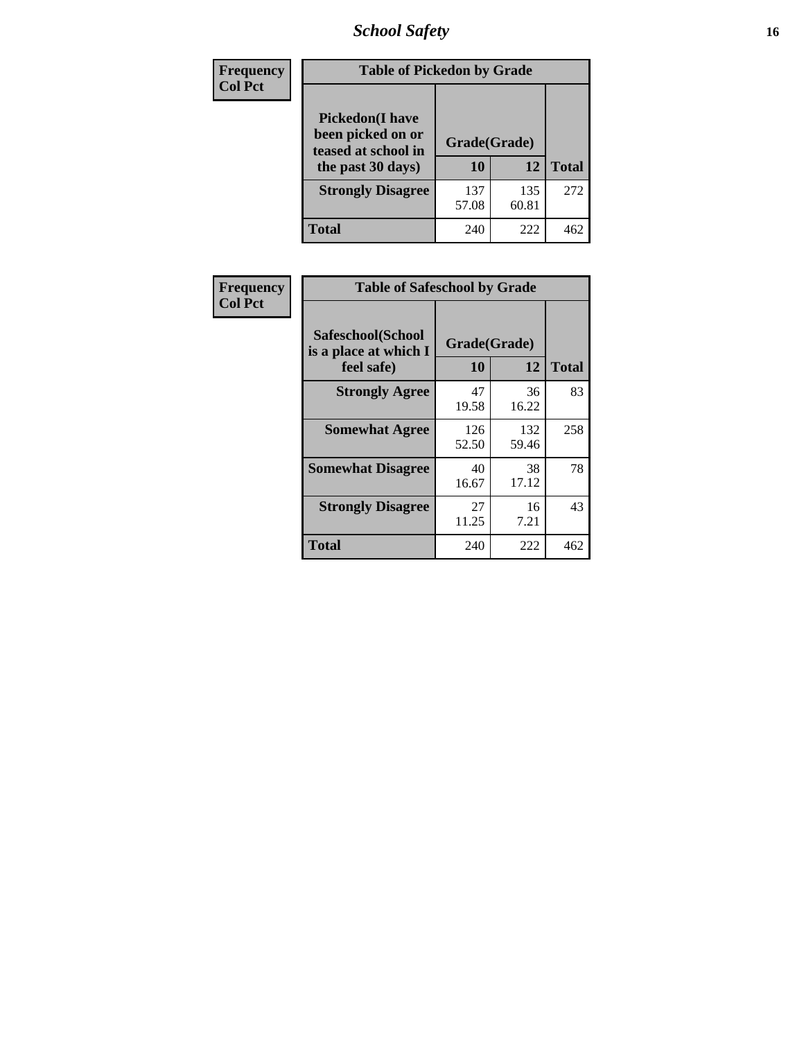| Frequency Col Pct |
|---|

**Table of Pickedon by Grade**

| Pickedon(I have been picked on or teased at school in the past 30 days) | Grade(Grade) | | |
|---|---|---|---|
| | 10 | 12 | Total |
| Strongly Disagree | 137<br>57.08 | 135<br>60.81 | 272 |
| Total | 240 | 222 | 462 |

| Frequency Col Pct |
|---|

**Table of Safeschool by Grade**

| Safeschool(School is a place at which I feel safe) | Grade(Grade) | | |
|---|---|---|---|
| | 10 | 12 | Total |
| Strongly Agree | 47<br>19.58 | 36<br>16.22 | 83 |
| Somewhat Agree | 126<br>52.50 | 132<br>59.46 | 258 |
| Somewhat Disagree | 40<br>16.67 | 38<br>17.12 | 78 |
| Strongly Disagree | 27<br>11.25 | 16<br>7.21 | 43 |
| Total | 240 | 222 | 462 |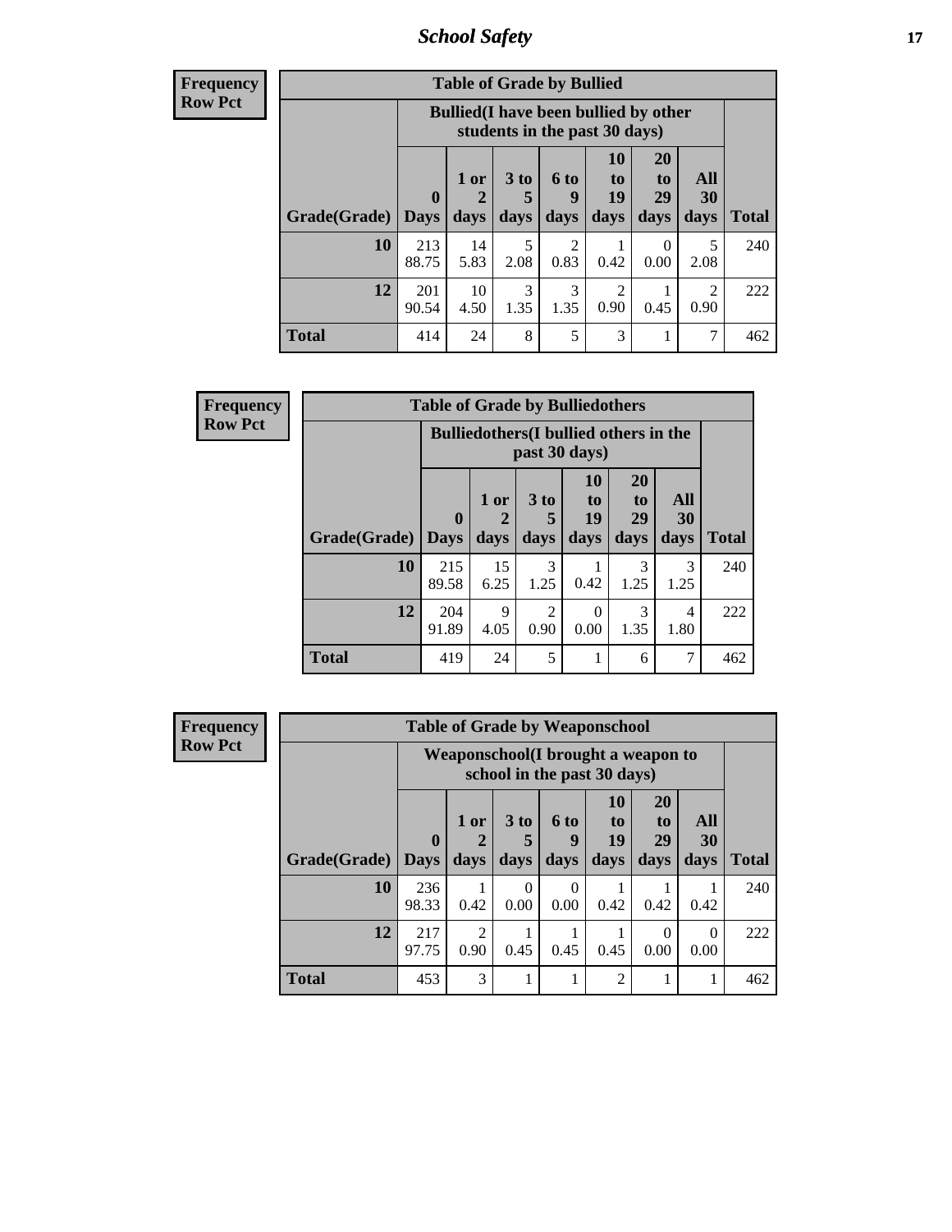| Frequency Row Pct | | | | | | | | |
|---|---|---|---|---|---|---|---|---|
| **Table of Grade by Bullied** | | | | | | | | |
| | **Bullied(I have been bullied by other students in the past 30 days)** | | | | | | | |
| **Grade(Grade)** | **0 Days** | **1 or 2 days** | **3 to 5 days** | **6 to 9 days** | **10 to 19 days** | **20 to 29 days** | **All 30 days** | **Total** |
| **10** | 213 88.75 | 14 5.83 | 5 2.08 | 2 0.83 | 1 0.42 | 0 0.00 | 5 2.08 | 240 |
| **12** | 201 90.54 | 10 4.50 | 3 1.35 | 3 1.35 | 2 0.90 | 1 0.45 | 2 0.90 | 222 |
| **Total** | 414 | 24 | 8 | 5 | 3 | 1 | 7 | 462 |

| Frequency Row Pct | | | | | | | |
|---|---|---|---|---|---|---|---|
| **Table of Grade by Bulliedothers** | | | | | | | |
| | **Bulliedothers(I bullied others in the past 30 days)** | | | | | | |
| **Grade(Grade)** | **0 Days** | **1 or 2 days** | **3 to 5 days** | **10 to 19 days** | **20 to 29 days** | **All 30 days** | **Total** |
| **10** | 215 89.58 | 15 6.25 | 3 1.25 | 1 0.42 | 3 1.25 | 3 1.25 | 240 |
| **12** | 204 91.89 | 9 4.05 | 2 0.90 | 0 0.00 | 3 1.35 | 4 1.80 | 222 |
| **Total** | 419 | 24 | 5 | 1 | 6 | 7 | 462 |

| Frequency Row Pct | | | | | | | | |
|---|---|---|---|---|---|---|---|---|
| **Table of Grade by Weaponschool** | | | | | | | | |
| | **Weaponschool(I brought a weapon to school in the past 30 days)** | | | | | | | |
| **Grade(Grade)** | **0 Days** | **1 or 2 days** | **3 to 5 days** | **6 to 9 days** | **10 to 19 days** | **20 to 29 days** | **All 30 days** | **Total** |
| **10** | 236 98.33 | 1 0.42 | 0 0.00 | 0 0.00 | 1 0.42 | 1 0.42 | 1 0.42 | 240 |
| **12** | 217 97.75 | 2 0.90 | 1 0.45 | 1 0.45 | 1 0.45 | 0 0.00 | 0 0.00 | 222 |
| **Total** | 453 | 3 | 1 | 1 | 2 | 1 | 1 | 462 |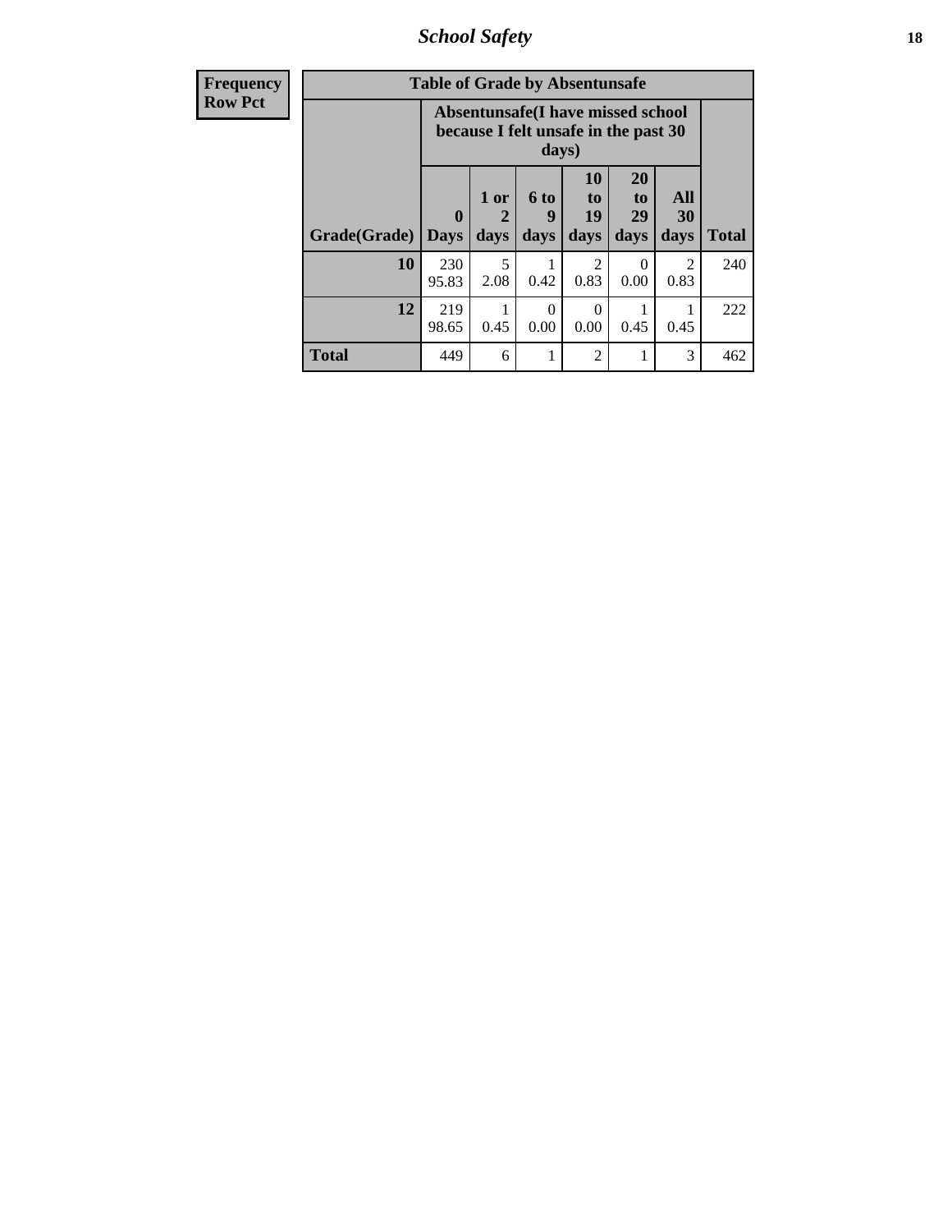| Frequency<br>Row Pct | Table of Grade by Absentunsafe | | | | | | |
|---|---|---|---|---|---|---|---|
| | Absentunsafe(I have missed school because I felt unsafe in the past 30 days) | | | | | | |
| Grade(Grade) | 0 Days | 1 or 2 days | 6 to 9 days | 10 to 19 days | 20 to 29 days | All 30 days | Total |
| 10 | 230<br>95.83 | 5<br>2.08 | 1<br>0.42 | 2<br>0.83 | 0<br>0.00 | 2<br>0.83 | 240 |
| 12 | 219<br>98.65 | 1<br>0.45 | 0<br>0.00 | 0<br>0.00 | 1<br>0.45 | 1<br>0.45 | 222 |
| Total | 449 | 6 | 1 | 2 | 1 | 3 | 462 |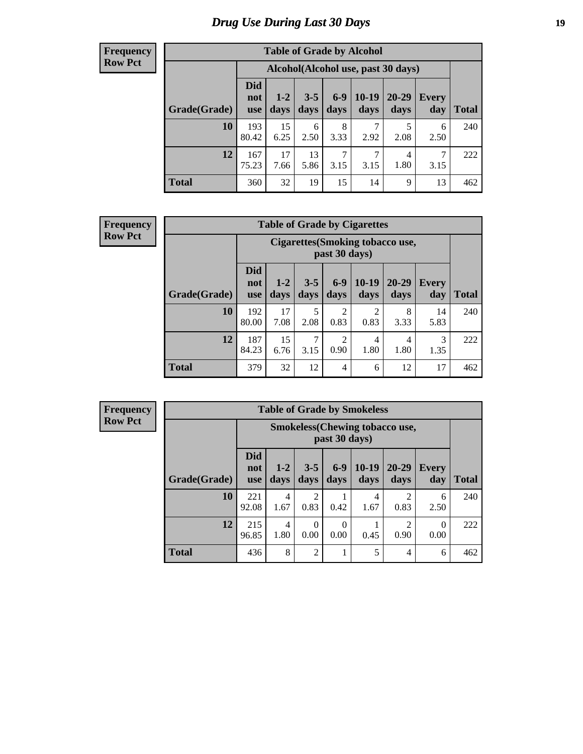# Drug Use During Last 30 Days

**Frequency**
**Row Pct**

| Table of Grade by Alcohol | | | | | | | | |
|---|---|---|---|---|---|---|---|---|
| | Alcohol(Alcohol use, past 30 days) | | | | | | | |
| Grade(Grade) | Did not use | 1-2 days | 3-5 days | 6-9 days | 10-19 days | 20-29 days | Every day | Total |
| **10** | 193<br>80.42 | 15<br>6.25 | 6<br>2.50 | 8<br>3.33 | 7<br>2.92 | 5<br>2.08 | 6<br>2.50 | 240 |
| **12** | 167<br>75.23 | 17<br>7.66 | 13<br>5.86 | 7<br>3.15 | 7<br>3.15 | 4<br>1.80 | 7<br>3.15 | 222 |
| **Total** | 360 | 32 | 19 | 15 | 14 | 9 | 13 | 462 |

**Frequency**
**Row Pct**

| Table of Grade by Cigarettes | | | | | | | | |
|---|---|---|---|---|---|---|---|---|
| | Cigarettes(Smoking tobacco use, past 30 days) | | | | | | | |
| Grade(Grade) | Did not use | 1-2 days | 3-5 days | 6-9 days | 10-19 days | 20-29 days | Every day | Total |
| **10** | 192<br>80.00 | 17<br>7.08 | 5<br>2.08 | 2<br>0.83 | 2<br>0.83 | 8<br>3.33 | 14<br>5.83 | 240 |
| **12** | 187<br>84.23 | 15<br>6.76 | 7<br>3.15 | 2<br>0.90 | 4<br>1.80 | 4<br>1.80 | 3<br>1.35 | 222 |
| **Total** | 379 | 32 | 12 | 4 | 6 | 12 | 17 | 462 |

**Frequency**
**Row Pct**

| Table of Grade by Smokeless | | | | | | | | |
|---|---|---|---|---|---|---|---|---|
| | Smokeless(Chewing tobacco use, past 30 days) | | | | | | | |
| Grade(Grade) | Did not use | 1-2 days | 3-5 days | 6-9 days | 10-19 days | 20-29 days | Every day | Total |
| **10** | 221<br>92.08 | 4<br>1.67 | 2<br>0.83 | 1<br>0.42 | 4<br>1.67 | 2<br>0.83 | 6<br>2.50 | 240 |
| **12** | 215<br>96.85 | 4<br>1.80 | 0<br>0.00 | 0<br>0.00 | 1<br>0.45 | 2<br>0.90 | 0<br>0.00 | 222 |
| **Total** | 436 | 8 | 2 | 1 | 5 | 4 | 6 | 462 |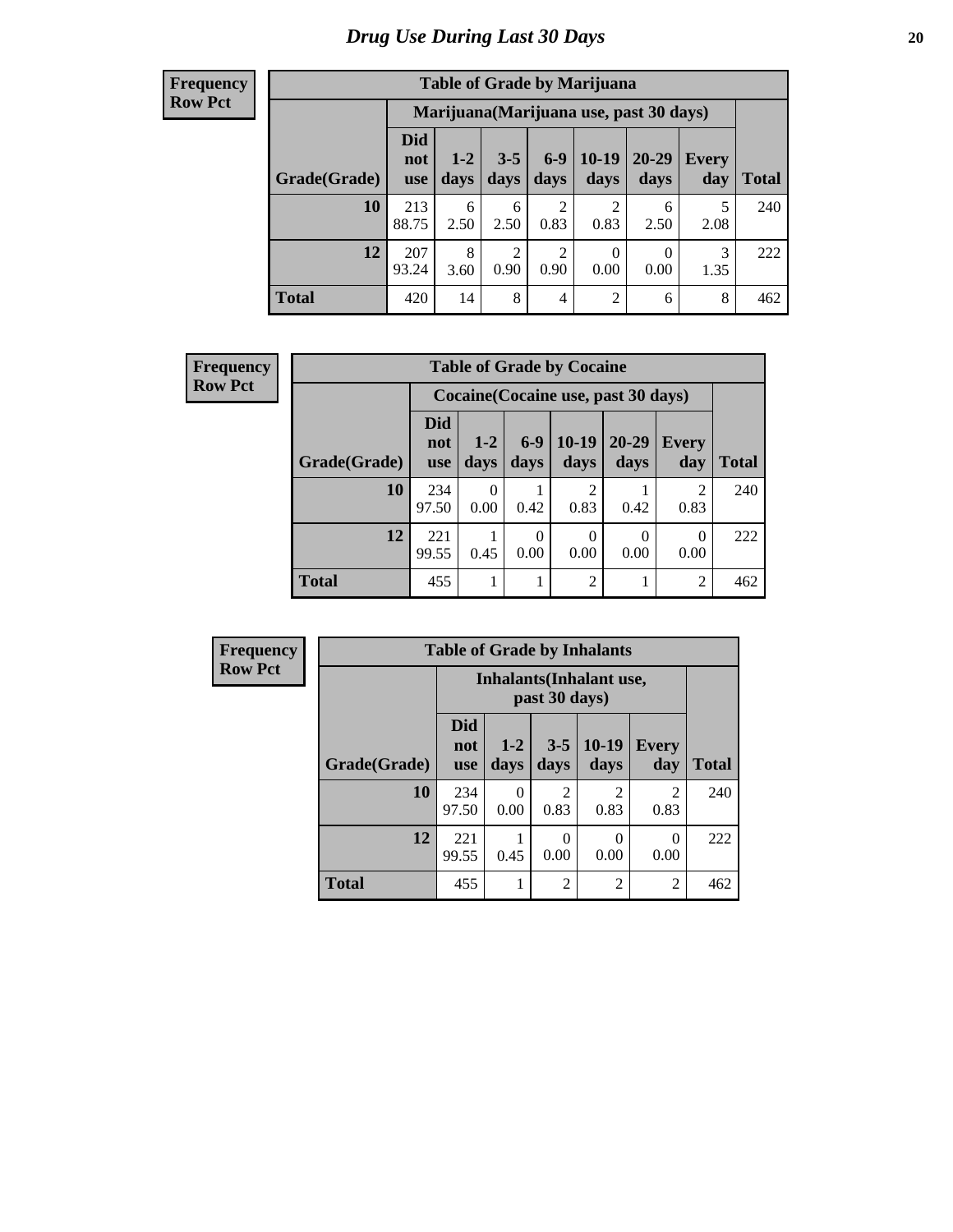# Drug Use During Last 30 Days

**Frequency**
**Row Pct**

| Table of Grade by Marijuana | | | | | | | | |
|---|---|---|---|---|---|---|---|---|
| | Marijuana(Marijuana use, past 30 days) | | | | | | | |
| Grade(Grade) | Did not use | 1-2 days | 3-5 days | 6-9 days | 10-19 days | 20-29 days | Every day | Total |
| **10** | 213<br>88.75 | 6<br>2.50 | 6<br>2.50 | 2<br>0.83 | 2<br>0.83 | 6<br>2.50 | 5<br>2.08 | 240 |
| **12** | 207<br>93.24 | 8<br>3.60 | 2<br>0.90 | 2<br>0.90 | 0<br>0.00 | 0<br>0.00 | 3<br>1.35 | 222 |
| **Total** | 420 | 14 | 8 | 4 | 2 | 6 | 8 | 462 |

**Frequency**
**Row Pct**

| Table of Grade by Cocaine | | | | | | | |
|---|---|---|---|---|---|---|---|
| | Cocaine(Cocaine use, past 30 days) | | | | | | |
| Grade(Grade) | Did not use | 1-2 days | 6-9 days | 10-19 days | 20-29 days | Every day | Total |
| **10** | 234<br>97.50 | 0<br>0.00 | 1<br>0.42 | 2<br>0.83 | 1<br>0.42 | 2<br>0.83 | 240 |
| **12** | 221<br>99.55 | 1<br>0.45 | 0<br>0.00 | 0<br>0.00 | 0<br>0.00 | 0<br>0.00 | 222 |
| **Total** | 455 | 1 | 1 | 2 | 1 | 2 | 462 |

**Frequency**
**Row Pct**

| Table of Grade by Inhalants | | | | | | |
|---|---|---|---|---|---|---|
| | Inhalants(Inhalant use, past 30 days) | | | | | |
| Grade(Grade) | Did not use | 1-2 days | 3-5 days | 10-19 days | Every day | Total |
| **10** | 234<br>97.50 | 0<br>0.00 | 2<br>0.83 | 2<br>0.83 | 2<br>0.83 | 240 |
| **12** | 221<br>99.55 | 1<br>0.45 | 0<br>0.00 | 0<br>0.00 | 0<br>0.00 | 222 |
| **Total** | 455 | 1 | 2 | 2 | 2 | 462 |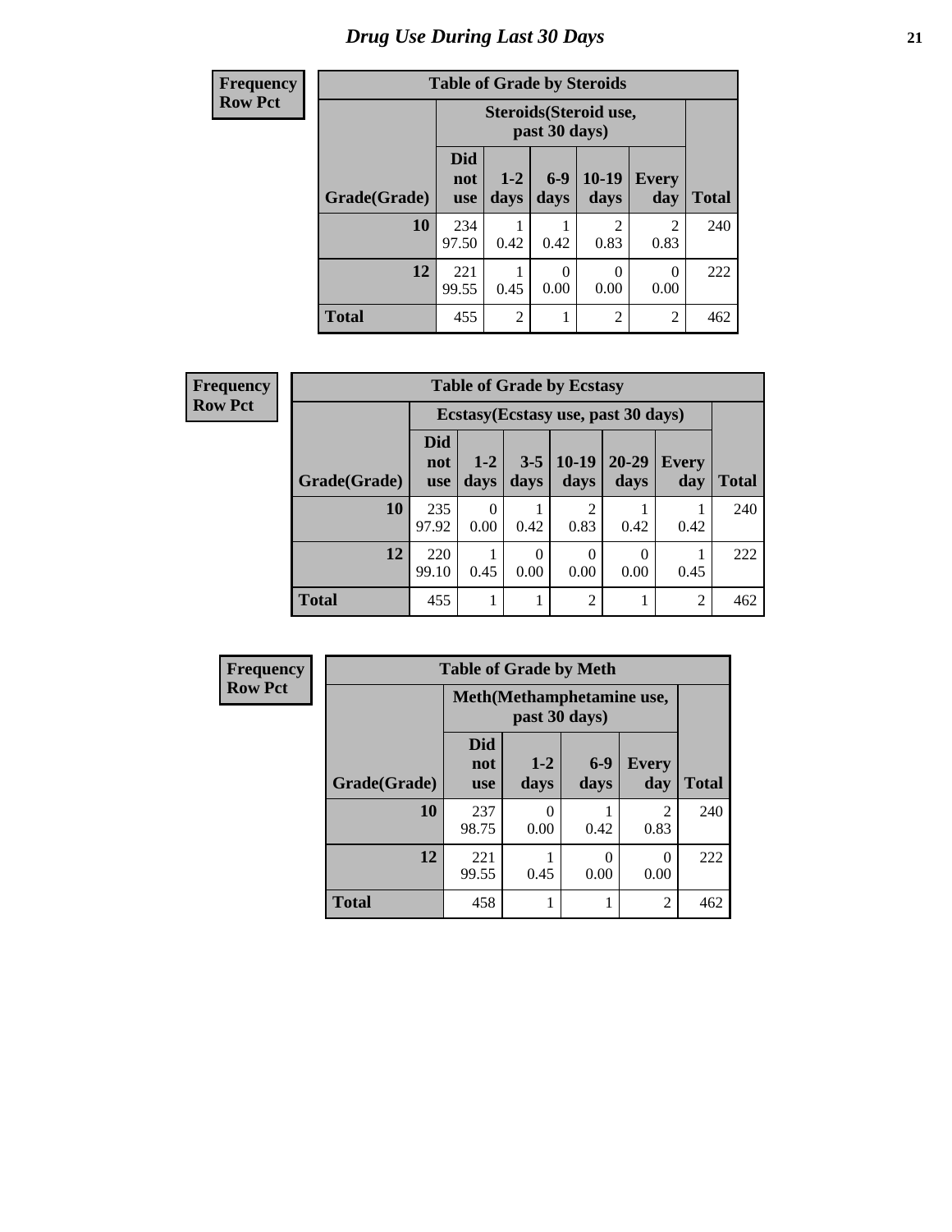# Drug Use During Last 30 Days

| Frequency<br>Row Pct |
|---|

| Table of Grade by Steroids | | | | | | |
|---|---|---|---|---|---|---|
| | Steroids(Steroid use, past 30 days) | | | | | |
| Grade(Grade) | Did not use | 1-2 days | 6-9 days | 10-19 days | Every day | Total |
| 10 | 234<br>97.50 | 1<br>0.42 | 1<br>0.42 | 2<br>0.83 | 2<br>0.83 | 240 |
| 12 | 221<br>99.55 | 1<br>0.45 | 0<br>0.00 | 0<br>0.00 | 0<br>0.00 | 222 |
| Total | 455 | 2 | 1 | 2 | 2 | 462 |

| Frequency<br>Row Pct |
|---|

| Table of Grade by Ecstasy | | | | | | | |
|---|---|---|---|---|---|---|---|
| | Ecstasy(Ecstasy use, past 30 days) | | | | | | |
| Grade(Grade) | Did not use | 1-2 days | 3-5 days | 10-19 days | 20-29 days | Every day | Total |
| 10 | 235<br>97.92 | 0<br>0.00 | 1<br>0.42 | 2<br>0.83 | 1<br>0.42 | 1<br>0.42 | 240 |
| 12 | 220<br>99.10 | 1<br>0.45 | 0<br>0.00 | 0<br>0.00 | 0<br>0.00 | 1<br>0.45 | 222 |
| Total | 455 | 1 | 1 | 2 | 1 | 2 | 462 |

| Frequency<br>Row Pct |
|---|

| Table of Grade by Meth | | | | | |
|---|---|---|---|---|---|
| | Meth(Methamphetamine use, past 30 days) | | | | |
| Grade(Grade) | Did not use | 1-2 days | 6-9 days | Every day | Total |
| 10 | 237<br>98.75 | 0<br>0.00 | 1<br>0.42 | 2<br>0.83 | 240 |
| 12 | 221<br>99.55 | 1<br>0.45 | 0<br>0.00 | 0<br>0.00 | 222 |
| Total | 458 | 1 | 1 | 2 | 462 |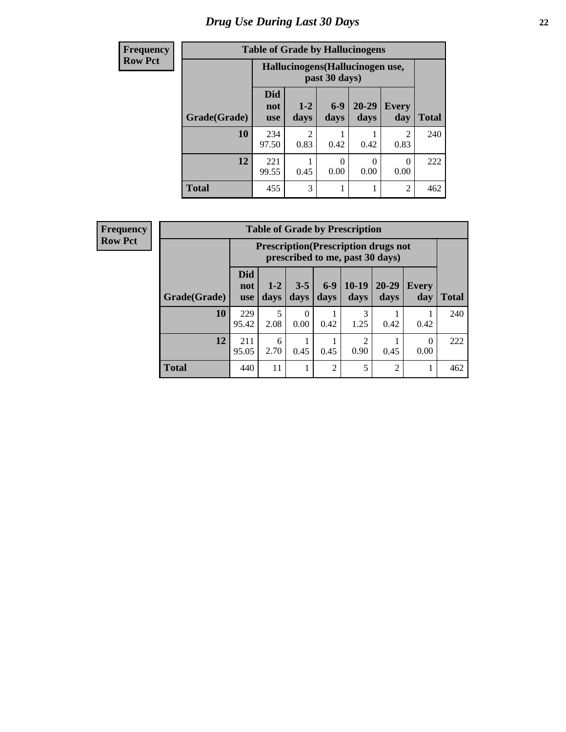# Drug Use During Last 30 Days

**Frequency**
**Row Pct**

**Table of Grade by Hallucinogens**

| Grade(Grade) | Hallucinogens(Hallucinogen use, past 30 days) | | | | | Total |
|---|---|---|---|---|---|---|
| | Did not use | 1-2 days | 6-9 days | 20-29 days | Every day | |
| **10** | 234<br>97.50 | 2<br>0.83 | 1<br>0.42 | 1<br>0.42 | 2<br>0.83 | 240 |
| **12** | 221<br>99.55 | 1<br>0.45 | 0<br>0.00 | 0<br>0.00 | 0<br>0.00 | 222 |
| **Total** | 455 | 3 | 1 | 1 | 2 | 462 |

**Frequency**
**Row Pct**

**Table of Grade by Prescription**

| Grade(Grade) | Prescription(Prescription drugs not prescribed to me, past 30 days) | | | | | | | Total |
|---|---|---|---|---|---|---|---|---|
| | Did not use | 1-2 days | 3-5 days | 6-9 days | 10-19 days | 20-29 days | Every day | |
| **10** | 229<br>95.42 | 5<br>2.08 | 0<br>0.00 | 1<br>0.42 | 3<br>1.25 | 1<br>0.42 | 1<br>0.42 | 240 |
| **12** | 211<br>95.05 | 6<br>2.70 | 1<br>0.45 | 1<br>0.45 | 2<br>0.90 | 1<br>0.45 | 0<br>0.00 | 222 |
| **Total** | 440 | 11 | 1 | 2 | 5 | 2 | 1 | 462 |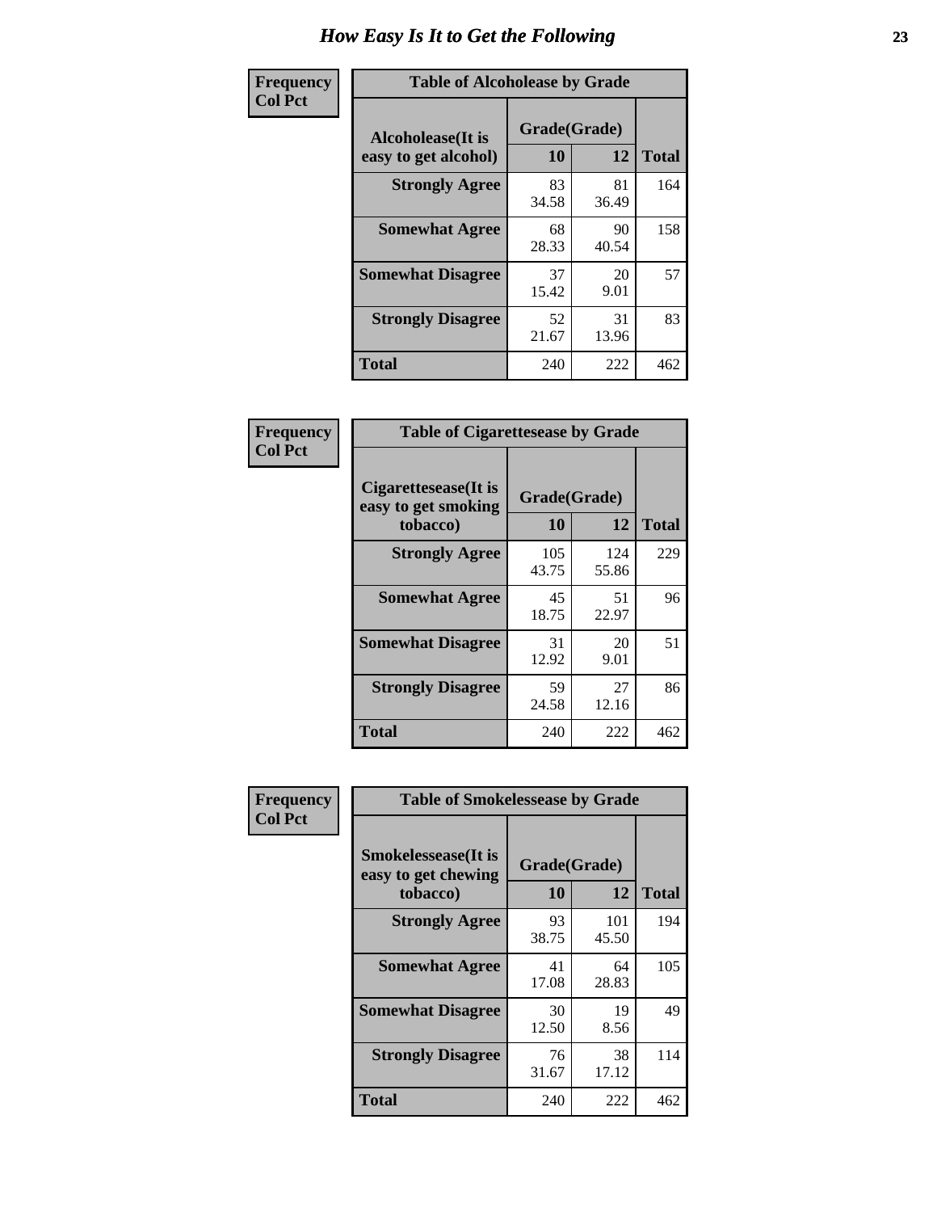# How Easy Is It to Get the Following

**Frequency**
**Col Pct**

| Table of Alcoholease by Grade | | | |
|---|---|---|---|
| Alcoholease(It is easy to get alcohol) | Grade(Grade) | | Total |
| | 10 | 12 | |
| **Strongly Agree** | 83<br>34.58 | 81<br>36.49 | 164 |
| **Somewhat Agree** | 68<br>28.33 | 90<br>40.54 | 158 |
| **Somewhat Disagree** | 37<br>15.42 | 20<br>9.01 | 57 |
| **Strongly Disagree** | 52<br>21.67 | 31<br>13.96 | 83 |
| **Total** | 240 | 222 | 462 |

**Frequency**
**Col Pct**

| Table of Cigarettesease by Grade | | | |
|---|---|---|---|
| Cigarettesease(It is easy to get smoking tobacco) | Grade(Grade) | | Total |
| | 10 | 12 | |
| **Strongly Agree** | 105<br>43.75 | 124<br>55.86 | 229 |
| **Somewhat Agree** | 45<br>18.75 | 51<br>22.97 | 96 |
| **Somewhat Disagree** | 31<br>12.92 | 20<br>9.01 | 51 |
| **Strongly Disagree** | 59<br>24.58 | 27<br>12.16 | 86 |
| **Total** | 240 | 222 | 462 |

**Frequency**
**Col Pct**

| Table of Smokelessease by Grade | | | |
|---|---|---|---|
| Smokelessease(It is easy to get chewing tobacco) | Grade(Grade) | | Total |
| | 10 | 12 | |
| **Strongly Agree** | 93<br>38.75 | 101<br>45.50 | 194 |
| **Somewhat Agree** | 41<br>17.08 | 64<br>28.83 | 105 |
| **Somewhat Disagree** | 30<br>12.50 | 19<br>8.56 | 49 |
| **Strongly Disagree** | 76<br>31.67 | 38<br>17.12 | 114 |
| **Total** | 240 | 222 | 462 |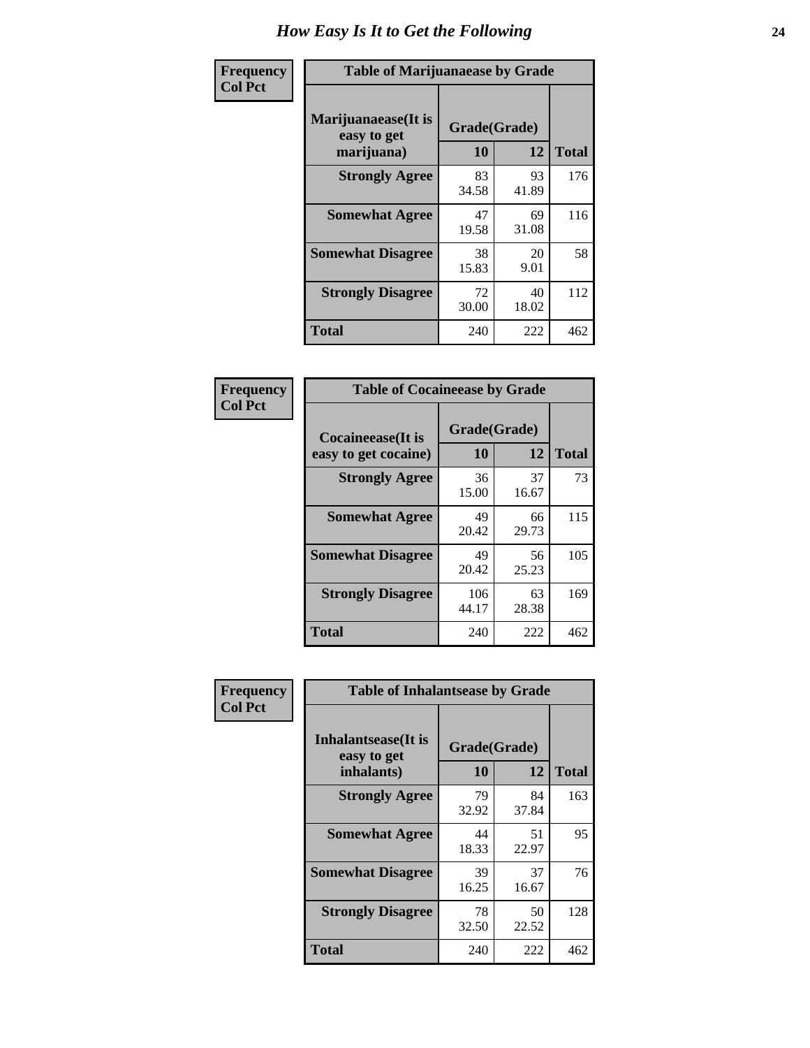# How Easy Is It to Get the Following

Frequency
Col Pct

| Table of Marijuanaease by Grade | | | |
|---|---|---|---|
| Marijuanaease(It is easy to get marijuana) | Grade(Grade) | | Total |
| | 10 | 12 | |
| Strongly Agree | 83<br>34.58 | 93<br>41.89 | 176 |
| Somewhat Agree | 47<br>19.58 | 69<br>31.08 | 116 |
| Somewhat Disagree | 38<br>15.83 | 20<br>9.01 | 58 |
| Strongly Disagree | 72<br>30.00 | 40<br>18.02 | 112 |
| Total | 240 | 222 | 462 |

Frequency
Col Pct

| Table of Cocaineease by Grade | | | |
|---|---|---|---|
| Cocaineease(It is easy to get cocaine) | Grade(Grade) | | Total |
| | 10 | 12 | |
| Strongly Agree | 36<br>15.00 | 37<br>16.67 | 73 |
| Somewhat Agree | 49<br>20.42 | 66<br>29.73 | 115 |
| Somewhat Disagree | 49<br>20.42 | 56<br>25.23 | 105 |
| Strongly Disagree | 106<br>44.17 | 63<br>28.38 | 169 |
| Total | 240 | 222 | 462 |

Frequency
Col Pct

| Table of Inhalantsease by Grade | | | |
|---|---|---|---|
| Inhalantsease(It is easy to get inhalants) | Grade(Grade) | | Total |
| | 10 | 12 | |
| Strongly Agree | 79<br>32.92 | 84<br>37.84 | 163 |
| Somewhat Agree | 44<br>18.33 | 51<br>22.97 | 95 |
| Somewhat Disagree | 39<br>16.25 | 37<br>16.67 | 76 |
| Strongly Disagree | 78<br>32.50 | 50<br>22.52 | 128 |
| Total | 240 | 222 | 462 |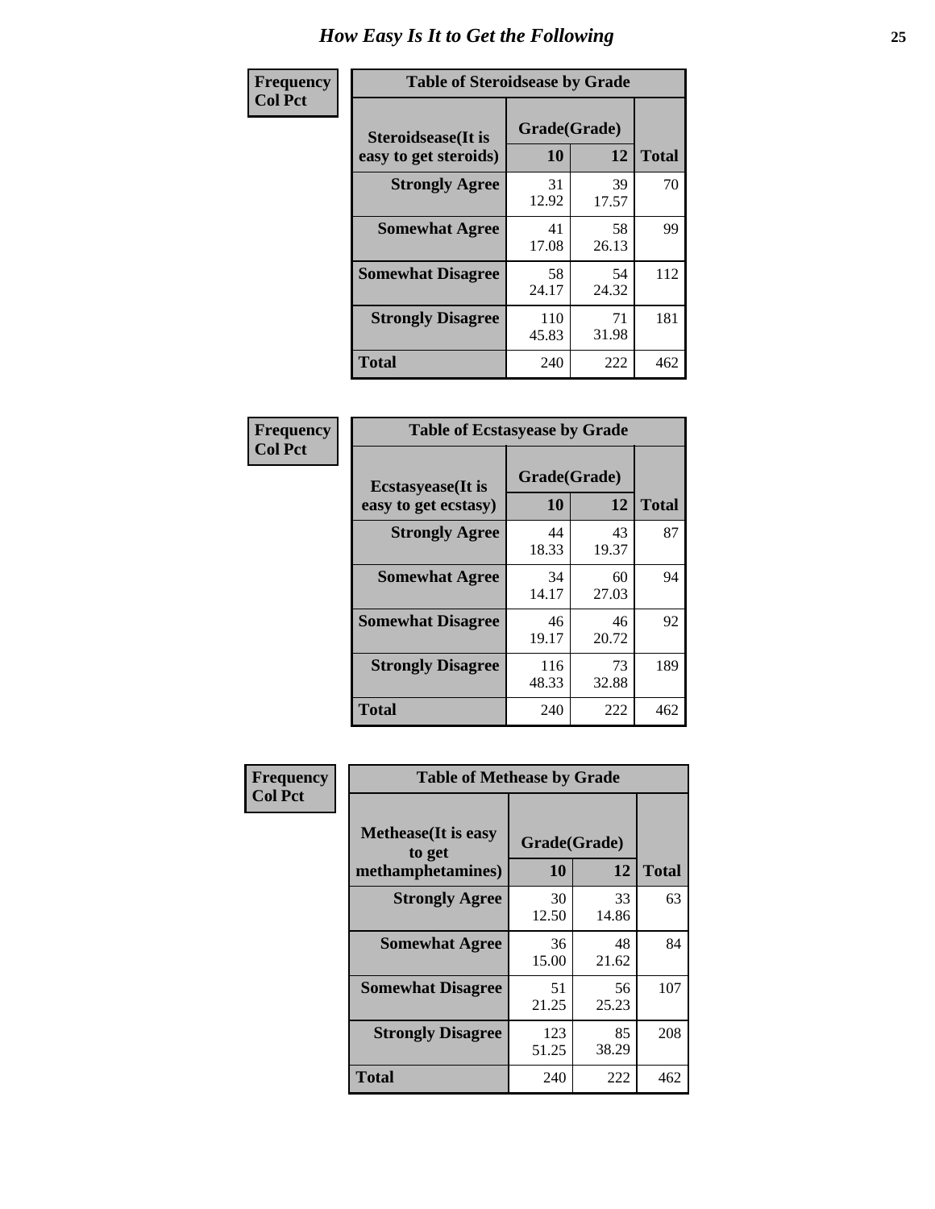# How Easy Is It to Get the Following

**Frequency**
**Col Pct**

**Table of Steroidsease by Grade**

| Steroidsease(It is easy to get steroids) | Grade(Grade) | | Total |
|---|---|---|---|
| | 10 | 12 | |
| **Strongly Agree** | 31<br>12.92 | 39<br>17.57 | 70 |
| **Somewhat Agree** | 41<br>17.08 | 58<br>26.13 | 99 |
| **Somewhat Disagree** | 58<br>24.17 | 54<br>24.32 | 112 |
| **Strongly Disagree** | 110<br>45.83 | 71<br>31.98 | 181 |
| **Total** | 240 | 222 | 462 |

**Frequency**
**Col Pct**

**Table of Ecstasyease by Grade**

| Ecstasyease(It is easy to get ecstasy) | Grade(Grade) | | Total |
|---|---|---|---|
| | 10 | 12 | |
| **Strongly Agree** | 44<br>18.33 | 43<br>19.37 | 87 |
| **Somewhat Agree** | 34<br>14.17 | 60<br>27.03 | 94 |
| **Somewhat Disagree** | 46<br>19.17 | 46<br>20.72 | 92 |
| **Strongly Disagree** | 116<br>48.33 | 73<br>32.88 | 189 |
| **Total** | 240 | 222 | 462 |

**Frequency**
**Col Pct**

**Table of Methease by Grade**

| Methease(It is easy to get methamphetamines) | Grade(Grade) | | Total |
|---|---|---|---|
| | 10 | 12 | |
| **Strongly Agree** | 30<br>12.50 | 33<br>14.86 | 63 |
| **Somewhat Agree** | 36<br>15.00 | 48<br>21.62 | 84 |
| **Somewhat Disagree** | 51<br>21.25 | 56<br>25.23 | 107 |
| **Strongly Disagree** | 123<br>51.25 | 85<br>38.29 | 208 |
| **Total** | 240 | 222 | 462 |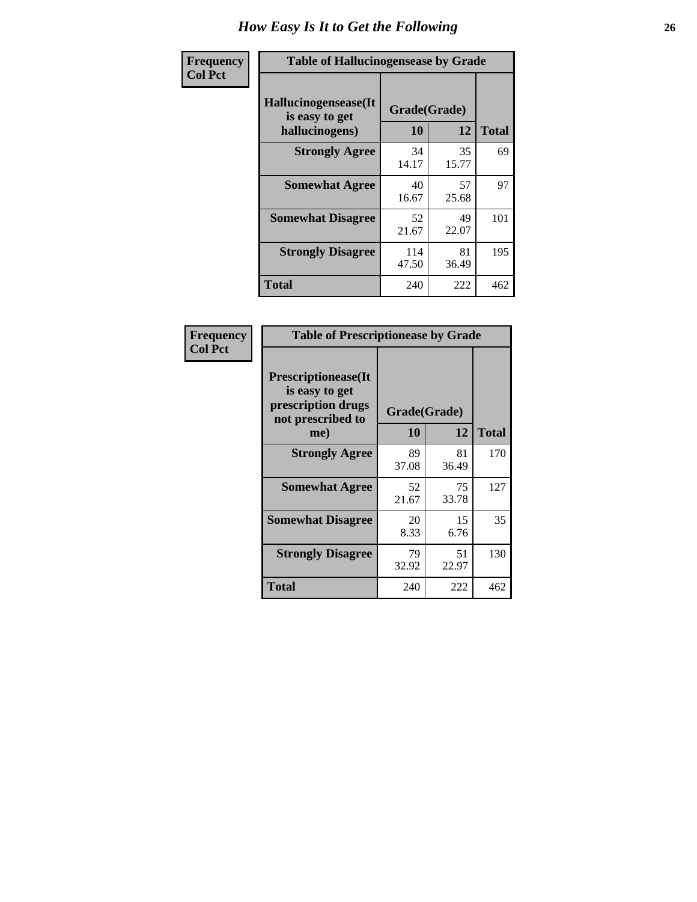# How Easy Is It to Get the Following

**Frequency**
**Col Pct**

**Table of Hallucinogensease by Grade**

| Hallucinogensease(It is easy to get hallucinogens) | Grade(Grade) 10 | 12 | Total |
|---|---|---|---|
| **Strongly Agree** | 34<br>14.17 | 35<br>15.77 | 69 |
| **Somewhat Agree** | 40<br>16.67 | 57<br>25.68 | 97 |
| **Somewhat Disagree** | 52<br>21.67 | 49<br>22.07 | 101 |
| **Strongly Disagree** | 114<br>47.50 | 81<br>36.49 | 195 |
| **Total** | 240 | 222 | 462 |

**Frequency**
**Col Pct**

**Table of Prescriptionease by Grade**

| Prescriptionease(It is easy to get prescription drugs not prescribed to me) | Grade(Grade) 10 | 12 | Total |
|---|---|---|---|
| **Strongly Agree** | 89<br>37.08 | 81<br>36.49 | 170 |
| **Somewhat Agree** | 52<br>21.67 | 75<br>33.78 | 127 |
| **Somewhat Disagree** | 20<br>8.33 | 15<br>6.76 | 35 |
| **Strongly Disagree** | 79<br>32.92 | 51<br>22.97 | 130 |
| **Total** | 240 | 222 | 462 |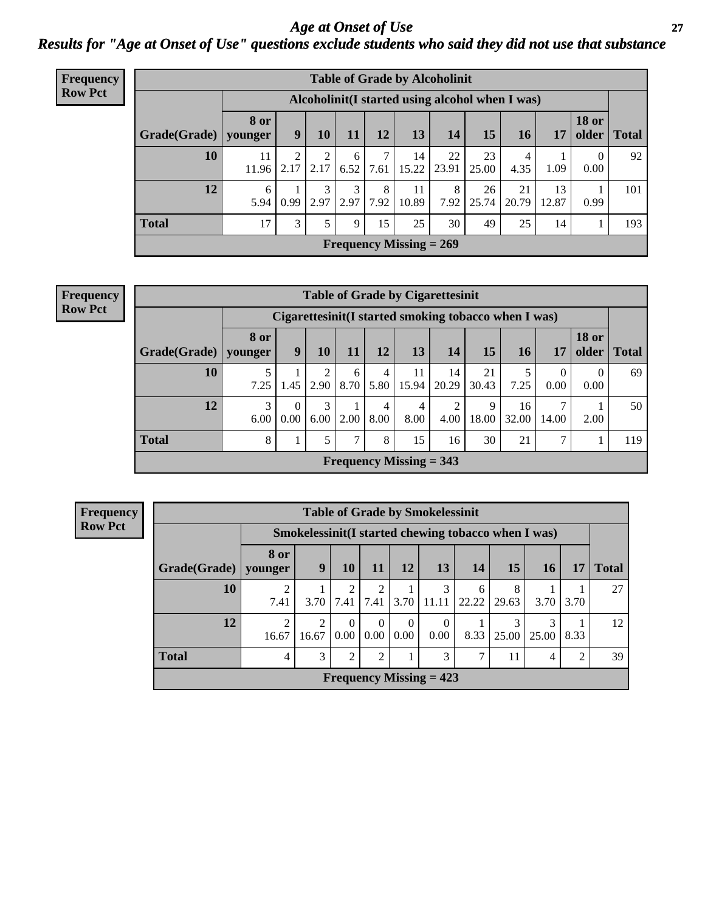# Age at Onset of Use

## Results for "Age at Onset of Use" questions exclude students who said they did not use that substance

**Frequency**
**Row Pct**

| Table of Grade by Alcoholinit | | | | | | | | | | | | |
|---|---|---|---|---|---|---|---|---|---|---|---|---|
| | Alcoholinit(I started using alcohol when I was) | | | | | | | | | | | |
| Grade(Grade) | 8 or younger | 9 | 10 | 11 | 12 | 13 | 14 | 15 | 16 | 17 | 18 or older | Total |
| 10 | 11<br>11.96 | 2<br>2.17 | 2<br>2.17 | 6<br>6.52 | 7<br>7.61 | 14<br>15.22 | 22<br>23.91 | 23<br>25.00 | 4<br>4.35 | 1<br>1.09 | 0<br>0.00 | 92 |
| 12 | 6<br>5.94 | 1<br>0.99 | 3<br>2.97 | 3<br>2.97 | 8<br>7.92 | 11<br>10.89 | 8<br>7.92 | 26<br>25.74 | 21<br>20.79 | 13<br>12.87 | 1<br>0.99 | 101 |
| Total | 17 | 3 | 5 | 9 | 15 | 25 | 30 | 49 | 25 | 14 | 1 | 193 |
| Frequency Missing = 269 | | | | | | | | | | | | |

**Frequency**
**Row Pct**

| Table of Grade by Cigarettesinit | | | | | | | | | | | | |
|---|---|---|---|---|---|---|---|---|---|---|---|---|
| | Cigarettesinit(I started smoking tobacco when I was) | | | | | | | | | | | |
| Grade(Grade) | 8 or younger | 9 | 10 | 11 | 12 | 13 | 14 | 15 | 16 | 17 | 18 or older | Total |
| 10 | 5<br>7.25 | 1<br>1.45 | 2<br>2.90 | 6<br>8.70 | 4<br>5.80 | 11<br>15.94 | 14<br>20.29 | 21<br>30.43 | 5<br>7.25 | 0<br>0.00 | 0<br>0.00 | 69 |
| 12 | 3<br>6.00 | 0<br>0.00 | 3<br>6.00 | 1<br>2.00 | 4<br>8.00 | 4<br>8.00 | 2<br>4.00 | 9<br>18.00 | 16<br>32.00 | 7<br>14.00 | 1<br>2.00 | 50 |
| Total | 8 | 1 | 5 | 7 | 8 | 15 | 16 | 30 | 21 | 7 | 1 | 119 |
| Frequency Missing = 343 | | | | | | | | | | | | |

**Frequency**
**Row Pct**

| Table of Grade by Smokelessinit | | | | | | | | | | | |
|---|---|---|---|---|---|---|---|---|---|---|---|
| | Smokelessinit(I started chewing tobacco when I was) | | | | | | | | | | |
| Grade(Grade) | 8 or younger | 9 | 10 | 11 | 12 | 13 | 14 | 15 | 16 | 17 | Total |
| 10 | 2<br>7.41 | 1<br>3.70 | 2<br>7.41 | 2<br>7.41 | 1<br>3.70 | 3<br>11.11 | 6<br>22.22 | 8<br>29.63 | 1<br>3.70 | 1<br>3.70 | 27 |
| 12 | 2<br>16.67 | 2<br>16.67 | 0<br>0.00 | 0<br>0.00 | 0<br>0.00 | 0<br>0.00 | 1<br>8.33 | 3<br>25.00 | 3<br>25.00 | 1<br>8.33 | 12 |
| Total | 4 | 3 | 2 | 2 | 1 | 3 | 7 | 11 | 4 | 2 | 39 |
| Frequency Missing = 423 | | | | | | | | | | | |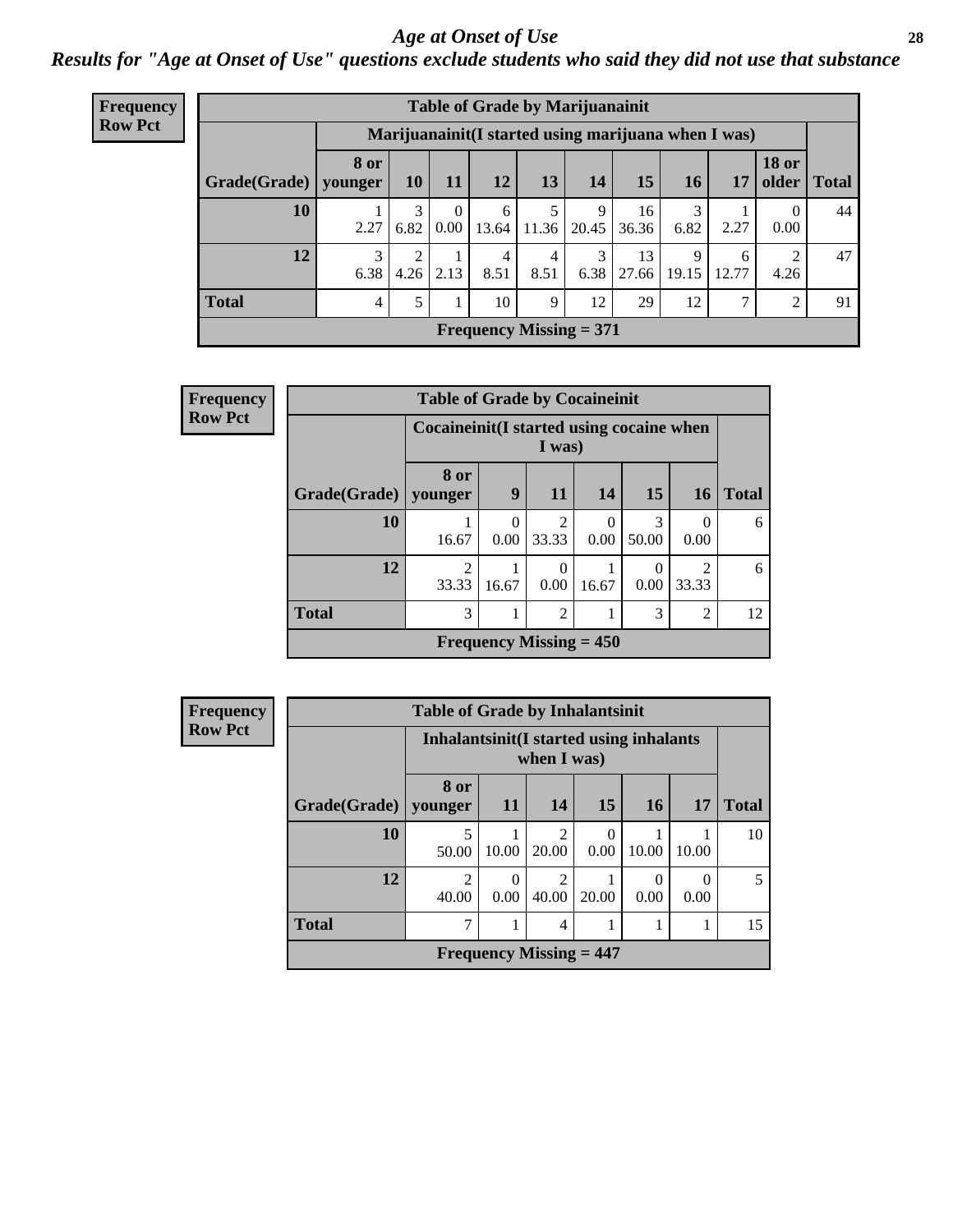# *Age at Onset of Use*

***Results for "Age at Onset of Use" questions exclude students who said they did not use that substance***

**Frequency**
**Row Pct**

| Table of Grade by Marijuanainit | | | | | | | | | | | |
|---|---|---|---|---|---|---|---|---|---|---|---|
| | Marijuanainit(I started using marijuana when I was) | | | | | | | | | | |
| Grade(Grade) | 8 or younger | 10 | 11 | 12 | 13 | 14 | 15 | 16 | 17 | 18 or older | Total |
| 10 | 1<br>2.27 | 3<br>6.82 | 0<br>0.00 | 6<br>13.64 | 5<br>11.36 | 9<br>20.45 | 16<br>36.36 | 3<br>6.82 | 1<br>2.27 | 0<br>0.00 | 44 |
| 12 | 3<br>6.38 | 2<br>4.26 | 1<br>2.13 | 4<br>8.51 | 4<br>8.51 | 3<br>6.38 | 13<br>27.66 | 9<br>19.15 | 6<br>12.77 | 2<br>4.26 | 47 |
| Total | 4 | 5 | 1 | 10 | 9 | 12 | 29 | 12 | 7 | 2 | 91 |
| Frequency Missing = 371 | | | | | | | | | | | |

**Frequency**
**Row Pct**

| Table of Grade by Cocaineinit | | | | | | | |
|---|---|---|---|---|---|---|---|
| | Cocaineinit(I started using cocaine when I was) | | | | | | |
| Grade(Grade) | 8 or younger | 9 | 11 | 14 | 15 | 16 | Total |
| 10 | 1<br>16.67 | 0<br>0.00 | 2<br>33.33 | 0<br>0.00 | 3<br>50.00 | 0<br>0.00 | 6 |
| 12 | 2<br>33.33 | 1<br>16.67 | 0<br>0.00 | 1<br>16.67 | 0<br>0.00 | 2<br>33.33 | 6 |
| Total | 3 | 1 | 2 | 1 | 3 | 2 | 12 |
| Frequency Missing = 450 | | | | | | | |

**Frequency**
**Row Pct**

| Table of Grade by Inhalantsinit | | | | | | | |
|---|---|---|---|---|---|---|---|
| | Inhalantsinit(I started using inhalants when I was) | | | | | | |
| Grade(Grade) | 8 or younger | 11 | 14 | 15 | 16 | 17 | Total |
| 10 | 5<br>50.00 | 1<br>10.00 | 2<br>20.00 | 0<br>0.00 | 1<br>10.00 | 1<br>10.00 | 10 |
| 12 | 2<br>40.00 | 0<br>0.00 | 2<br>40.00 | 1<br>20.00 | 0<br>0.00 | 0<br>0.00 | 5 |
| Total | 7 | 1 | 4 | 1 | 1 | 1 | 15 |
| Frequency Missing = 447 | | | | | | | |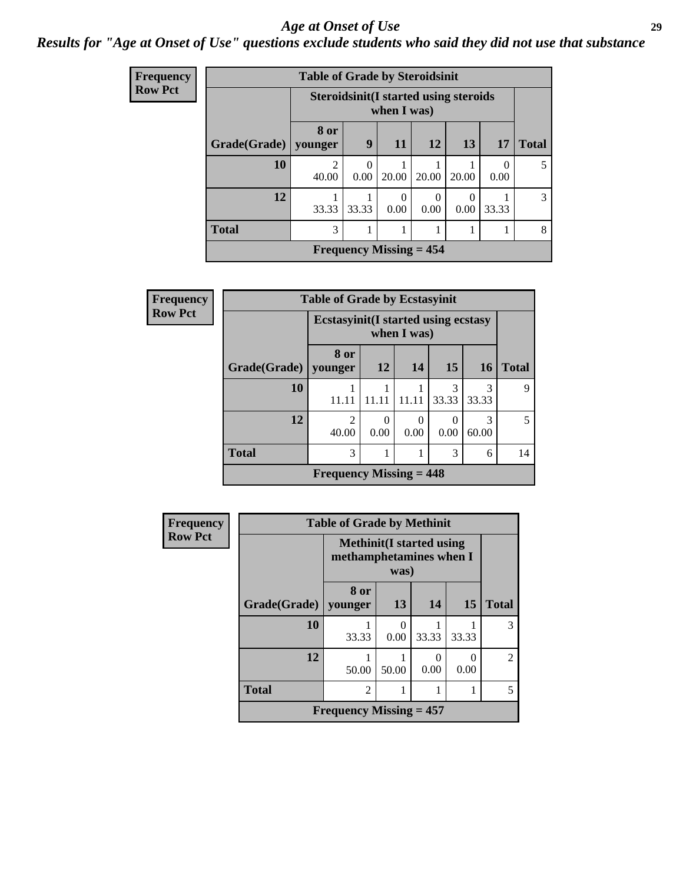## Age at Onset of Use

***Results for "Age at Onset of Use" questions exclude students who said they did not use that substance***

**Frequency**
**Row Pct**

**Table of Grade by Steroidsinit**

| | Steroidsinit(I started using steroids when I was) | | | | | | |
|---|---|---|---|---|---|---|---|
| **Grade(Grade)** | **8 or younger** | **9** | **11** | **12** | **13** | **17** | **Total** |
| **10** | 2<br>40.00 | 0<br>0.00 | 1<br>20.00 | 1<br>20.00 | 1<br>20.00 | 0<br>0.00 | 5 |
| **12** | 1<br>33.33 | 1<br>33.33 | 0<br>0.00 | 0<br>0.00 | 0<br>0.00 | 1<br>33.33 | 3 |
| **Total** | 3 | 1 | 1 | 1 | 1 | 1 | 8 |

**Frequency Missing = 454**

**Frequency**
**Row Pct**

**Table of Grade by Ecstasyinit**

| | Ecstasyinit(I started using ecstasy when I was) | | | | | |
|---|---|---|---|---|---|---|
| **Grade(Grade)** | **8 or younger** | **12** | **14** | **15** | **16** | **Total** |
| **10** | 1<br>11.11 | 1<br>11.11 | 1<br>11.11 | 3<br>33.33 | 3<br>33.33 | 9 |
| **12** | 2<br>40.00 | 0<br>0.00 | 0<br>0.00 | 0<br>0.00 | 3<br>60.00 | 5 |
| **Total** | 3 | 1 | 1 | 3 | 6 | 14 |

**Frequency Missing = 448**

**Frequency**
**Row Pct**

**Table of Grade by Methinit**

| | Methinit(I started using methamphetamines when I was) | | | | |
|---|---|---|---|---|---|
| **Grade(Grade)** | **8 or younger** | **13** | **14** | **15** | **Total** |
| **10** | 1<br>33.33 | 0<br>0.00 | 1<br>33.33 | 1<br>33.33 | 3 |
| **12** | 1<br>50.00 | 1<br>50.00 | 0<br>0.00 | 0<br>0.00 | 2 |
| **Total** | 2 | 1 | 1 | 1 | 5 |

**Frequency Missing = 457**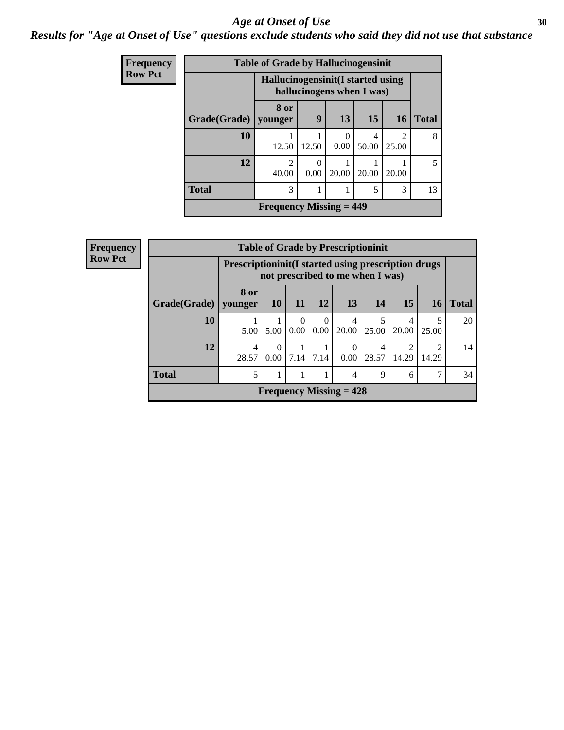# Age at Onset of Use

## Results for "Age at Onset of Use" questions exclude students who said they did not use that substance

**Frequency**
**Row Pct**

| Table of Grade by Hallucinogensinit | | | | | | |
|---|---|---|---|---|---|---|
| | Hallucinogensinit(I started using hallucinogens when I was) | | | | | |
| Grade(Grade) | 8 or younger | 9 | 13 | 15 | 16 | Total |
| 10 | 1<br>12.50 | 1<br>12.50 | 0<br>0.00 | 4<br>50.00 | 2<br>25.00 | 8 |
| 12 | 2<br>40.00 | 0<br>0.00 | 1<br>20.00 | 1<br>20.00 | 1<br>20.00 | 5 |
| Total | 3 | 1 | 1 | 5 | 3 | 13 |
| Frequency Missing = 449 | | | | | | |

**Frequency**
**Row Pct**

| Table of Grade by Prescriptioninit | | | | | | | | | |
|---|---|---|---|---|---|---|---|---|---|
| | Prescriptioninit(I started using prescription drugs not prescribed to me when I was) | | | | | | | | |
| Grade(Grade) | 8 or younger | 10 | 11 | 12 | 13 | 14 | 15 | 16 | Total |
| 10 | 1<br>5.00 | 1<br>5.00 | 0<br>0.00 | 0<br>0.00 | 4<br>20.00 | 5<br>25.00 | 4<br>20.00 | 5<br>25.00 | 20 |
| 12 | 4<br>28.57 | 0<br>0.00 | 1<br>7.14 | 1<br>7.14 | 0<br>0.00 | 4<br>28.57 | 2<br>14.29 | 2<br>14.29 | 14 |
| Total | 5 | 1 | 1 | 1 | 4 | 9 | 6 | 7 | 34 |
| Frequency Missing = 428 | | | | | | | | | |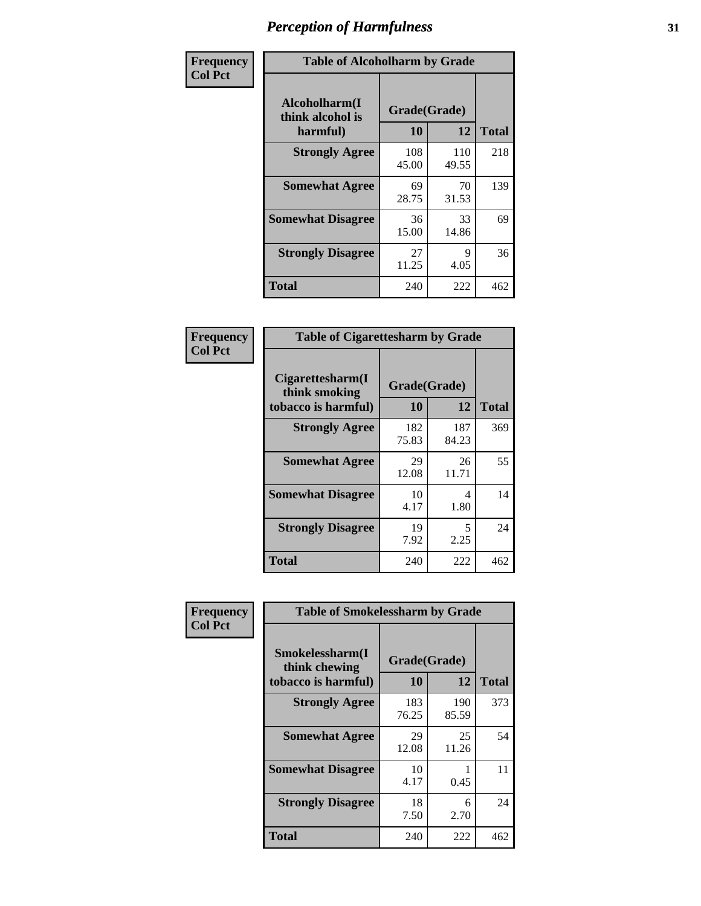# Perception of Harmfulness

| Frequency<br>Col Pct |
|---|

**Table of Alcoholharm by Grade**

| Alcoholharm(I think alcohol is harmful) | Grade(Grade) | | Total |
|---|---|---|---|
| | 10 | 12 | |
| Strongly Agree | 108<br>45.00 | 110<br>49.55 | 218 |
| Somewhat Agree | 69<br>28.75 | 70<br>31.53 | 139 |
| Somewhat Disagree | 36<br>15.00 | 33<br>14.86 | 69 |
| Strongly Disagree | 27<br>11.25 | 9<br>4.05 | 36 |
| Total | 240 | 222 | 462 |

| Frequency<br>Col Pct |
|---|

**Table of Cigarettesharm by Grade**

| Cigarettesharm(I think smoking tobacco is harmful) | Grade(Grade) | | Total |
|---|---|---|---|
| | 10 | 12 | |
| Strongly Agree | 182<br>75.83 | 187<br>84.23 | 369 |
| Somewhat Agree | 29<br>12.08 | 26<br>11.71 | 55 |
| Somewhat Disagree | 10<br>4.17 | 4<br>1.80 | 14 |
| Strongly Disagree | 19<br>7.92 | 5<br>2.25 | 24 |
| Total | 240 | 222 | 462 |

| Frequency<br>Col Pct |
|---|

**Table of Smokelessharm by Grade**

| Smokelessharm(I think chewing tobacco is harmful) | Grade(Grade) | | Total |
|---|---|---|---|
| | 10 | 12 | |
| Strongly Agree | 183<br>76.25 | 190<br>85.59 | 373 |
| Somewhat Agree | 29<br>12.08 | 25<br>11.26 | 54 |
| Somewhat Disagree | 10<br>4.17 | 1<br>0.45 | 11 |
| Strongly Disagree | 18<br>7.50 | 6<br>2.70 | 24 |
| Total | 240 | 222 | 462 |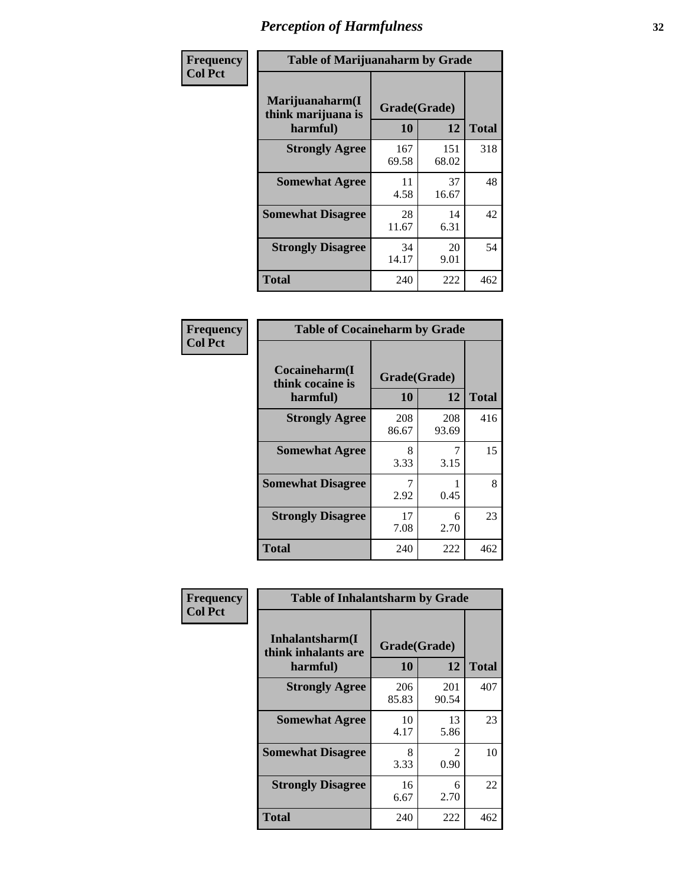# Perception of Harmfulness

| Frequency<br>Col Pct | | | |
|---|---|---|---|

**Table of Marijuanaharm by Grade**

| Marijuanaharm(I think marijuana is harmful) | Grade(Grade) | | Total |
|---|---|---|---|
| | 10 | 12 | |
| **Strongly Agree** | 167<br>69.58 | 151<br>68.02 | 318 |
| **Somewhat Agree** | 11<br>4.58 | 37<br>16.67 | 48 |
| **Somewhat Disagree** | 28<br>11.67 | 14<br>6.31 | 42 |
| **Strongly Disagree** | 34<br>14.17 | 20<br>9.01 | 54 |
| **Total** | 240 | 222 | 462 |

| Frequency<br>Col Pct | | | |
|---|---|---|---|

**Table of Cocaineharm by Grade**

| Cocaineharm(I think cocaine is harmful) | Grade(Grade) | | Total |
|---|---|---|---|
| | 10 | 12 | |
| **Strongly Agree** | 208<br>86.67 | 208<br>93.69 | 416 |
| **Somewhat Agree** | 8<br>3.33 | 7<br>3.15 | 15 |
| **Somewhat Disagree** | 7<br>2.92 | 1<br>0.45 | 8 |
| **Strongly Disagree** | 17<br>7.08 | 6<br>2.70 | 23 |
| **Total** | 240 | 222 | 462 |

| Frequency<br>Col Pct | | | |
|---|---|---|---|

**Table of Inhalantsharm by Grade**

| Inhalantsharm(I think inhalants are harmful) | Grade(Grade) | | Total |
|---|---|---|---|
| | 10 | 12 | |
| **Strongly Agree** | 206<br>85.83 | 201<br>90.54 | 407 |
| **Somewhat Agree** | 10<br>4.17 | 13<br>5.86 | 23 |
| **Somewhat Disagree** | 8<br>3.33 | 2<br>0.90 | 10 |
| **Strongly Disagree** | 16<br>6.67 | 6<br>2.70 | 22 |
| **Total** | 240 | 222 | 462 |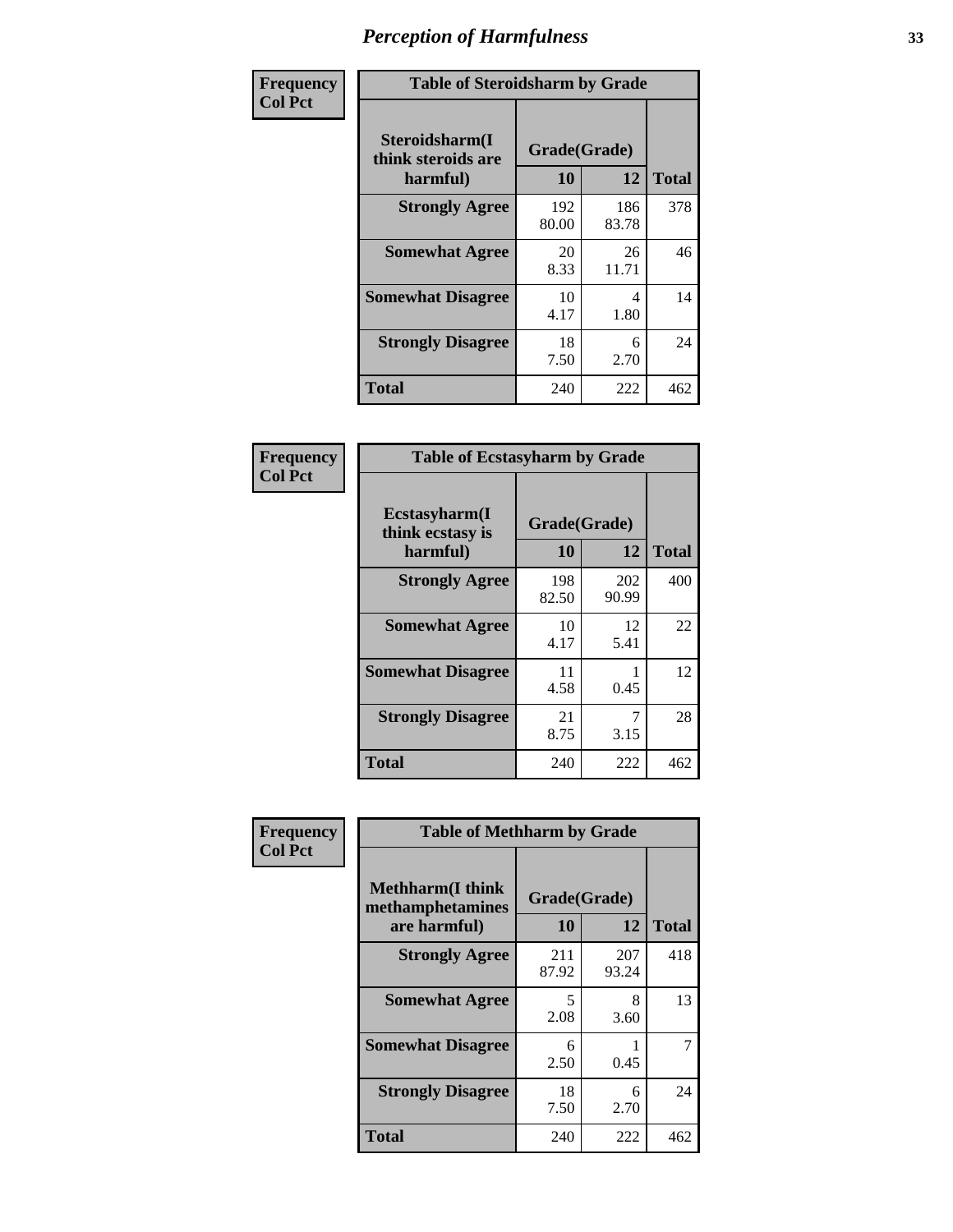# Perception of Harmfulness

| Frequency<br>Col Pct | Table of Steroidsharm by Grade | | |
|---|---|---|---|
| Steroidsharm(I think steroids are harmful) | Grade(Grade) 10 | 12 | Total |
| Strongly Agree | 192<br>80.00 | 186<br>83.78 | 378 |
| Somewhat Agree | 20<br>8.33 | 26<br>11.71 | 46 |
| Somewhat Disagree | 10<br>4.17 | 4<br>1.80 | 14 |
| Strongly Disagree | 18<br>7.50 | 6<br>2.70 | 24 |
| Total | 240 | 222 | 462 |

| Frequency<br>Col Pct | Table of Ecstasyharm by Grade | | |
|---|---|---|---|
| Ecstasyharm(I think ecstasy is harmful) | Grade(Grade) 10 | 12 | Total |
| Strongly Agree | 198<br>82.50 | 202<br>90.99 | 400 |
| Somewhat Agree | 10<br>4.17 | 12<br>5.41 | 22 |
| Somewhat Disagree | 11<br>4.58 | 1<br>0.45 | 12 |
| Strongly Disagree | 21<br>8.75 | 7<br>3.15 | 28 |
| Total | 240 | 222 | 462 |

| Frequency<br>Col Pct | Table of Methharm by Grade | | |
|---|---|---|---|
| Methharm(I think methamphetamines are harmful) | Grade(Grade) 10 | 12 | Total |
| Strongly Agree | 211<br>87.92 | 207<br>93.24 | 418 |
| Somewhat Agree | 5<br>2.08 | 8<br>3.60 | 13 |
| Somewhat Disagree | 6<br>2.50 | 1<br>0.45 | 7 |
| Strongly Disagree | 18<br>7.50 | 6<br>2.70 | 24 |
| Total | 240 | 222 | 462 |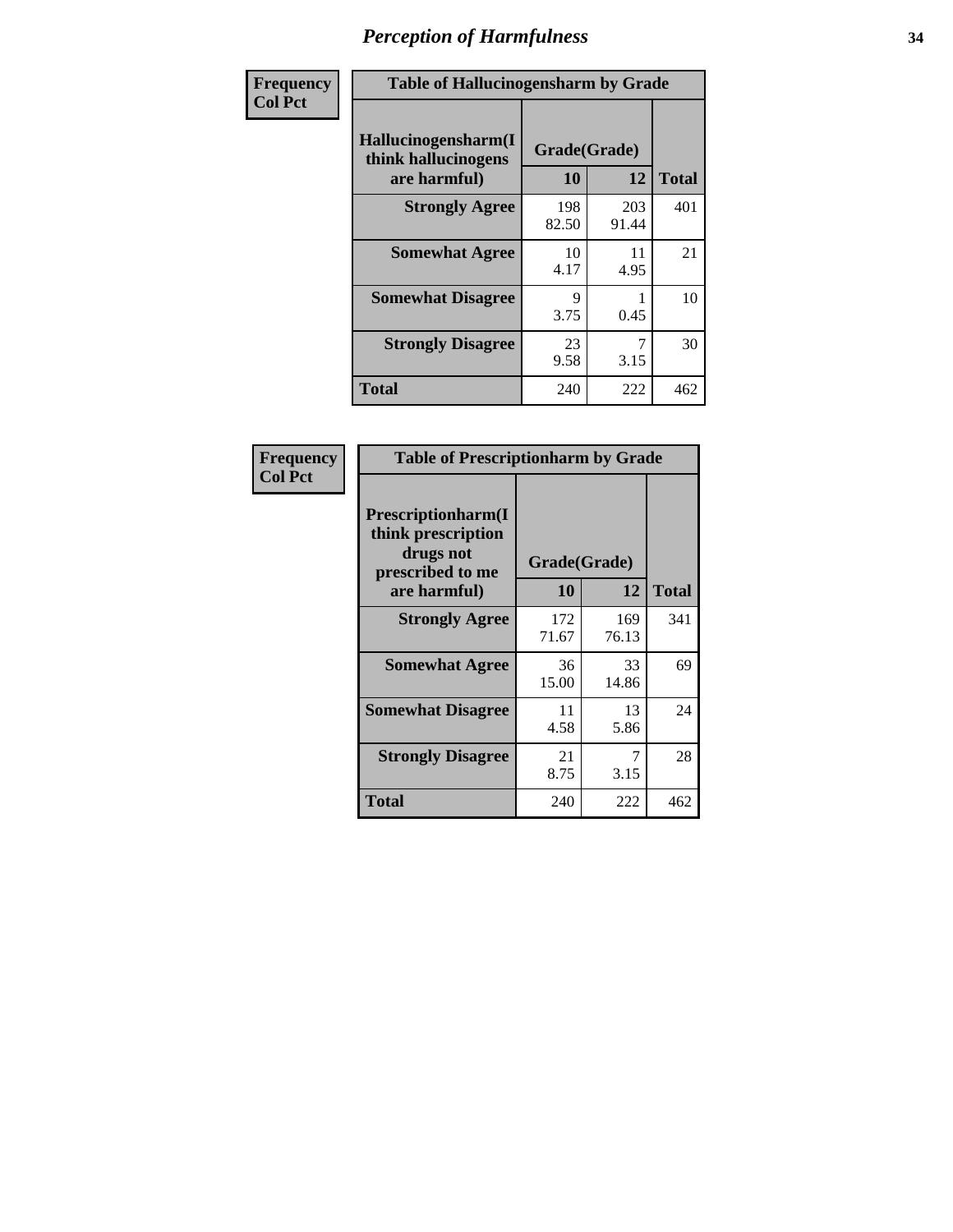# Perception of Harmfulness

**Frequency**
**Col Pct**

| Table of Hallucinogensharm by Grade | | | |
|---|---|---|---|
| **Hallucinogensharm(I think hallucinogens are harmful)** | **Grade(Grade)** | | **Total** |
| | **10** | **12** | |
| **Strongly Agree** | 198<br>82.50 | 203<br>91.44 | 401 |
| **Somewhat Agree** | 10<br>4.17 | 11<br>4.95 | 21 |
| **Somewhat Disagree** | 9<br>3.75 | 1<br>0.45 | 10 |
| **Strongly Disagree** | 23<br>9.58 | 7<br>3.15 | 30 |
| **Total** | 240 | 222 | 462 |

**Frequency**
**Col Pct**

| Table of Prescriptionharm by Grade | | | |
|---|---|---|---|
| **Prescriptionharm(I think prescription drugs not prescribed to me are harmful)** | **Grade(Grade)** | | **Total** |
| | **10** | **12** | |
| **Strongly Agree** | 172<br>71.67 | 169<br>76.13 | 341 |
| **Somewhat Agree** | 36<br>15.00 | 33<br>14.86 | 69 |
| **Somewhat Disagree** | 11<br>4.58 | 13<br>5.86 | 24 |
| **Strongly Disagree** | 21<br>8.75 | 7<br>3.15 | 28 |
| **Total** | 240 | 222 | 462 |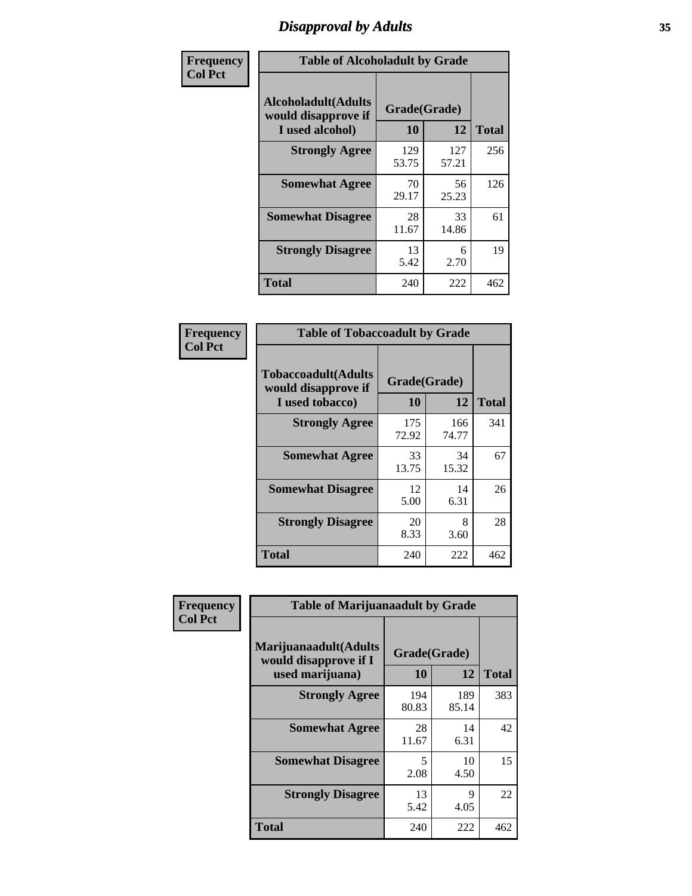## Disapproval by Adults

| Frequency Col Pct | Table of Alcoholadult by Grade | | |
|---|---|---|---|
| Alcoholadult(Adults would disapprove if I used alcohol) | Grade(Grade) | | |
| | 10 | 12 | Total |
| Strongly Agree | 129<br>53.75 | 127<br>57.21 | 256 |
| Somewhat Agree | 70<br>29.17 | 56<br>25.23 | 126 |
| Somewhat Disagree | 28<br>11.67 | 33<br>14.86 | 61 |
| Strongly Disagree | 13<br>5.42 | 6<br>2.70 | 19 |
| Total | 240 | 222 | 462 |

| Frequency Col Pct | Table of Tobaccoadult by Grade | | |
|---|---|---|---|
| Tobaccoadult(Adults would disapprove if I used tobacco) | Grade(Grade) | | |
| | 10 | 12 | Total |
| Strongly Agree | 175<br>72.92 | 166<br>74.77 | 341 |
| Somewhat Agree | 33<br>13.75 | 34<br>15.32 | 67 |
| Somewhat Disagree | 12<br>5.00 | 14<br>6.31 | 26 |
| Strongly Disagree | 20<br>8.33 | 8<br>3.60 | 28 |
| Total | 240 | 222 | 462 |

| Frequency Col Pct | Table of Marijuanaadult by Grade | | |
|---|---|---|---|
| Marijuanaadult(Adults would disapprove if I used marijuana) | Grade(Grade) | | |
| | 10 | 12 | Total |
| Strongly Agree | 194<br>80.83 | 189<br>85.14 | 383 |
| Somewhat Agree | 28<br>11.67 | 14<br>6.31 | 42 |
| Somewhat Disagree | 5<br>2.08 | 10<br>4.50 | 15 |
| Strongly Disagree | 13<br>5.42 | 9<br>4.05 | 22 |
| Total | 240 | 222 | 462 |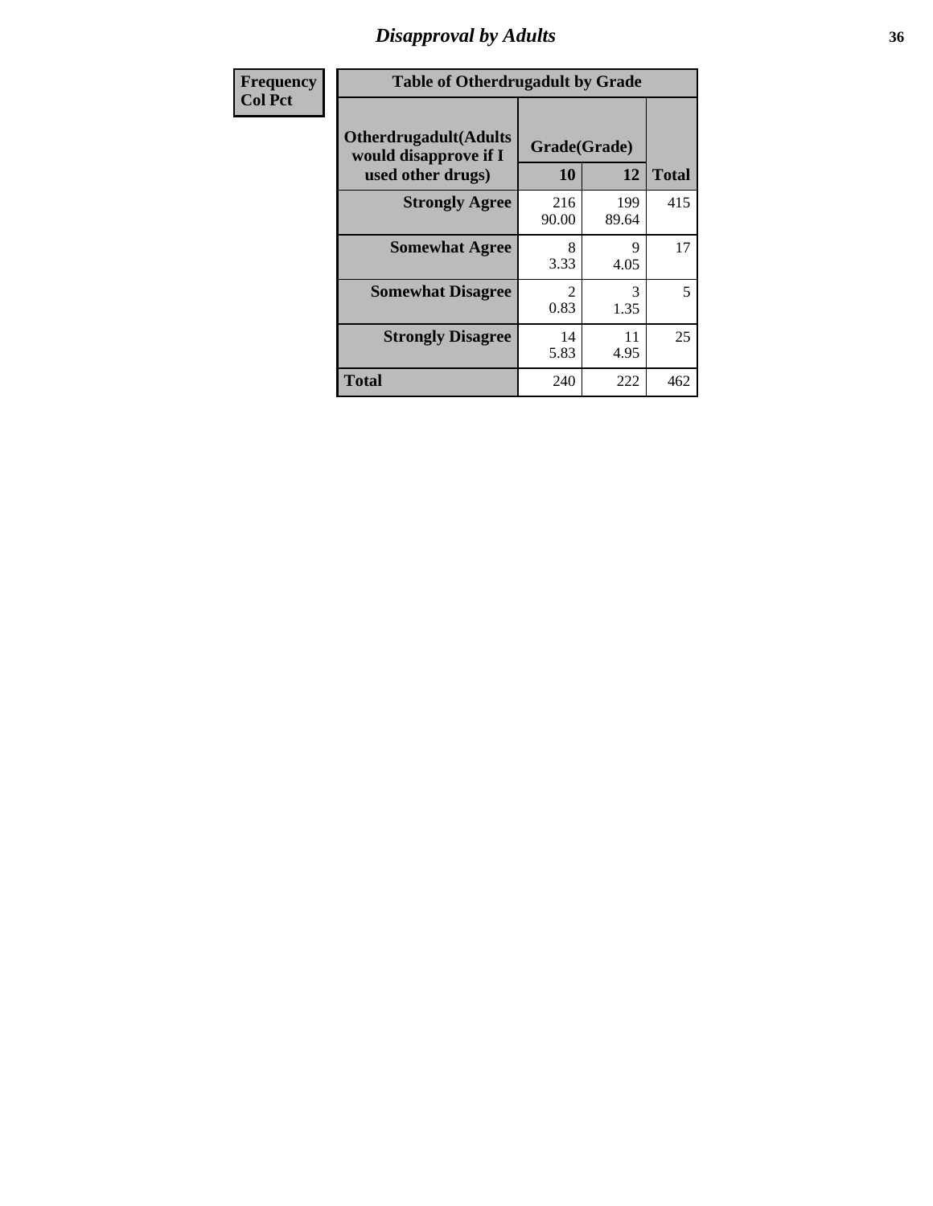# Disapproval by Adults

| Frequency<br>Col Pct | | | |
|---|---|---|---|

**Table of Otherdrugadult by Grade**

| Otherdrugadult(Adults would disapprove if I used other drugs) | Grade(Grade) 10 | 12 | Total |
|---|---|---|---|
| **Strongly Agree** | 216<br>90.00 | 199<br>89.64 | 415 |
| **Somewhat Agree** | 8<br>3.33 | 9<br>4.05 | 17 |
| **Somewhat Disagree** | 2<br>0.83 | 3<br>1.35 | 5 |
| **Strongly Disagree** | 14<br>5.83 | 11<br>4.95 | 25 |
| **Total** | 240 | 222 | 462 |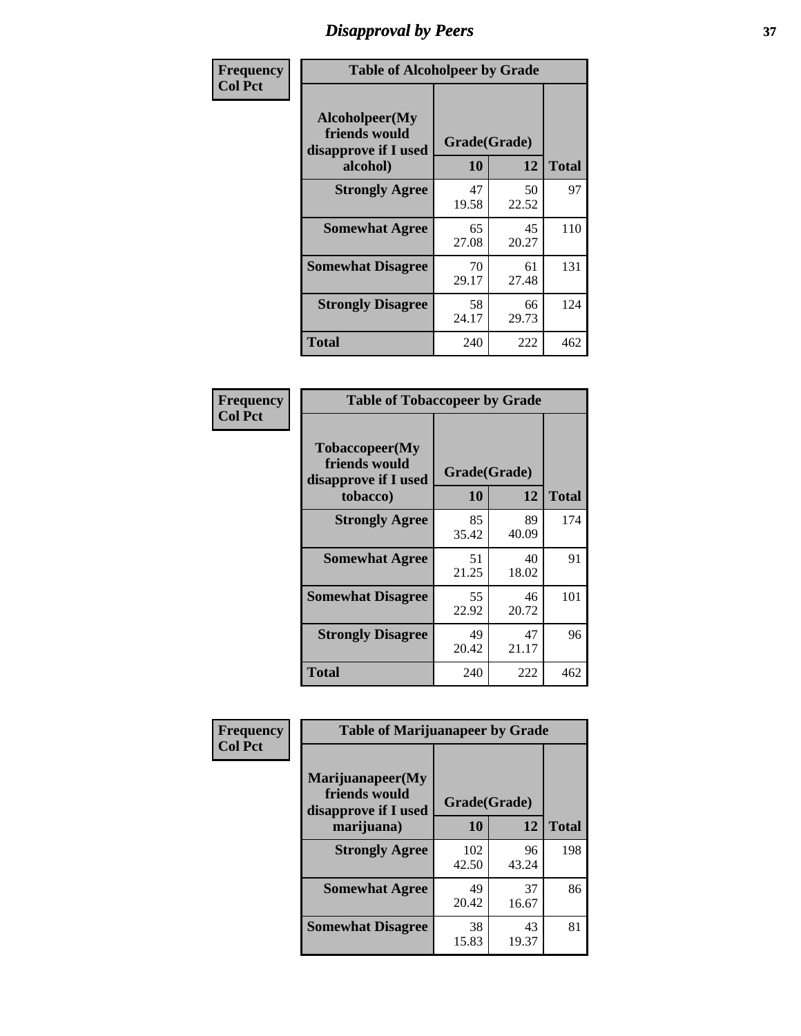# Disapproval by Peers

**Frequency**
**Col Pct**

| Table of Alcoholpeer by Grade | | | |
|---|---|---|---|
| **Alcoholpeer(My friends would disapprove if I used alcohol)** | **Grade(Grade)** | | |
| | **10** | **12** | **Total** |
| **Strongly Agree** | 47<br>19.58 | 50<br>22.52 | 97 |
| **Somewhat Agree** | 65<br>27.08 | 45<br>20.27 | 110 |
| **Somewhat Disagree** | 70<br>29.17 | 61<br>27.48 | 131 |
| **Strongly Disagree** | 58<br>24.17 | 66<br>29.73 | 124 |
| **Total** | 240 | 222 | 462 |

**Frequency**
**Col Pct**

| Table of Tobaccopeer by Grade | | | |
|---|---|---|---|
| **Tobaccopeer(My friends would disapprove if I used tobacco)** | **Grade(Grade)** | | |
| | **10** | **12** | **Total** |
| **Strongly Agree** | 85<br>35.42 | 89<br>40.09 | 174 |
| **Somewhat Agree** | 51<br>21.25 | 40<br>18.02 | 91 |
| **Somewhat Disagree** | 55<br>22.92 | 46<br>20.72 | 101 |
| **Strongly Disagree** | 49<br>20.42 | 47<br>21.17 | 96 |
| **Total** | 240 | 222 | 462 |

**Frequency**
**Col Pct**

| Table of Marijuanapeer by Grade | | | |
|---|---|---|---|
| **Marijuanapeer(My friends would disapprove if I used marijuana)** | **Grade(Grade)** | | |
| | **10** | **12** | **Total** |
| **Strongly Agree** | 102<br>42.50 | 96<br>43.24 | 198 |
| **Somewhat Agree** | 49<br>20.42 | 37<br>16.67 | 86 |
| **Somewhat Disagree** | 38<br>15.83 | 43<br>19.37 | 81 |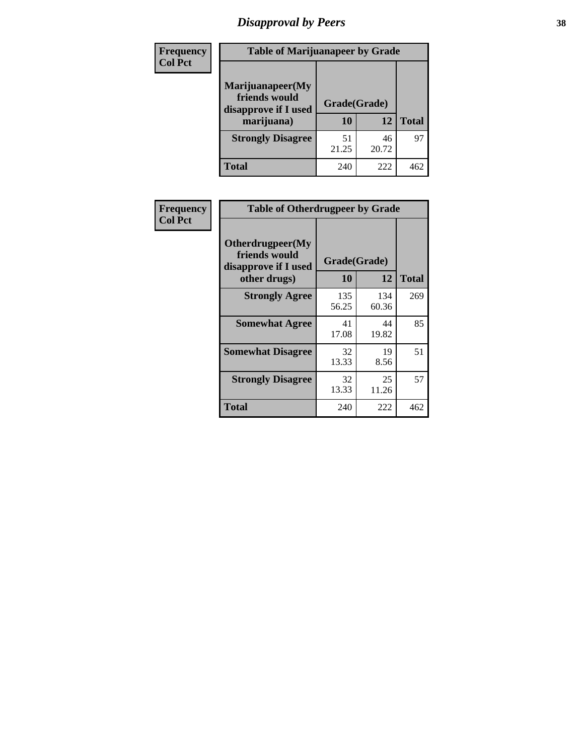# Disapproval by Peers

| Frequency Col Pct | Table of Marijuanapeer by Grade | | |
|---|---|---|---|
| Marijuanapeer(My friends would disapprove if I used marijuana) | Grade(Grade) | | |
| | 10 | 12 | Total |
| Strongly Disagree | 51<br>21.25 | 46<br>20.72 | 97 |
| Total | 240 | 222 | 462 |

| Frequency Col Pct | Table of Otherdrugpeer by Grade | | |
|---|---|---|---|
| Otherdrugpeer(My friends would disapprove if I used other drugs) | Grade(Grade) | | |
| | 10 | 12 | Total |
| Strongly Agree | 135<br>56.25 | 134<br>60.36 | 269 |
| Somewhat Agree | 41<br>17.08 | 44<br>19.82 | 85 |
| Somewhat Disagree | 32<br>13.33 | 19<br>8.56 | 51 |
| Strongly Disagree | 32<br>13.33 | 25<br>11.26 | 57 |
| Total | 240 | 222 | 462 |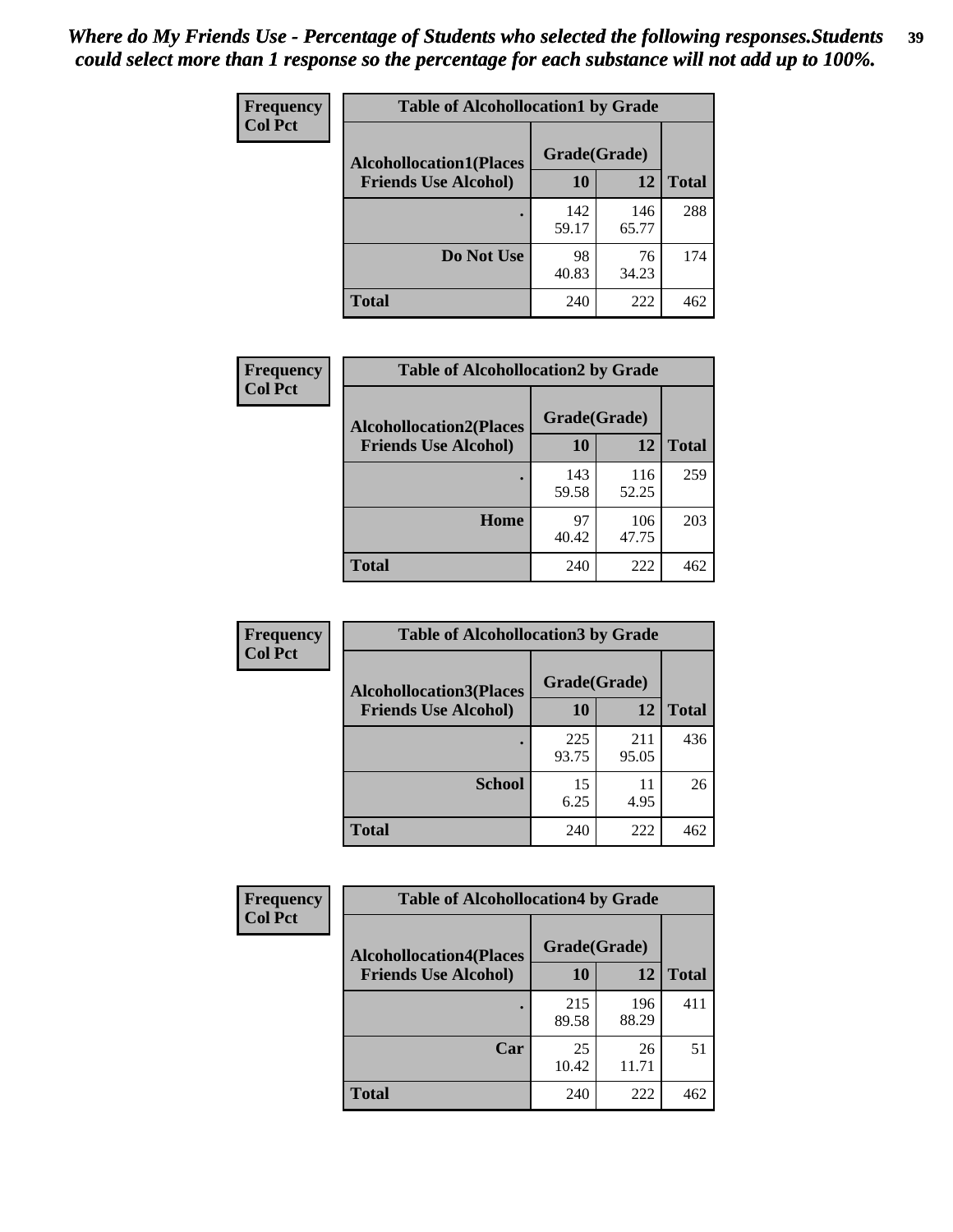*Where do My Friends Use - Percentage of Students who selected the following responses.Students could select more than 1 response so the percentage for each substance will not add up to 100%.*

**Frequency**
**Col Pct**

| Table of Alcohollocation1 by Grade | | | |
|---|---|---|---|
| Alcohollocation1(Places Friends Use Alcohol) | Grade(Grade) | | Total |
| | 10 | 12 | |
| . | 142<br>59.17 | 146<br>65.77 | 288 |
| Do Not Use | 98<br>40.83 | 76<br>34.23 | 174 |
| Total | 240 | 222 | 462 |

**Frequency**
**Col Pct**

| Table of Alcohollocation2 by Grade | | | |
|---|---|---|---|
| Alcohollocation2(Places Friends Use Alcohol) | Grade(Grade) | | Total |
| | 10 | 12 | |
| . | 143<br>59.58 | 116<br>52.25 | 259 |
| Home | 97<br>40.42 | 106<br>47.75 | 203 |
| Total | 240 | 222 | 462 |

**Frequency**
**Col Pct**

| Table of Alcohollocation3 by Grade | | | |
|---|---|---|---|
| Alcohollocation3(Places Friends Use Alcohol) | Grade(Grade) | | Total |
| | 10 | 12 | |
| . | 225<br>93.75 | 211<br>95.05 | 436 |
| School | 15<br>6.25 | 11<br>4.95 | 26 |
| Total | 240 | 222 | 462 |

**Frequency**
**Col Pct**

| Table of Alcohollocation4 by Grade | | | |
|---|---|---|---|
| Alcohollocation4(Places Friends Use Alcohol) | Grade(Grade) | | Total |
| | 10 | 12 | |
| . | 215<br>89.58 | 196<br>88.29 | 411 |
| Car | 25<br>10.42 | 26<br>11.71 | 51 |
| Total | 240 | 222 | 462 |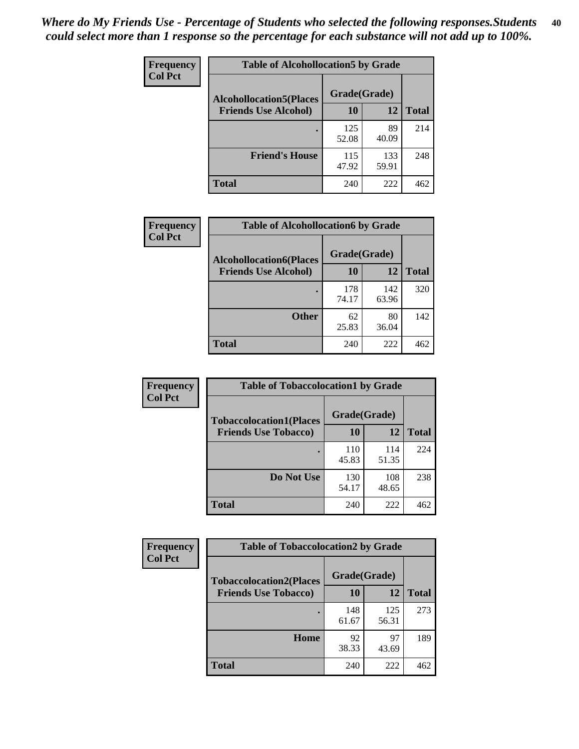*Where do My Friends Use - Percentage of Students who selected the following responses.Students could select more than 1 response so the percentage for each substance will not add up to 100%.*

**Frequency**
**Col Pct**

| Table of Alcohollocation5 by Grade | | | |
|---|---|---|---|
| **Alcohollocation5(Places Friends Use Alcohol)** | **Grade(Grade)** | | |
| | **10** | **12** | **Total** |
| **.** | 125<br>52.08 | 89<br>40.09 | 214 |
| **Friend's House** | 115<br>47.92 | 133<br>59.91 | 248 |
| **Total** | 240 | 222 | 462 |

**Frequency**
**Col Pct**

| Table of Alcohollocation6 by Grade | | | |
|---|---|---|---|
| **Alcohollocation6(Places Friends Use Alcohol)** | **Grade(Grade)** | | |
| | **10** | **12** | **Total** |
| **.** | 178<br>74.17 | 142<br>63.96 | 320 |
| **Other** | 62<br>25.83 | 80<br>36.04 | 142 |
| **Total** | 240 | 222 | 462 |

**Frequency**
**Col Pct**

| Table of Tobaccolocation1 by Grade | | | |
|---|---|---|---|
| **Tobaccolocation1(Places Friends Use Tobacco)** | **Grade(Grade)** | | |
| | **10** | **12** | **Total** |
| **.** | 110<br>45.83 | 114<br>51.35 | 224 |
| **Do Not Use** | 130<br>54.17 | 108<br>48.65 | 238 |
| **Total** | 240 | 222 | 462 |

**Frequency**
**Col Pct**

| Table of Tobaccolocation2 by Grade | | | |
|---|---|---|---|
| **Tobaccolocation2(Places Friends Use Tobacco)** | **Grade(Grade)** | | |
| | **10** | **12** | **Total** |
| **.** | 148<br>61.67 | 125<br>56.31 | 273 |
| **Home** | 92<br>38.33 | 97<br>43.69 | 189 |
| **Total** | 240 | 222 | 462 |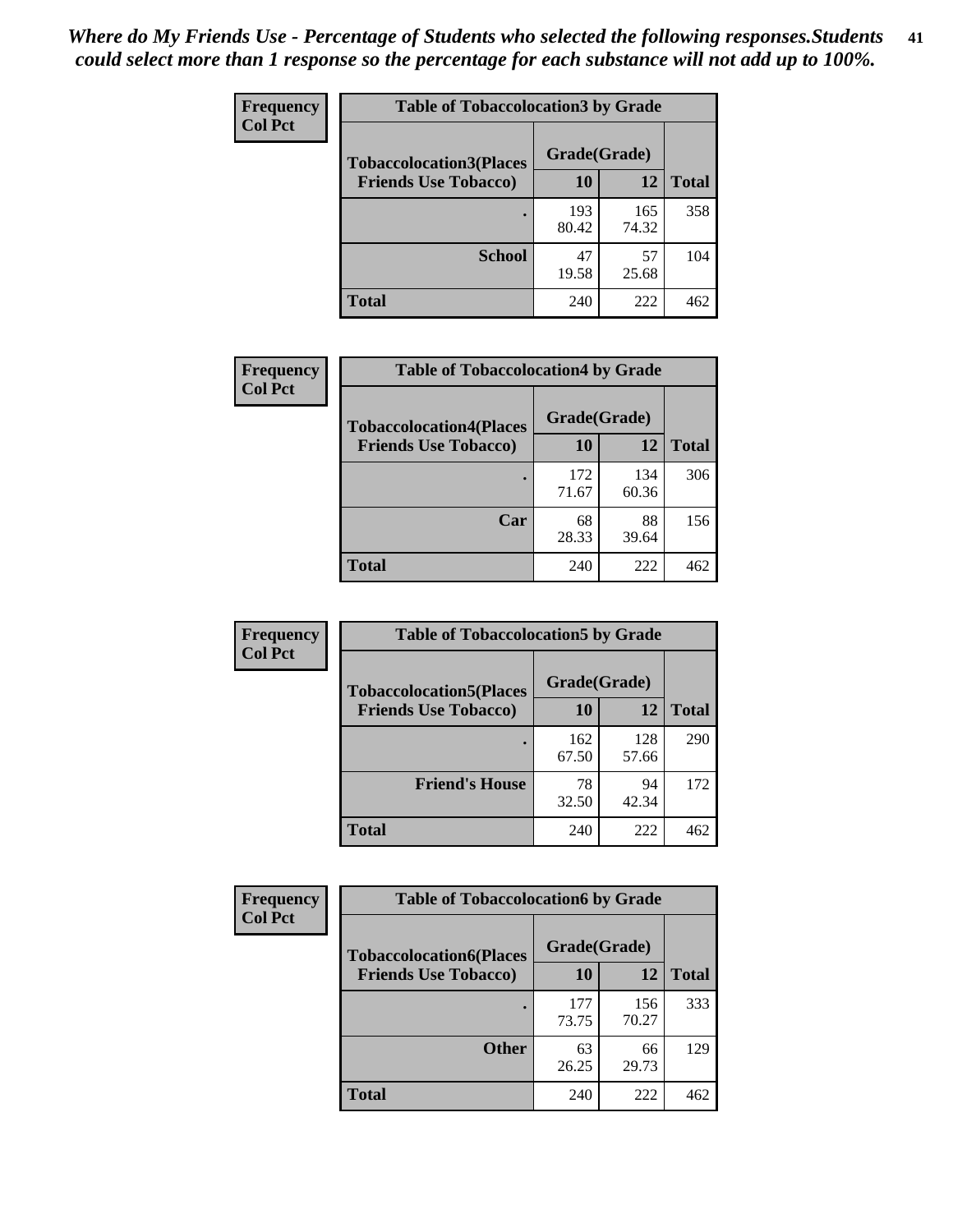*Where do My Friends Use - Percentage of Students who selected the following responses.Students could select more than 1 response so the percentage for each substance will not add up to 100%.*

**Frequency**
**Col Pct**

| Table of Tobaccolocation3 by Grade | | | |
|---|---|---|---|
| **Tobaccolocation3(Places Friends Use Tobacco)** | **Grade(Grade)** | | **Total** |
| | **10** | **12** | |
| **.** | 193<br>80.42 | 165<br>74.32 | 358 |
| **School** | 47<br>19.58 | 57<br>25.68 | 104 |
| **Total** | 240 | 222 | 462 |

**Frequency**
**Col Pct**

| Table of Tobaccolocation4 by Grade | | | |
|---|---|---|---|
| **Tobaccolocation4(Places Friends Use Tobacco)** | **Grade(Grade)** | | **Total** |
| | **10** | **12** | |
| **.** | 172<br>71.67 | 134<br>60.36 | 306 |
| **Car** | 68<br>28.33 | 88<br>39.64 | 156 |
| **Total** | 240 | 222 | 462 |

**Frequency**
**Col Pct**

| Table of Tobaccolocation5 by Grade | | | |
|---|---|---|---|
| **Tobaccolocation5(Places Friends Use Tobacco)** | **Grade(Grade)** | | **Total** |
| | **10** | **12** | |
| **.** | 162<br>67.50 | 128<br>57.66 | 290 |
| **Friend's House** | 78<br>32.50 | 94<br>42.34 | 172 |
| **Total** | 240 | 222 | 462 |

**Frequency**
**Col Pct**

| Table of Tobaccolocation6 by Grade | | | |
|---|---|---|---|
| **Tobaccolocation6(Places Friends Use Tobacco)** | **Grade(Grade)** | | **Total** |
| | **10** | **12** | |
| **.** | 177<br>73.75 | 156<br>70.27 | 333 |
| **Other** | 63<br>26.25 | 66<br>29.73 | 129 |
| **Total** | 240 | 222 | 462 |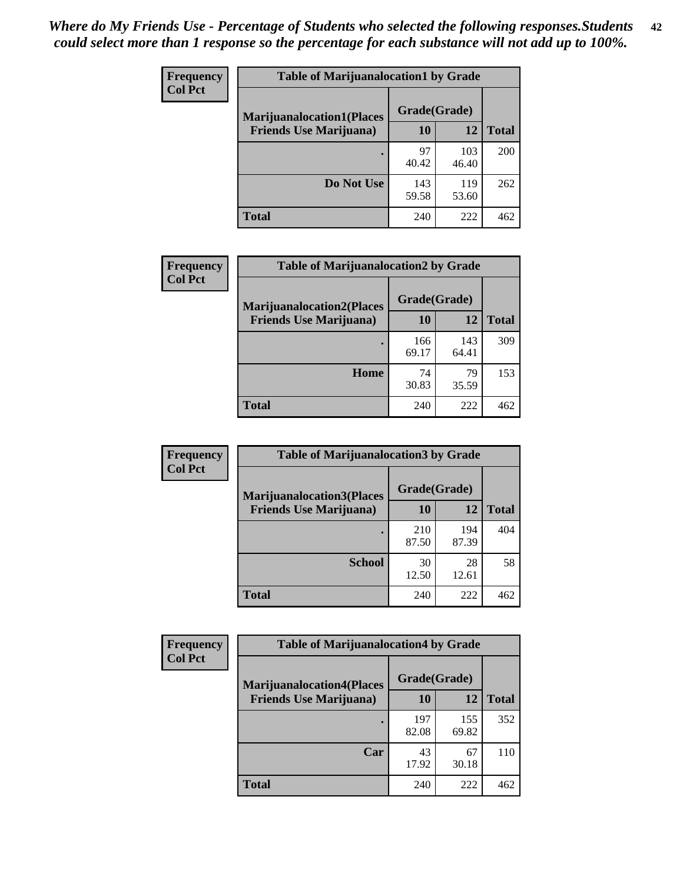*Where do My Friends Use - Percentage of Students who selected the following responses.Students could select more than 1 response so the percentage for each substance will not add up to 100%.*

**Frequency**
**Col Pct**

| Table of Marijuanalocation1 by Grade | | | |
|---|---|---|---|
| **Marijuanalocation1(Places Friends Use Marijuana)** | **Grade(Grade)** | | **Total** |
| | **10** | **12** | |
| **.** | 97<br>40.42 | 103<br>46.40 | 200 |
| **Do Not Use** | 143<br>59.58 | 119<br>53.60 | 262 |
| **Total** | 240 | 222 | 462 |

**Frequency**
**Col Pct**

| Table of Marijuanalocation2 by Grade | | | |
|---|---|---|---|
| **Marijuanalocation2(Places Friends Use Marijuana)** | **Grade(Grade)** | | **Total** |
| | **10** | **12** | |
| **.** | 166<br>69.17 | 143<br>64.41 | 309 |
| **Home** | 74<br>30.83 | 79<br>35.59 | 153 |
| **Total** | 240 | 222 | 462 |

**Frequency**
**Col Pct**

| Table of Marijuanalocation3 by Grade | | | |
|---|---|---|---|
| **Marijuanalocation3(Places Friends Use Marijuana)** | **Grade(Grade)** | | **Total** |
| | **10** | **12** | |
| **.** | 210<br>87.50 | 194<br>87.39 | 404 |
| **School** | 30<br>12.50 | 28<br>12.61 | 58 |
| **Total** | 240 | 222 | 462 |

**Frequency**
**Col Pct**

| Table of Marijuanalocation4 by Grade | | | |
|---|---|---|---|
| **Marijuanalocation4(Places Friends Use Marijuana)** | **Grade(Grade)** | | **Total** |
| | **10** | **12** | |
| **.** | 197<br>82.08 | 155<br>69.82 | 352 |
| **Car** | 43<br>17.92 | 67<br>30.18 | 110 |
| **Total** | 240 | 222 | 462 |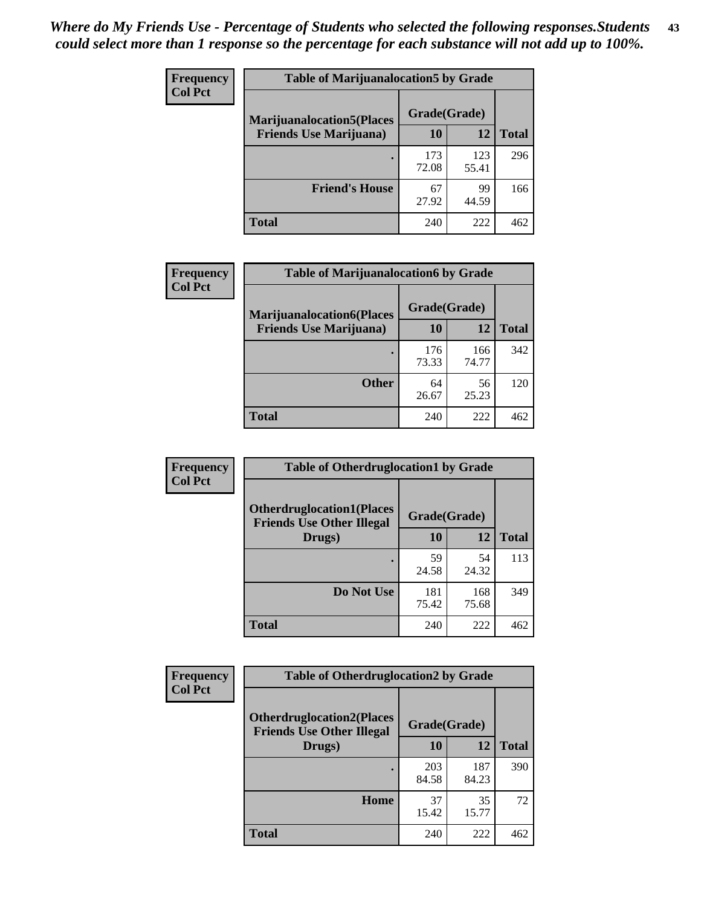*Where do My Friends Use - Percentage of Students who selected the following responses.Students could select more than 1 response so the percentage for each substance will not add up to 100%.*

**Frequency**
**Col Pct**

| Table of Marijuanalocation5 by Grade | | | |
|---|---|---|---|
| **Marijuanalocation5(Places Friends Use Marijuana)** | **Grade(Grade)** | | **Total** |
| | **10** | **12** | |
| **.** | 173<br>72.08 | 123<br>55.41 | 296 |
| **Friend's House** | 67<br>27.92 | 99<br>44.59 | 166 |
| **Total** | 240 | 222 | 462 |

**Frequency**
**Col Pct**

| Table of Marijuanalocation6 by Grade | | | |
|---|---|---|---|
| **Marijuanalocation6(Places Friends Use Marijuana)** | **Grade(Grade)** | | **Total** |
| | **10** | **12** | |
| **.** | 176<br>73.33 | 166<br>74.77 | 342 |
| **Other** | 64<br>26.67 | 56<br>25.23 | 120 |
| **Total** | 240 | 222 | 462 |

**Frequency**
**Col Pct**

| Table of Otherdruglocation1 by Grade | | | |
|---|---|---|---|
| **Otherdruglocation1(Places Friends Use Other Illegal Drugs)** | **Grade(Grade)** | | **Total** |
| | **10** | **12** | |
| **.** | 59<br>24.58 | 54<br>24.32 | 113 |
| **Do Not Use** | 181<br>75.42 | 168<br>75.68 | 349 |
| **Total** | 240 | 222 | 462 |

**Frequency**
**Col Pct**

| Table of Otherdruglocation2 by Grade | | | |
|---|---|---|---|
| **Otherdruglocation2(Places Friends Use Other Illegal Drugs)** | **Grade(Grade)** | | **Total** |
| | **10** | **12** | |
| **.** | 203<br>84.58 | 187<br>84.23 | 390 |
| **Home** | 37<br>15.42 | 35<br>15.77 | 72 |
| **Total** | 240 | 222 | 462 |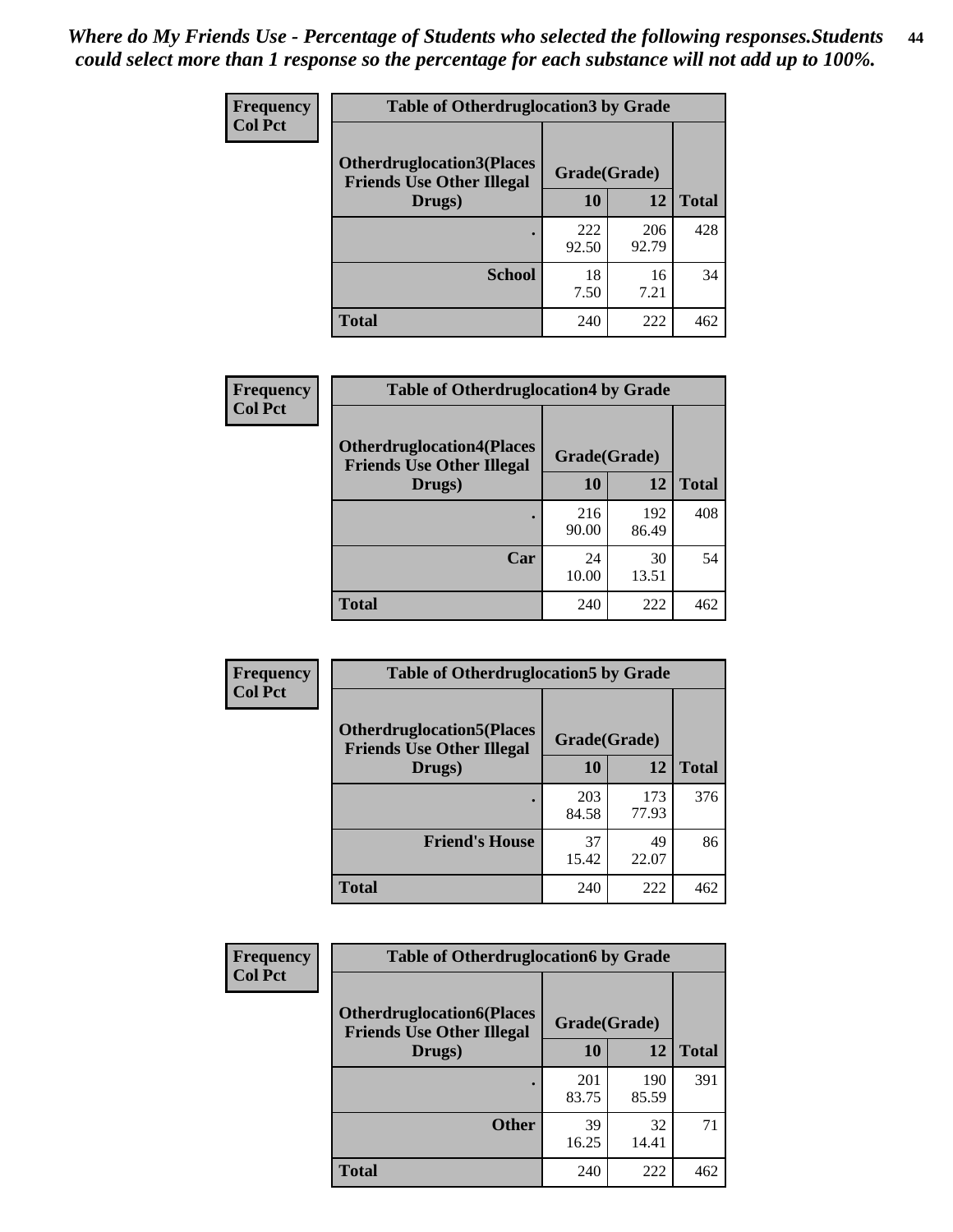*Where do My Friends Use - Percentage of Students who selected the following responses.Students could select more than 1 response so the percentage for each substance will not add up to 100%.*

| Frequency Col Pct | Table of Otherdruglocation3 by Grade | | |
|---|---|---|---|
| Otherdruglocation3(Places Friends Use Other Illegal Drugs) | Grade(Grade) | | |
| | 10 | 12 | Total |
| . | 222<br>92.50 | 206<br>92.79 | 428 |
| School | 18<br>7.50 | 16<br>7.21 | 34 |
| Total | 240 | 222 | 462 |

| Frequency Col Pct | Table of Otherdruglocation4 by Grade | | |
|---|---|---|---|
| Otherdruglocation4(Places Friends Use Other Illegal Drugs) | Grade(Grade) | | |
| | 10 | 12 | Total |
| . | 216<br>90.00 | 192<br>86.49 | 408 |
| Car | 24<br>10.00 | 30<br>13.51 | 54 |
| Total | 240 | 222 | 462 |

| Frequency Col Pct | Table of Otherdruglocation5 by Grade | | |
|---|---|---|---|
| Otherdruglocation5(Places Friends Use Other Illegal Drugs) | Grade(Grade) | | |
| | 10 | 12 | Total |
| . | 203<br>84.58 | 173<br>77.93 | 376 |
| Friend's House | 37<br>15.42 | 49<br>22.07 | 86 |
| Total | 240 | 222 | 462 |

| Frequency Col Pct | Table of Otherdruglocation6 by Grade | | |
|---|---|---|---|
| Otherdruglocation6(Places Friends Use Other Illegal Drugs) | Grade(Grade) | | |
| | 10 | 12 | Total |
| . | 201<br>83.75 | 190<br>85.59 | 391 |
| Other | 39<br>16.25 | 32<br>14.41 | 71 |
| Total | 240 | 222 | 462 |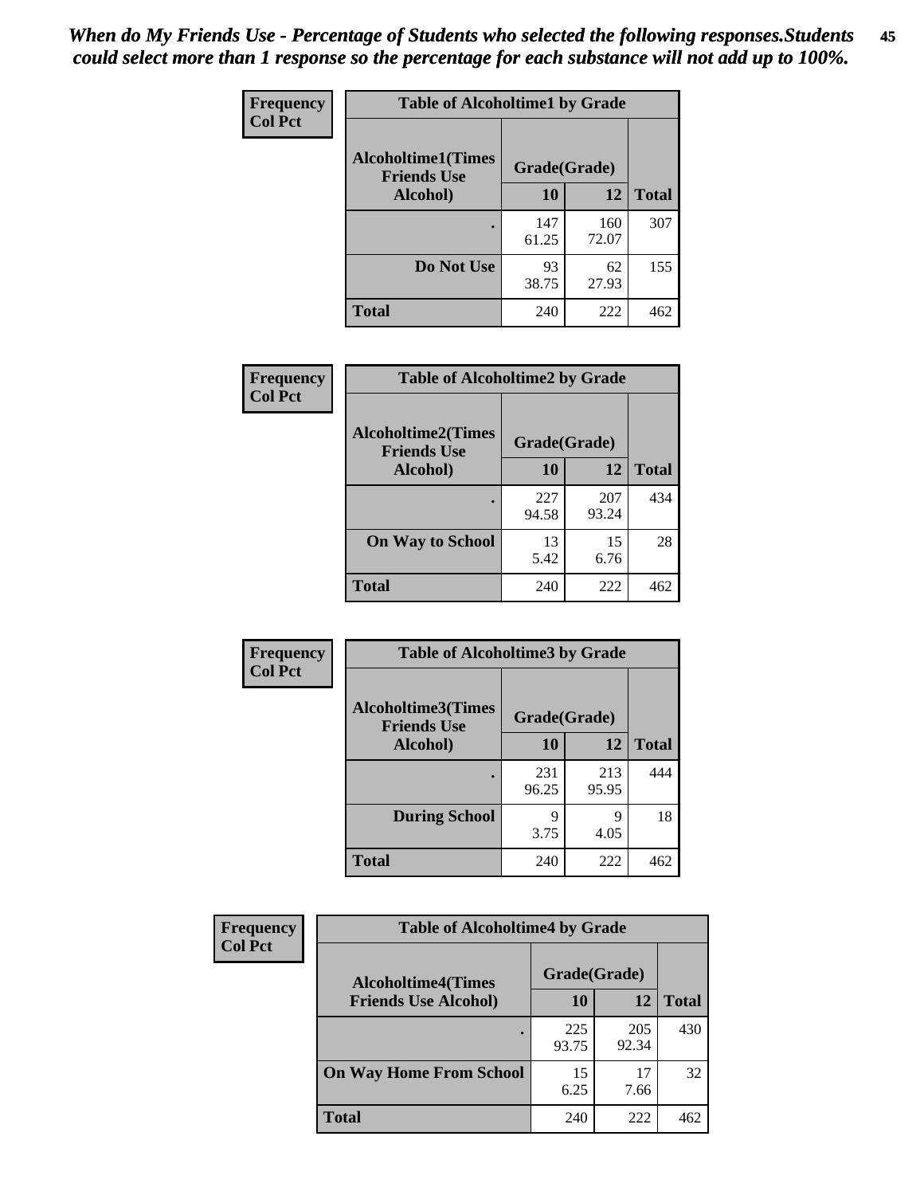*When do My Friends Use - Percentage of Students who selected the following responses.Students could select more than 1 response so the percentage for each substance will not add up to 100%.*

**Frequency**
**Col Pct**

| Table of Alcoholtime1 by Grade | | | |
|---|---|---|---|
| **Alcoholtime1(Times Friends Use Alcohol)** | **Grade(Grade)** | | |
| | **10** | **12** | **Total** |
| **.** | 147<br>61.25 | 160<br>72.07 | 307 |
| **Do Not Use** | 93<br>38.75 | 62<br>27.93 | 155 |
| **Total** | 240 | 222 | 462 |

**Frequency**
**Col Pct**

| Table of Alcoholtime2 by Grade | | | |
|---|---|---|---|
| **Alcoholtime2(Times Friends Use Alcohol)** | **Grade(Grade)** | | |
| | **10** | **12** | **Total** |
| **.** | 227<br>94.58 | 207<br>93.24 | 434 |
| **On Way to School** | 13<br>5.42 | 15<br>6.76 | 28 |
| **Total** | 240 | 222 | 462 |

**Frequency**
**Col Pct**

| Table of Alcoholtime3 by Grade | | | |
|---|---|---|---|
| **Alcoholtime3(Times Friends Use Alcohol)** | **Grade(Grade)** | | |
| | **10** | **12** | **Total** |
| **.** | 231<br>96.25 | 213<br>95.95 | 444 |
| **During School** | 9<br>3.75 | 9<br>4.05 | 18 |
| **Total** | 240 | 222 | 462 |

**Frequency**
**Col Pct**

| Table of Alcoholtime4 by Grade | | | |
|---|---|---|---|
| **Alcoholtime4(Times Friends Use Alcohol)** | **Grade(Grade)** | | |
| | **10** | **12** | **Total** |
| **.** | 225<br>93.75 | 205<br>92.34 | 430 |
| **On Way Home From School** | 15<br>6.25 | 17<br>7.66 | 32 |
| **Total** | 240 | 222 | 462 |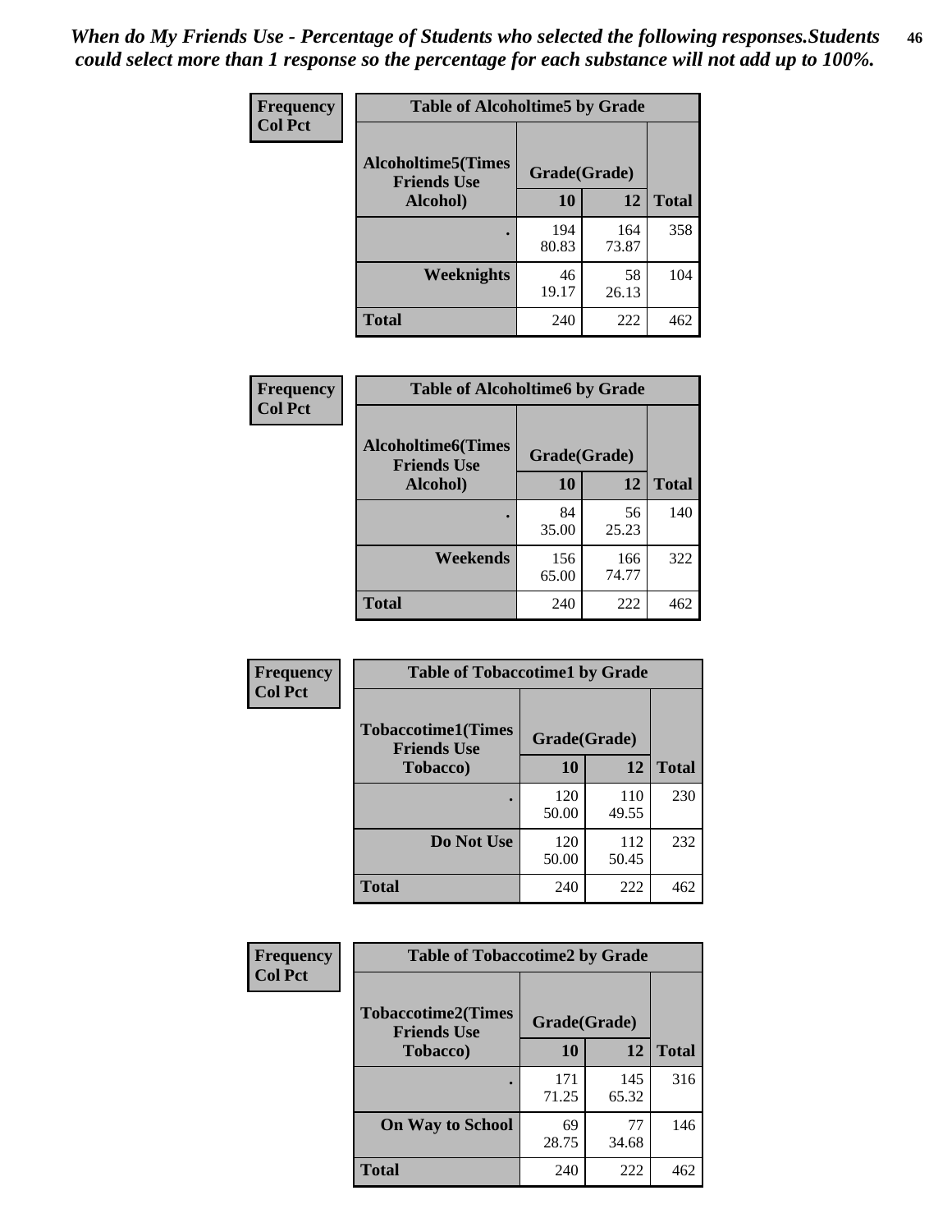*When do My Friends Use - Percentage of Students who selected the following responses.Students could select more than 1 response so the percentage for each substance will not add up to 100%.*

**Frequency**
**Col Pct**

| Table of Alcoholtime5 by Grade | | | |
|---|---|---|---|
| **Alcoholtime5(Times Friends Use Alcohol)** | **Grade(Grade)** | | |
| | **10** | **12** | **Total** |
| **.** | 194<br>80.83 | 164<br>73.87 | 358 |
| **Weeknights** | 46<br>19.17 | 58<br>26.13 | 104 |
| **Total** | 240 | 222 | 462 |

**Frequency**
**Col Pct**

| Table of Alcoholtime6 by Grade | | | |
|---|---|---|---|
| **Alcoholtime6(Times Friends Use Alcohol)** | **Grade(Grade)** | | |
| | **10** | **12** | **Total** |
| **.** | 84<br>35.00 | 56<br>25.23 | 140 |
| **Weekends** | 156<br>65.00 | 166<br>74.77 | 322 |
| **Total** | 240 | 222 | 462 |

**Frequency**
**Col Pct**

| Table of Tobaccotime1 by Grade | | | |
|---|---|---|---|
| **Tobaccotime1(Times Friends Use Tobacco)** | **Grade(Grade)** | | |
| | **10** | **12** | **Total** |
| **.** | 120<br>50.00 | 110<br>49.55 | 230 |
| **Do Not Use** | 120<br>50.00 | 112<br>50.45 | 232 |
| **Total** | 240 | 222 | 462 |

**Frequency**
**Col Pct**

| Table of Tobaccotime2 by Grade | | | |
|---|---|---|---|
| **Tobaccotime2(Times Friends Use Tobacco)** | **Grade(Grade)** | | |
| | **10** | **12** | **Total** |
| **.** | 171<br>71.25 | 145<br>65.32 | 316 |
| **On Way to School** | 69<br>28.75 | 77<br>34.68 | 146 |
| **Total** | 240 | 222 | 462 |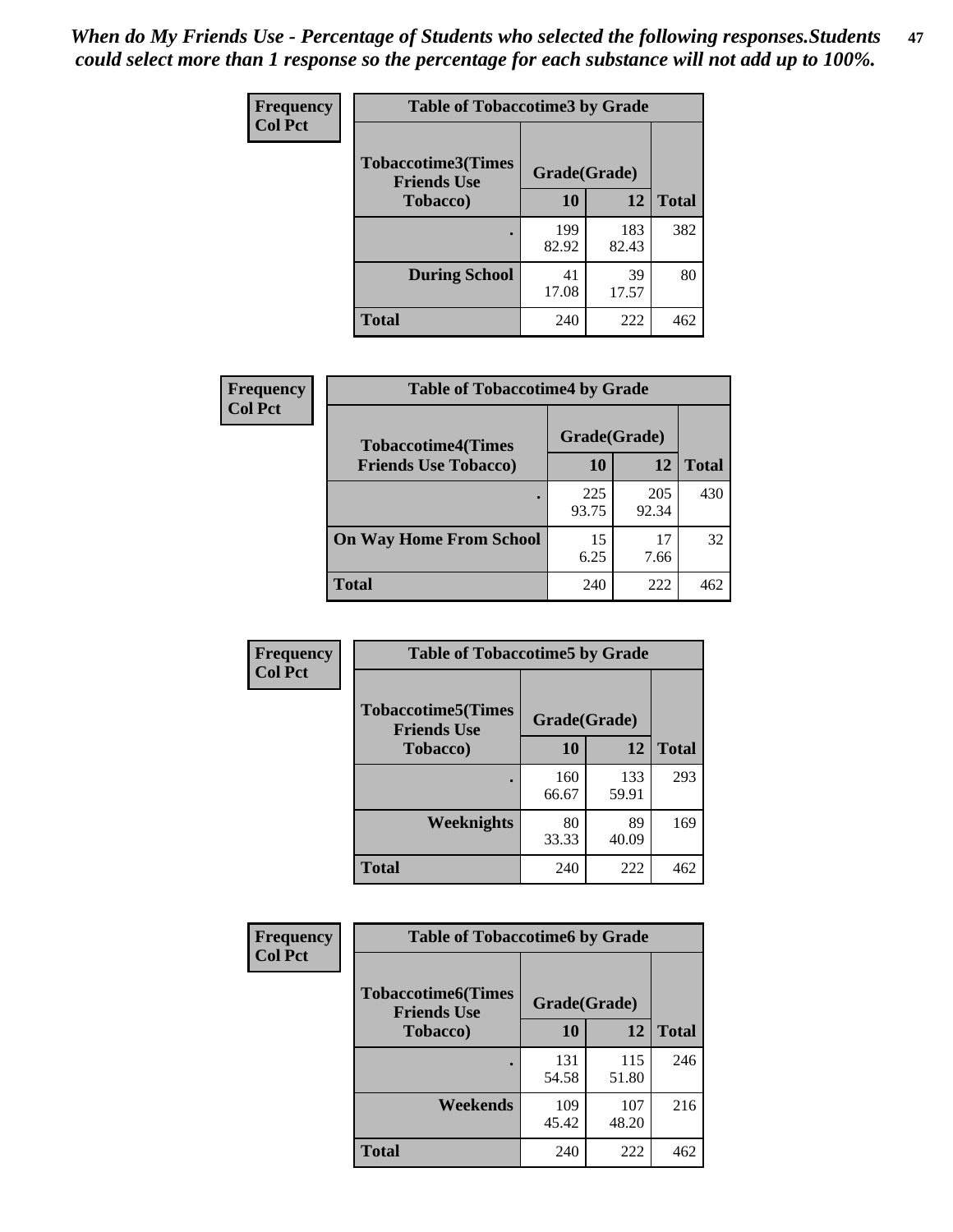*When do My Friends Use - Percentage of Students who selected the following responses.Students could select more than 1 response so the percentage for each substance will not add up to 100%.*

**Frequency**
**Col Pct**

| Table of Tobaccotime3 by Grade | | | |
|---|---|---|---|
| **Tobaccotime3(Times Friends Use Tobacco)** | **Grade(Grade)** | | |
| | **10** | **12** | **Total** |
| . | 199<br>82.92 | 183<br>82.43 | 382 |
| **During School** | 41<br>17.08 | 39<br>17.57 | 80 |
| **Total** | 240 | 222 | 462 |

**Frequency**
**Col Pct**

| Table of Tobaccotime4 by Grade | | | |
|---|---|---|---|
| **Tobaccotime4(Times Friends Use Tobacco)** | **Grade(Grade)** | | |
| | **10** | **12** | **Total** |
| . | 225<br>93.75 | 205<br>92.34 | 430 |
| **On Way Home From School** | 15<br>6.25 | 17<br>7.66 | 32 |
| **Total** | 240 | 222 | 462 |

**Frequency**
**Col Pct**

| Table of Tobaccotime5 by Grade | | | |
|---|---|---|---|
| **Tobaccotime5(Times Friends Use Tobacco)** | **Grade(Grade)** | | |
| | **10** | **12** | **Total** |
| . | 160<br>66.67 | 133<br>59.91 | 293 |
| **Weeknights** | 80<br>33.33 | 89<br>40.09 | 169 |
| **Total** | 240 | 222 | 462 |

**Frequency**
**Col Pct**

| Table of Tobaccotime6 by Grade | | | |
|---|---|---|---|
| **Tobaccotime6(Times Friends Use Tobacco)** | **Grade(Grade)** | | |
| | **10** | **12** | **Total** |
| . | 131<br>54.58 | 115<br>51.80 | 246 |
| **Weekends** | 109<br>45.42 | 107<br>48.20 | 216 |
| **Total** | 240 | 222 | 462 |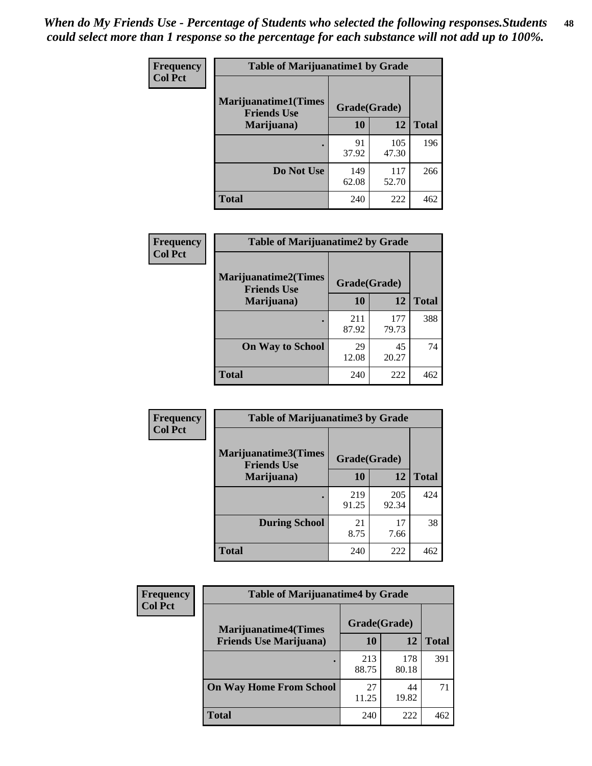*When do My Friends Use - Percentage of Students who selected the following responses.Students could select more than 1 response so the percentage for each substance will not add up to 100%.*

**Frequency**
**Col Pct**

| Table of Marijuanatime1 by Grade | | | |
|---|---|---|---|
| **Marijuanatime1(Times Friends Use Marijuana)** | **Grade(Grade)** | | **Total** |
| | **10** | **12** | |
| **.** | 91<br>37.92 | 105<br>47.30 | 196 |
| **Do Not Use** | 149<br>62.08 | 117<br>52.70 | 266 |
| **Total** | 240 | 222 | 462 |

**Frequency**
**Col Pct**

| Table of Marijuanatime2 by Grade | | | |
|---|---|---|---|
| **Marijuanatime2(Times Friends Use Marijuana)** | **Grade(Grade)** | | **Total** |
| | **10** | **12** | |
| **.** | 211<br>87.92 | 177<br>79.73 | 388 |
| **On Way to School** | 29<br>12.08 | 45<br>20.27 | 74 |
| **Total** | 240 | 222 | 462 |

**Frequency**
**Col Pct**

| Table of Marijuanatime3 by Grade | | | |
|---|---|---|---|
| **Marijuanatime3(Times Friends Use Marijuana)** | **Grade(Grade)** | | **Total** |
| | **10** | **12** | |
| **.** | 219<br>91.25 | 205<br>92.34 | 424 |
| **During School** | 21<br>8.75 | 17<br>7.66 | 38 |
| **Total** | 240 | 222 | 462 |

**Frequency**
**Col Pct**

| Table of Marijuanatime4 by Grade | | | |
|---|---|---|---|
| **Marijuanatime4(Times Friends Use Marijuana)** | **Grade(Grade)** | | **Total** |
| | **10** | **12** | |
| **.** | 213<br>88.75 | 178<br>80.18 | 391 |
| **On Way Home From School** | 27<br>11.25 | 44<br>19.82 | 71 |
| **Total** | 240 | 222 | 462 |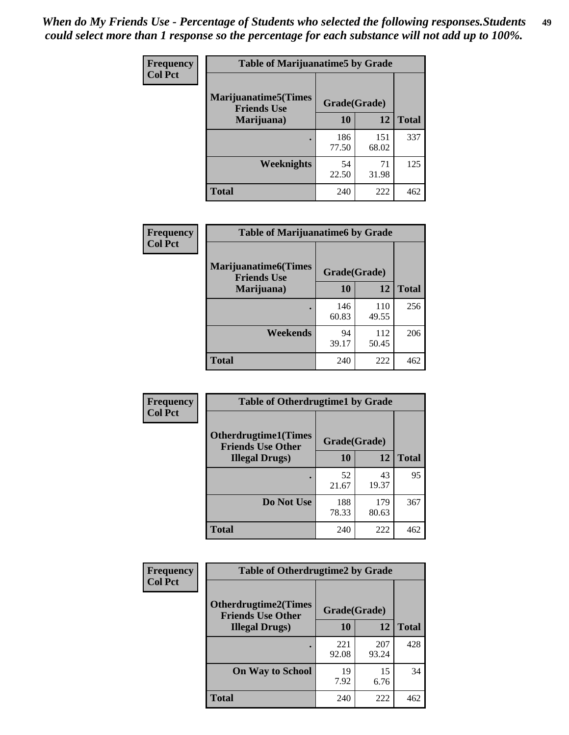*When do My Friends Use - Percentage of Students who selected the following responses.Students could select more than 1 response so the percentage for each substance will not add up to 100%.*

**Frequency / Col Pct**

| Table of Marijuanatime5 by Grade | | | |
|---|---|---|---|
| Marijuanatime5(Times Friends Use Marijuana) | Grade(Grade) | | Total |
| | 10 | 12 | |
| . | 186<br>77.50 | 151<br>68.02 | 337 |
| Weeknights | 54<br>22.50 | 71<br>31.98 | 125 |
| Total | 240 | 222 | 462 |

**Frequency / Col Pct**

| Table of Marijuanatime6 by Grade | | | |
|---|---|---|---|
| Marijuanatime6(Times Friends Use Marijuana) | Grade(Grade) | | Total |
| | 10 | 12 | |
| . | 146<br>60.83 | 110<br>49.55 | 256 |
| Weekends | 94<br>39.17 | 112<br>50.45 | 206 |
| Total | 240 | 222 | 462 |

**Frequency / Col Pct**

| Table of Otherdrugtime1 by Grade | | | |
|---|---|---|---|
| Otherdrugtime1(Times Friends Use Other Illegal Drugs) | Grade(Grade) | | Total |
| | 10 | 12 | |
| . | 52<br>21.67 | 43<br>19.37 | 95 |
| Do Not Use | 188<br>78.33 | 179<br>80.63 | 367 |
| Total | 240 | 222 | 462 |

**Frequency / Col Pct**

| Table of Otherdrugtime2 by Grade | | | |
|---|---|---|---|
| Otherdrugtime2(Times Friends Use Other Illegal Drugs) | Grade(Grade) | | Total |
| | 10 | 12 | |
| . | 221<br>92.08 | 207<br>93.24 | 428 |
| On Way to School | 19<br>7.92 | 15<br>6.76 | 34 |
| Total | 240 | 222 | 462 |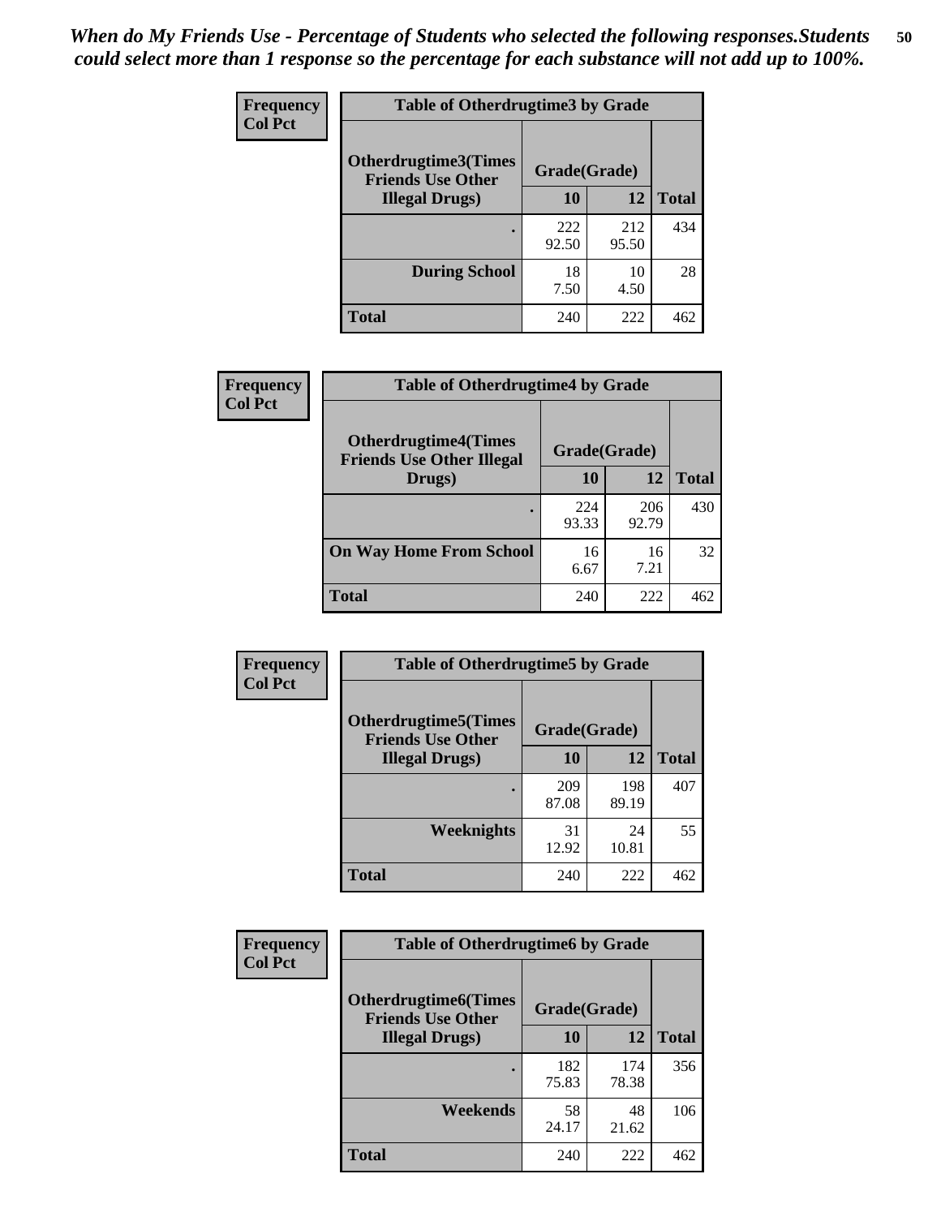*When do My Friends Use - Percentage of Students who selected the following responses.Students could select more than 1 response so the percentage for each substance will not add up to 100%.*

**Frequency**
**Col Pct**

| Table of Otherdrugtime3 by Grade | | | |
|---|---|---|---|
| **Otherdrugtime3(Times Friends Use Other Illegal Drugs)** | **Grade(Grade)** | | |
| | **10** | **12** | **Total** |
| **.** | 222<br>92.50 | 212<br>95.50 | 434 |
| **During School** | 18<br>7.50 | 10<br>4.50 | 28 |
| **Total** | 240 | 222 | 462 |

**Frequency**
**Col Pct**

| Table of Otherdrugtime4 by Grade | | | |
|---|---|---|---|
| **Otherdrugtime4(Times Friends Use Other Illegal Drugs)** | **Grade(Grade)** | | |
| | **10** | **12** | **Total** |
| **.** | 224<br>93.33 | 206<br>92.79 | 430 |
| **On Way Home From School** | 16<br>6.67 | 16<br>7.21 | 32 |
| **Total** | 240 | 222 | 462 |

**Frequency**
**Col Pct**

| Table of Otherdrugtime5 by Grade | | | |
|---|---|---|---|
| **Otherdrugtime5(Times Friends Use Other Illegal Drugs)** | **Grade(Grade)** | | |
| | **10** | **12** | **Total** |
| **.** | 209<br>87.08 | 198<br>89.19 | 407 |
| **Weeknights** | 31<br>12.92 | 24<br>10.81 | 55 |
| **Total** | 240 | 222 | 462 |

**Frequency**
**Col Pct**

| Table of Otherdrugtime6 by Grade | | | |
|---|---|---|---|
| **Otherdrugtime6(Times Friends Use Other Illegal Drugs)** | **Grade(Grade)** | | |
| | **10** | **12** | **Total** |
| **.** | 182<br>75.83 | 174<br>78.38 | 356 |
| **Weekends** | 58<br>24.17 | 48<br>21.62 | 106 |
| **Total** | 240 | 222 | 462 |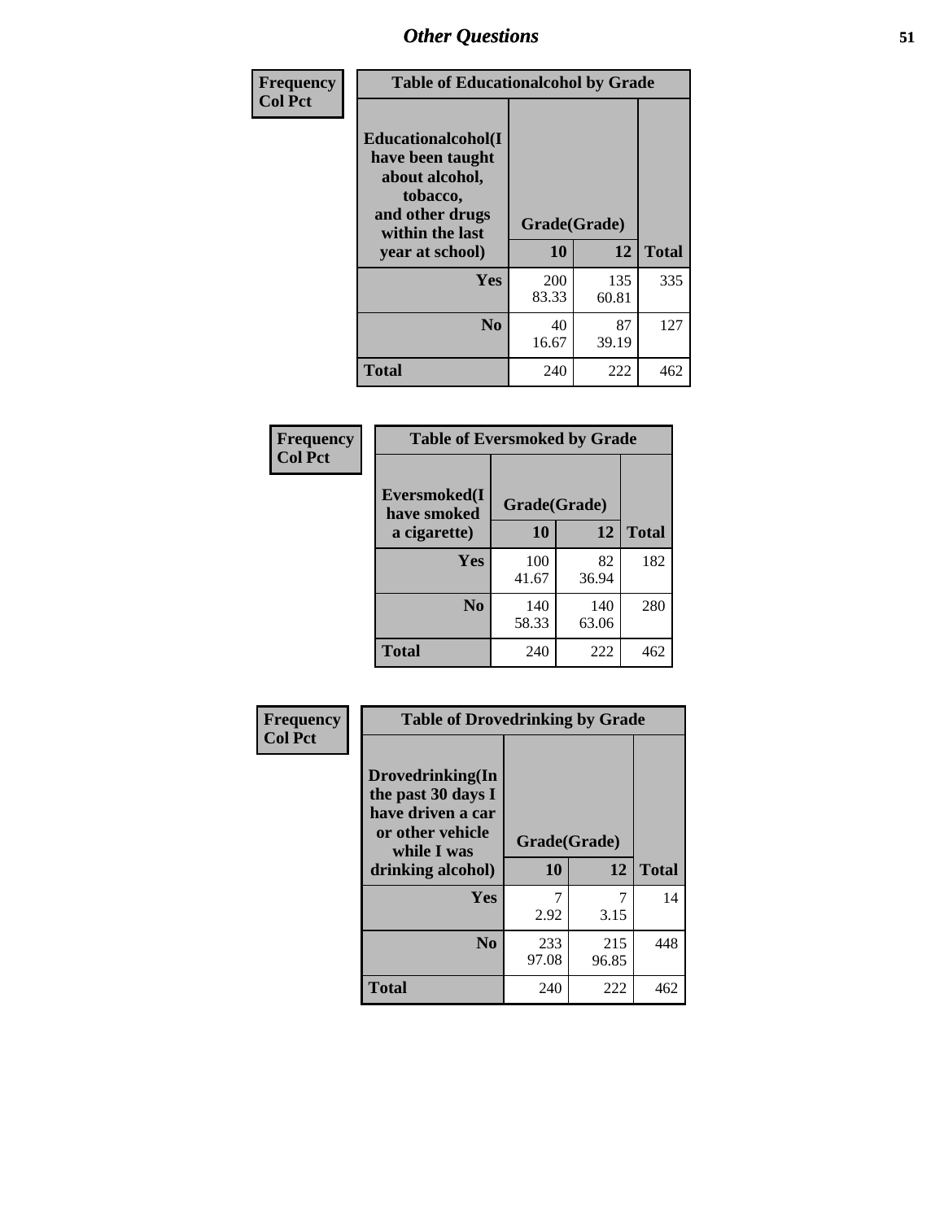| Frequency<br>Col Pct | Table of Educationalcohol by Grade | | |
|---|---|---|---|
| Educationalcohol(I have been taught about alcohol, tobacco, and other drugs within the last year at school) | Grade(Grade) | | |
| | 10 | 12 | Total |
| Yes | 200<br>83.33 | 135<br>60.81 | 335 |
| No | 40<br>16.67 | 87<br>39.19 | 127 |
| Total | 240 | 222 | 462 |

| Frequency<br>Col Pct | Table of Eversmoked by Grade | | |
|---|---|---|---|
| Eversmoked(I have smoked a cigarette) | Grade(Grade) | | |
| | 10 | 12 | Total |
| Yes | 100<br>41.67 | 82<br>36.94 | 182 |
| No | 140<br>58.33 | 140<br>63.06 | 280 |
| Total | 240 | 222 | 462 |

| Frequency<br>Col Pct | Table of Drovedrinking by Grade | | |
|---|---|---|---|
| Drovedrinking(In the past 30 days I have driven a car or other vehicle while I was drinking alcohol) | Grade(Grade) | | |
| | 10 | 12 | Total |
| Yes | 7<br>2.92 | 7<br>3.15 | 14 |
| No | 233<br>97.08 | 215<br>96.85 | 448 |
| Total | 240 | 222 | 462 |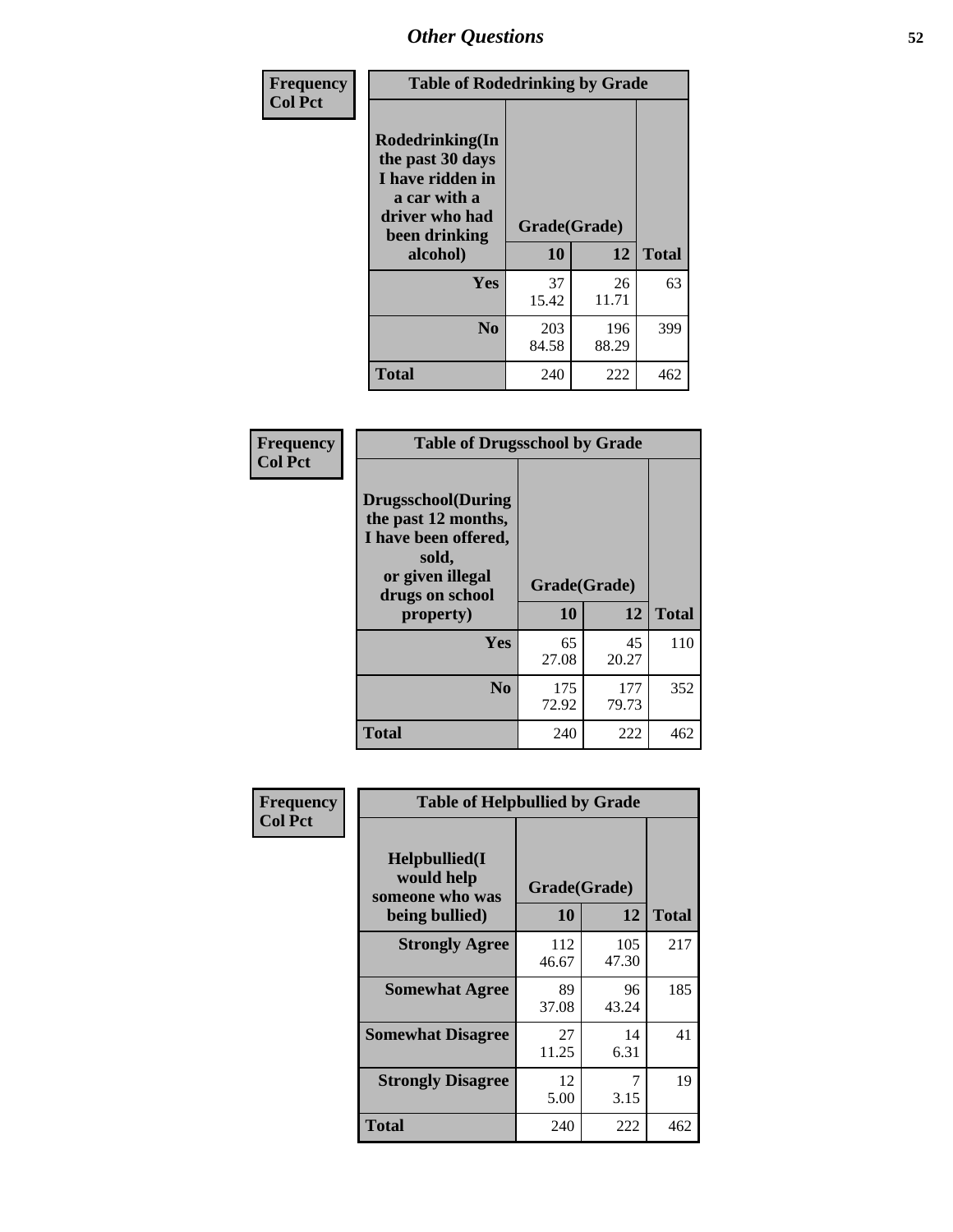# Other Questions

**Frequency**
**Col Pct**

| Table of Rodedrinking by Grade | | | |
|---|---|---|---|
| **Rodedrinking(In the past 30 days I have ridden in a car with a driver who had been drinking alcohol)** | **Grade(Grade)** | | |
| | **10** | **12** | **Total** |
| **Yes** | 37<br>15.42 | 26<br>11.71 | 63 |
| **No** | 203<br>84.58 | 196<br>88.29 | 399 |
| **Total** | 240 | 222 | 462 |

**Frequency**
**Col Pct**

| Table of Drugsschool by Grade | | | |
|---|---|---|---|
| **Drugsschool(During the past 12 months, I have been offered, sold, or given illegal drugs on school property)** | **Grade(Grade)** | | |
| | **10** | **12** | **Total** |
| **Yes** | 65<br>27.08 | 45<br>20.27 | 110 |
| **No** | 175<br>72.92 | 177<br>79.73 | 352 |
| **Total** | 240 | 222 | 462 |

**Frequency**
**Col Pct**

| Table of Helpbullied by Grade | | | |
|---|---|---|---|
| **Helpbullied(I would help someone who was being bullied)** | **Grade(Grade)** | | |
| | **10** | **12** | **Total** |
| **Strongly Agree** | 112<br>46.67 | 105<br>47.30 | 217 |
| **Somewhat Agree** | 89<br>37.08 | 96<br>43.24 | 185 |
| **Somewhat Disagree** | 27<br>11.25 | 14<br>6.31 | 41 |
| **Strongly Disagree** | 12<br>5.00 | 7<br>3.15 | 19 |
| **Total** | 240 | 222 | 462 |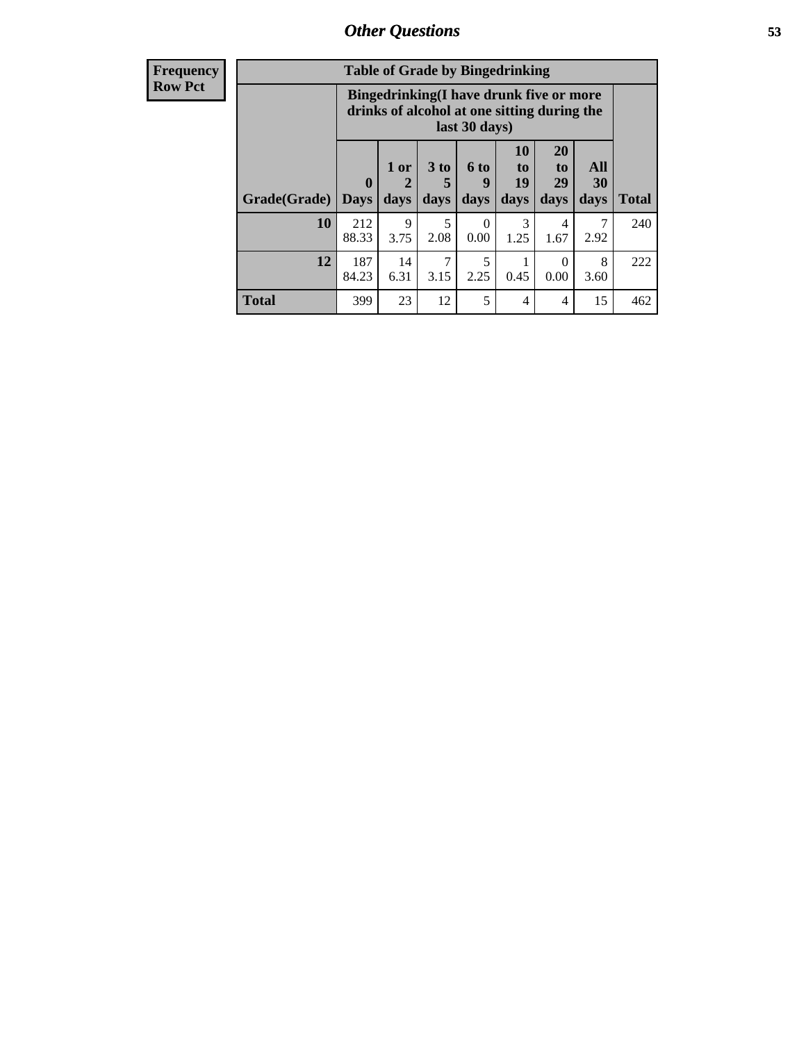**Frequency**
**Row Pct**

| Table of Grade by Bingedrinking | | | | | | | | |
|---|---|---|---|---|---|---|---|---|
| | Bingedrinking(I have drunk five or more drinks of alcohol at one sitting during the last 30 days) | | | | | | | |
| Grade(Grade) | 0 Days | 1 or 2 days | 3 to 5 days | 6 to 9 days | 10 to 19 days | 20 to 29 days | All 30 days | Total |
| 10 | 212<br>88.33 | 9<br>3.75 | 5<br>2.08 | 0<br>0.00 | 3<br>1.25 | 4<br>1.67 | 7<br>2.92 | 240 |
| 12 | 187<br>84.23 | 14<br>6.31 | 7<br>3.15 | 5<br>2.25 | 1<br>0.45 | 0<br>0.00 | 8<br>3.60 | 222 |
| **Total** | 399 | 23 | 12 | 5 | 4 | 4 | 15 | 462 |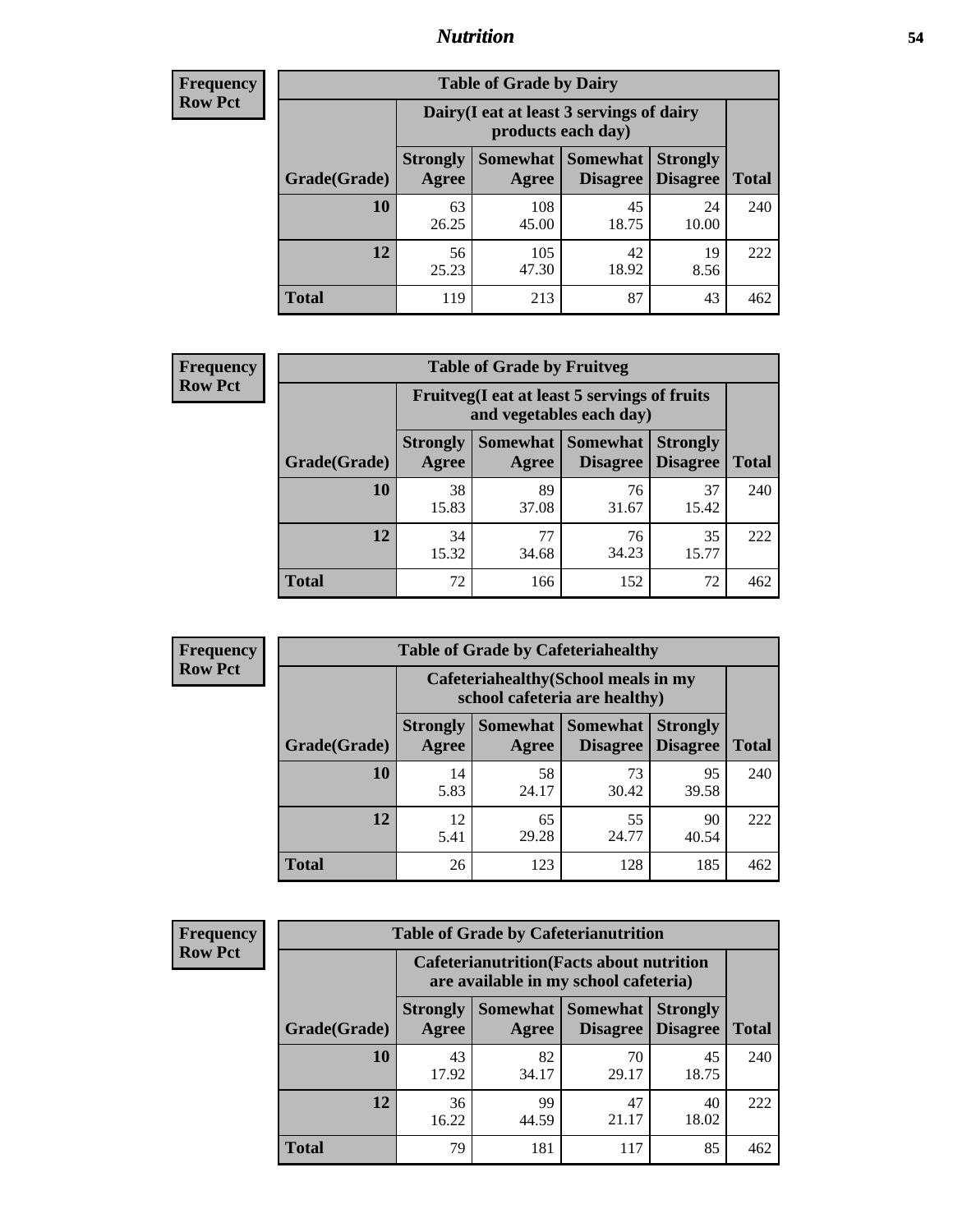# Nutrition

**Frequency**
**Row Pct**

| Table of Grade by Dairy | | | | | |
|---|---|---|---|---|---|
| | Dairy(I eat at least 3 servings of dairy products each day) | | | | |
| Grade(Grade) | Strongly Agree | Somewhat Agree | Somewhat Disagree | Strongly Disagree | Total |
| **10** | 63<br>26.25 | 108<br>45.00 | 45<br>18.75 | 24<br>10.00 | 240 |
| **12** | 56<br>25.23 | 105<br>47.30 | 42<br>18.92 | 19<br>8.56 | 222 |
| **Total** | 119 | 213 | 87 | 43 | 462 |

**Frequency**
**Row Pct**

| Table of Grade by Fruitveg | | | | | |
|---|---|---|---|---|---|
| | Fruitveg(I eat at least 5 servings of fruits and vegetables each day) | | | | |
| Grade(Grade) | Strongly Agree | Somewhat Agree | Somewhat Disagree | Strongly Disagree | Total |
| **10** | 38<br>15.83 | 89<br>37.08 | 76<br>31.67 | 37<br>15.42 | 240 |
| **12** | 34<br>15.32 | 77<br>34.68 | 76<br>34.23 | 35<br>15.77 | 222 |
| **Total** | 72 | 166 | 152 | 72 | 462 |

**Frequency**
**Row Pct**

| Table of Grade by Cafeteriahealthy | | | | | |
|---|---|---|---|---|---|
| | Cafeteriahealthy(School meals in my school cafeteria are healthy) | | | | |
| Grade(Grade) | Strongly Agree | Somewhat Agree | Somewhat Disagree | Strongly Disagree | Total |
| **10** | 14<br>5.83 | 58<br>24.17 | 73<br>30.42 | 95<br>39.58 | 240 |
| **12** | 12<br>5.41 | 65<br>29.28 | 55<br>24.77 | 90<br>40.54 | 222 |
| **Total** | 26 | 123 | 128 | 185 | 462 |

**Frequency**
**Row Pct**

| Table of Grade by Cafeterianutrition | | | | | |
|---|---|---|---|---|---|
| | Cafeterianutrition(Facts about nutrition are available in my school cafeteria) | | | | |
| Grade(Grade) | Strongly Agree | Somewhat Agree | Somewhat Disagree | Strongly Disagree | Total |
| **10** | 43<br>17.92 | 82<br>34.17 | 70<br>29.17 | 45<br>18.75 | 240 |
| **12** | 36<br>16.22 | 99<br>44.59 | 47<br>21.17 | 40<br>18.02 | 222 |
| **Total** | 79 | 181 | 117 | 85 | 462 |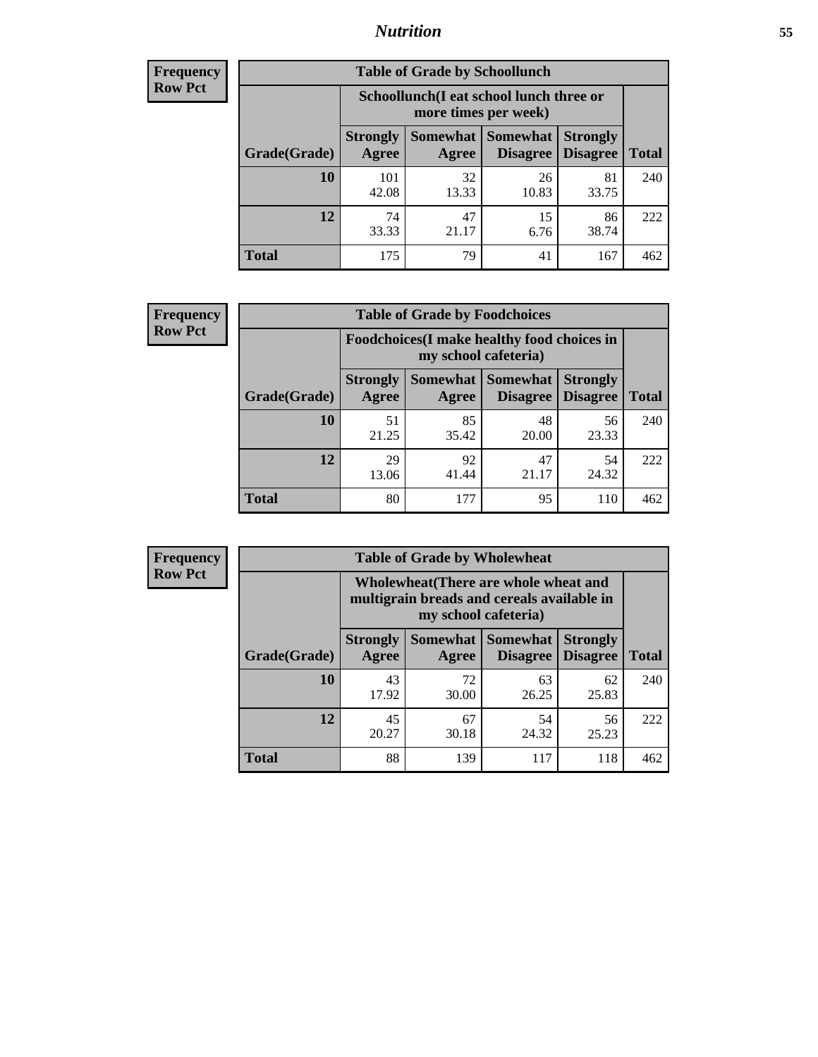**Frequency Row Pct**

| Table of Grade by Schoollunch | | | | | |
|---|---|---|---|---|---|
| | Schoollunch(I eat school lunch three or more times per week) | | | | |
| Grade(Grade) | Strongly Agree | Somewhat Agree | Somewhat Disagree | Strongly Disagree | Total |
| 10 | 101<br>42.08 | 32<br>13.33 | 26<br>10.83 | 81<br>33.75 | 240 |
| 12 | 74<br>33.33 | 47<br>21.17 | 15<br>6.76 | 86<br>38.74 | 222 |
| Total | 175 | 79 | 41 | 167 | 462 |

**Frequency Row Pct**

| Table of Grade by Foodchoices | | | | | |
|---|---|---|---|---|---|
| | Foodchoices(I make healthy food choices in my school cafeteria) | | | | |
| Grade(Grade) | Strongly Agree | Somewhat Agree | Somewhat Disagree | Strongly Disagree | Total |
| 10 | 51<br>21.25 | 85<br>35.42 | 48<br>20.00 | 56<br>23.33 | 240 |
| 12 | 29<br>13.06 | 92<br>41.44 | 47<br>21.17 | 54<br>24.32 | 222 |
| Total | 80 | 177 | 95 | 110 | 462 |

**Frequency Row Pct**

| Table of Grade by Wholewheat | | | | | |
|---|---|---|---|---|---|
| | Wholewheat(There are whole wheat and multigrain breads and cereals available in my school cafeteria) | | | | |
| Grade(Grade) | Strongly Agree | Somewhat Agree | Somewhat Disagree | Strongly Disagree | Total |
| 10 | 43<br>17.92 | 72<br>30.00 | 63<br>26.25 | 62<br>25.83 | 240 |
| 12 | 45<br>20.27 | 67<br>30.18 | 54<br>24.32 | 56<br>25.23 | 222 |
| Total | 88 | 139 | 117 | 118 | 462 |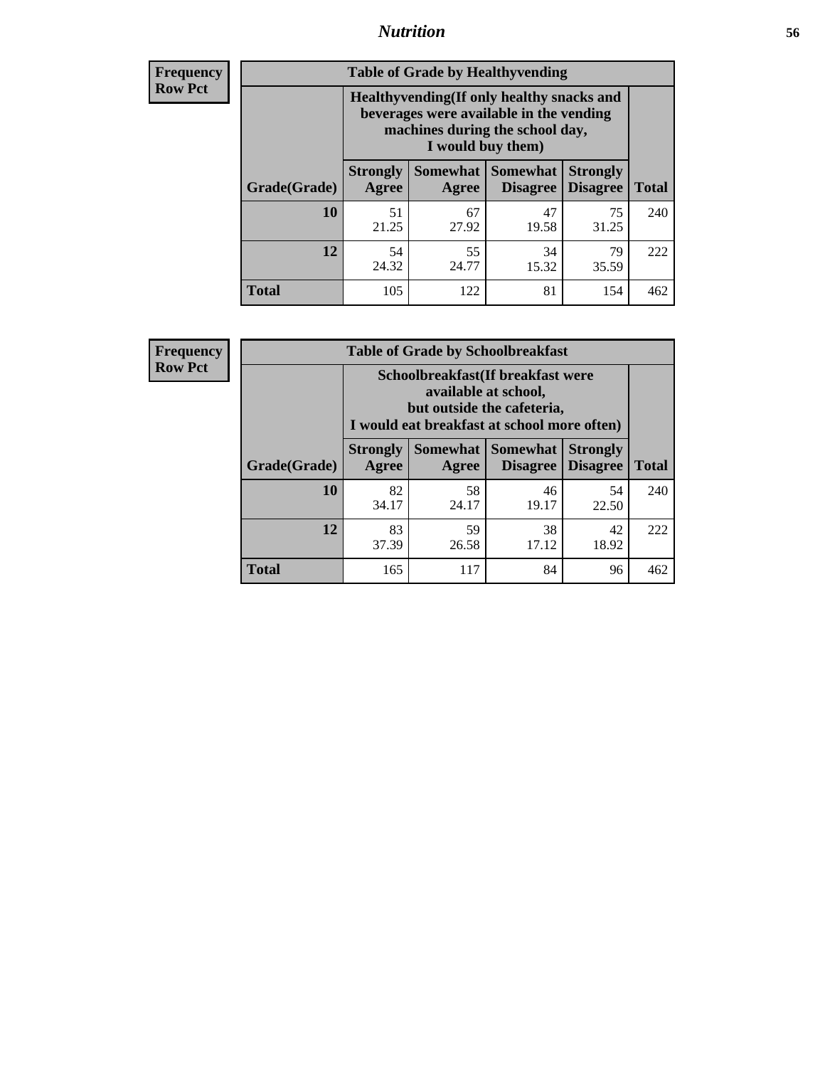**Frequency**
**Row Pct**

| Table of Grade by Healthyvending | | | | | |
|---|---|---|---|---|---|
| | Healthyvending(If only healthy snacks and beverages were available in the vending machines during the school day, I would buy them) | | | | |
| Grade(Grade) | Strongly Agree | Somewhat Agree | Somewhat Disagree | Strongly Disagree | Total |
| **10** | 51<br>21.25 | 67<br>27.92 | 47<br>19.58 | 75<br>31.25 | 240 |
| **12** | 54<br>24.32 | 55<br>24.77 | 34<br>15.32 | 79<br>35.59 | 222 |
| **Total** | 105 | 122 | 81 | 154 | 462 |

**Frequency**
**Row Pct**

| Table of Grade by Schoolbreakfast | | | | | |
|---|---|---|---|---|---|
| | Schoolbreakfast(If breakfast were available at school, but outside the cafeteria, I would eat breakfast at school more often) | | | | |
| Grade(Grade) | Strongly Agree | Somewhat Agree | Somewhat Disagree | Strongly Disagree | Total |
| **10** | 82<br>34.17 | 58<br>24.17 | 46<br>19.17 | 54<br>22.50 | 240 |
| **12** | 83<br>37.39 | 59<br>26.58 | 38<br>17.12 | 42<br>18.92 | 222 |
| **Total** | 165 | 117 | 84 | 96 | 462 |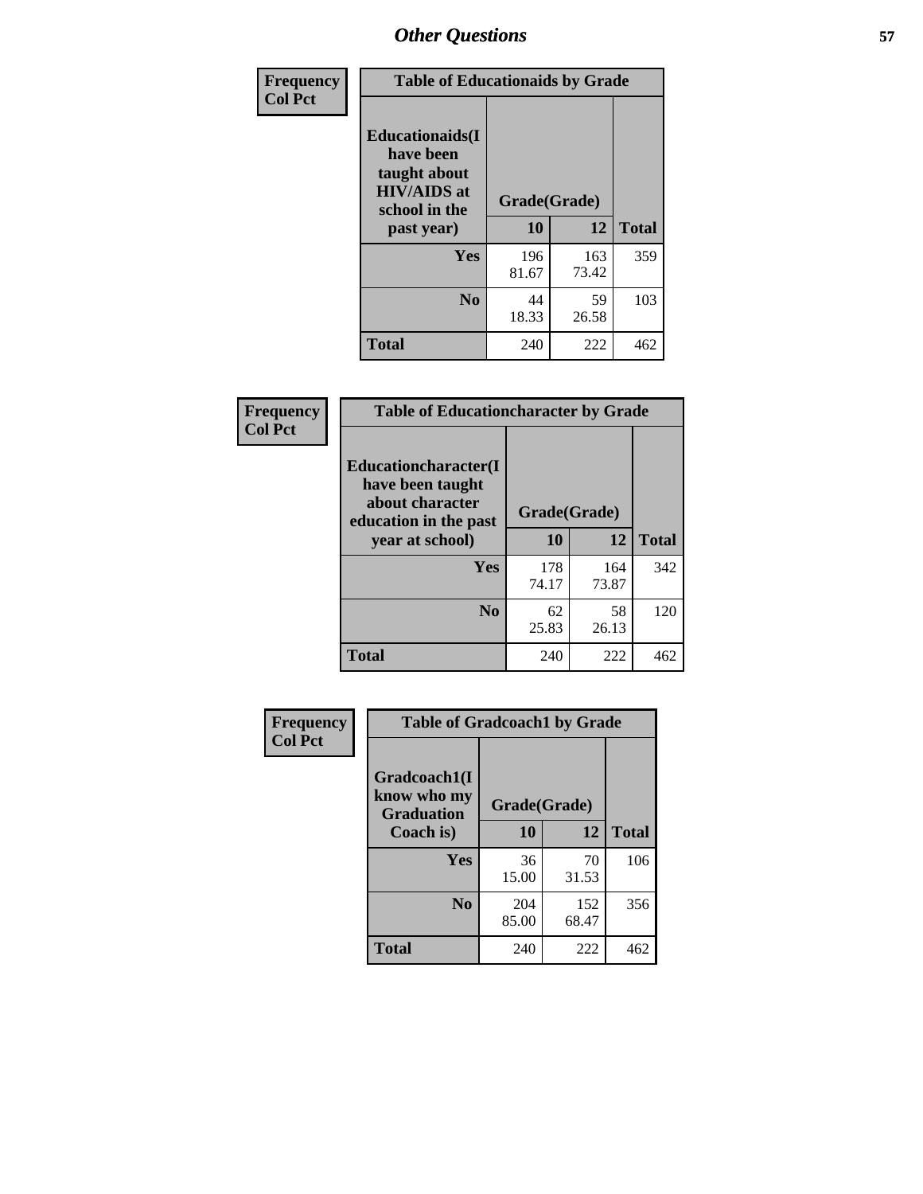# Other Questions

| Frequency<br>Col Pct | Table of Educationaids by Grade | | |
|---|---|---|---|
| Educationaids(I have been taught about HIV/AIDS at school in the past year) | Grade(Grade) | | |
| | 10 | 12 | Total |
| Yes | 196<br>81.67 | 163<br>73.42 | 359 |
| No | 44<br>18.33 | 59<br>26.58 | 103 |
| Total | 240 | 222 | 462 |

| Frequency<br>Col Pct | Table of Educationcharacter by Grade | | |
|---|---|---|---|
| Educationcharacter(I have been taught about character education in the past year at school) | Grade(Grade) | | |
| | 10 | 12 | Total |
| Yes | 178<br>74.17 | 164<br>73.87 | 342 |
| No | 62<br>25.83 | 58<br>26.13 | 120 |
| Total | 240 | 222 | 462 |

| Frequency<br>Col Pct | Table of Gradcoach1 by Grade | | |
|---|---|---|---|
| Gradcoach1(I know who my Graduation Coach is) | Grade(Grade) | | |
| | 10 | 12 | Total |
| Yes | 36<br>15.00 | 70<br>31.53 | 106 |
| No | 204<br>85.00 | 152<br>68.47 | 356 |
| Total | 240 | 222 | 462 |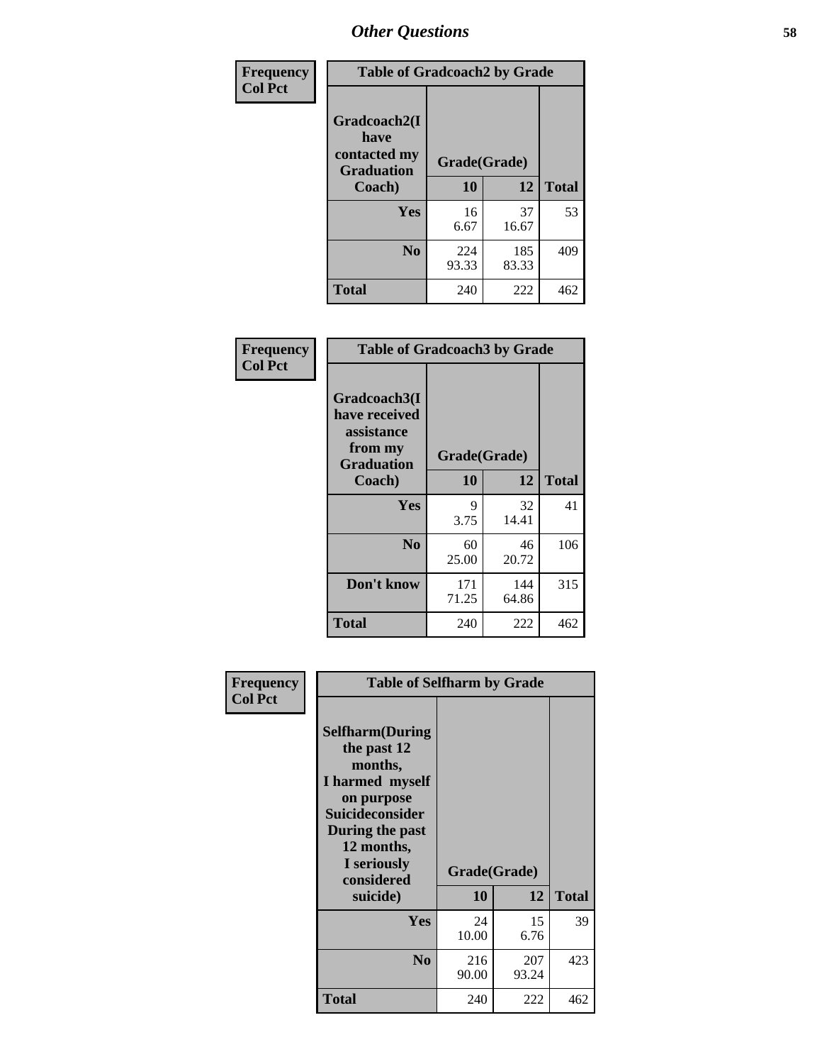| Frequency<br>Col Pct | Table of Gradcoach2 by Grade | | |
|---|---|---|---|
| Gradcoach2(I have contacted my Graduation Coach) | Grade(Grade) | | |
| | 10 | 12 | Total |
| Yes | 16<br>6.67 | 37<br>16.67 | 53 |
| No | 224<br>93.33 | 185<br>83.33 | 409 |
| Total | 240 | 222 | 462 |

| Frequency<br>Col Pct | Table of Gradcoach3 by Grade | | |
|---|---|---|---|
| Gradcoach3(I have received assistance from my Graduation Coach) | Grade(Grade) | | |
| | 10 | 12 | Total |
| Yes | 9<br>3.75 | 32<br>14.41 | 41 |
| No | 60<br>25.00 | 46<br>20.72 | 106 |
| Don't know | 171<br>71.25 | 144<br>64.86 | 315 |
| Total | 240 | 222 | 462 |

| Frequency<br>Col Pct | Table of Selfharm by Grade | | |
|---|---|---|---|
| Selfharm(During the past 12 months, I harmed myself on purpose Suicideconsider During the past 12 months, I seriously considered suicide) | Grade(Grade) | | |
| | 10 | 12 | Total |
| Yes | 24<br>10.00 | 15<br>6.76 | 39 |
| No | 216<br>90.00 | 207<br>93.24 | 423 |
| Total | 240 | 222 | 462 |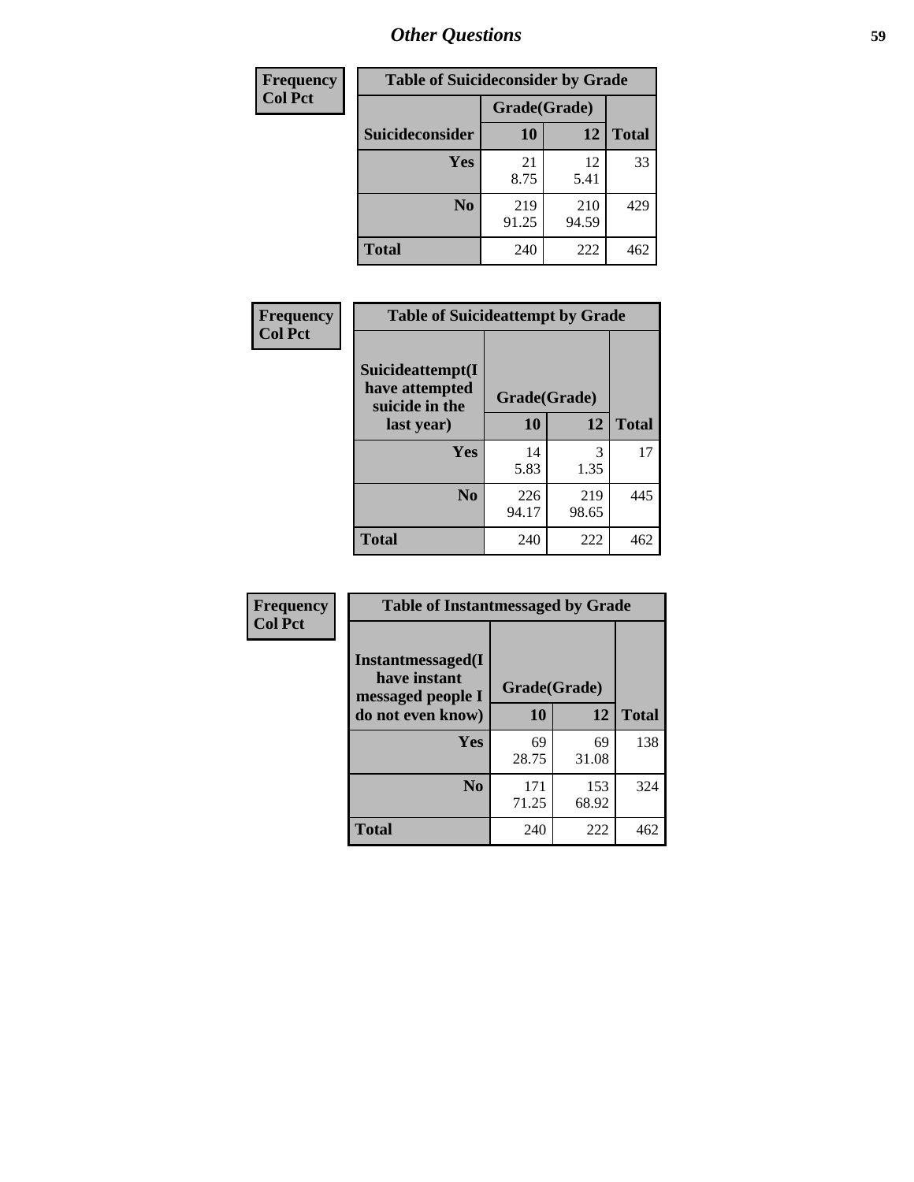# Other Questions

| Frequency Col Pct | Table of Suicideconsider by Grade | | |
|---|---|---|---|
| | Grade(Grade) | | |
| Suicideconsider | 10 | 12 | Total |
| Yes | 21<br>8.75 | 12<br>5.41 | 33 |
| No | 219<br>91.25 | 210<br>94.59 | 429 |
| Total | 240 | 222 | 462 |

| Frequency Col Pct | Table of Suicideattempt by Grade | | |
|---|---|---|---|
| Suicideattempt(I have attempted suicide in the last year) | Grade(Grade) | | |
| | 10 | 12 | Total |
| Yes | 14<br>5.83 | 3<br>1.35 | 17 |
| No | 226<br>94.17 | 219<br>98.65 | 445 |
| Total | 240 | 222 | 462 |

| Frequency Col Pct | Table of Instantmessaged by Grade | | |
|---|---|---|---|
| Instantmessaged(I have instant messaged people I do not even know) | Grade(Grade) | | |
| | 10 | 12 | Total |
| Yes | 69<br>28.75 | 69<br>31.08 | 138 |
| No | 171<br>71.25 | 153<br>68.92 | 324 |
| Total | 240 | 222 | 462 |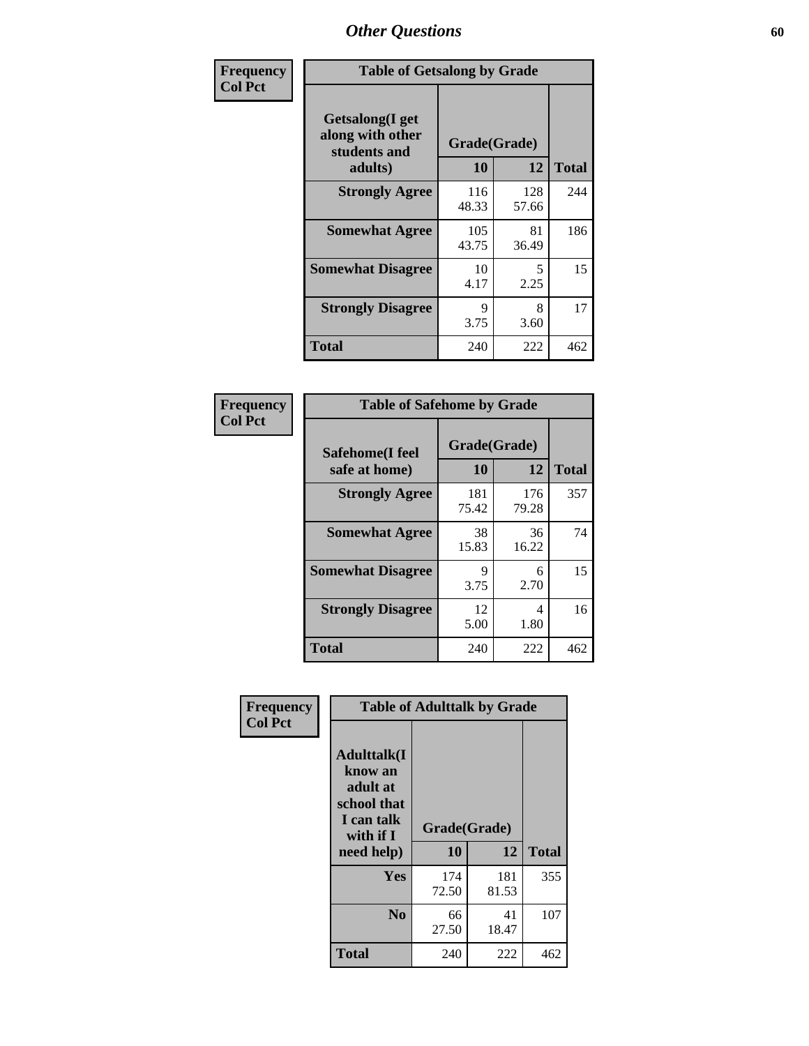| Frequency<br>Col Pct | Table of Getsalong by Grade | | |
|---|---|---|---|
| Getsalong(I get along with other students and adults) | Grade(Grade) | | |
| | 10 | 12 | Total |
| Strongly Agree | 116<br>48.33 | 128<br>57.66 | 244 |
| Somewhat Agree | 105<br>43.75 | 81<br>36.49 | 186 |
| Somewhat Disagree | 10<br>4.17 | 5<br>2.25 | 15 |
| Strongly Disagree | 9<br>3.75 | 8<br>3.60 | 17 |
| Total | 240 | 222 | 462 |

| Frequency<br>Col Pct | Table of Safehome by Grade | | |
|---|---|---|---|
| Safehome(I feel safe at home) | Grade(Grade) | | |
| | 10 | 12 | Total |
| Strongly Agree | 181<br>75.42 | 176<br>79.28 | 357 |
| Somewhat Agree | 38<br>15.83 | 36<br>16.22 | 74 |
| Somewhat Disagree | 9<br>3.75 | 6<br>2.70 | 15 |
| Strongly Disagree | 12<br>5.00 | 4<br>1.80 | 16 |
| Total | 240 | 222 | 462 |

| Frequency<br>Col Pct | Table of Adulttalk by Grade | | |
|---|---|---|---|
| Adulttalk(I know an adult at school that I can talk with if I need help) | Grade(Grade) | | |
| | 10 | 12 | Total |
| Yes | 174<br>72.50 | 181<br>81.53 | 355 |
| No | 66<br>27.50 | 41<br>18.47 | 107 |
| Total | 240 | 222 | 462 |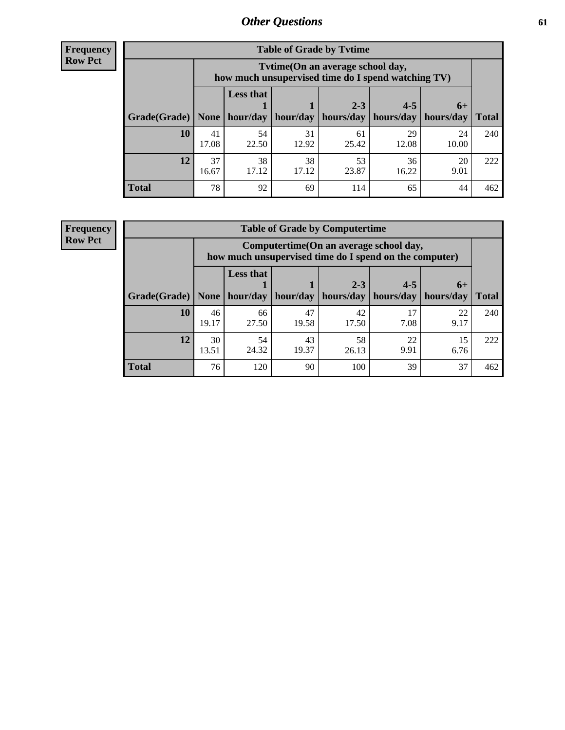**Frequency**
**Row Pct**

| Table of Grade by Tvtime | | | | | | | |
|---|---|---|---|---|---|---|---|
| | Tvtime(On an average school day, how much unsupervised time do I spend watching TV) | | | | | | |
| Grade(Grade) | None | Less that 1 hour/day | 1 hour/day | 2-3 hours/day | 4-5 hours/day | 6+ hours/day | Total |
| **10** | 41<br>17.08 | 54<br>22.50 | 31<br>12.92 | 61<br>25.42 | 29<br>12.08 | 24<br>10.00 | 240 |
| **12** | 37<br>16.67 | 38<br>17.12 | 38<br>17.12 | 53<br>23.87 | 36<br>16.22 | 20<br>9.01 | 222 |
| **Total** | 78 | 92 | 69 | 114 | 65 | 44 | 462 |

**Frequency**
**Row Pct**

| Table of Grade by Computertime | | | | | | | |
|---|---|---|---|---|---|---|---|
| | Computertime(On an average school day, how much unsupervised time do I spend on the computer) | | | | | | |
| Grade(Grade) | None | Less that 1 hour/day | 1 hour/day | 2-3 hours/day | 4-5 hours/day | 6+ hours/day | Total |
| **10** | 46<br>19.17 | 66<br>27.50 | 47<br>19.58 | 42<br>17.50 | 17<br>7.08 | 22<br>9.17 | 240 |
| **12** | 30<br>13.51 | 54<br>24.32 | 43<br>19.37 | 58<br>26.13 | 22<br>9.91 | 15<br>6.76 | 222 |
| **Total** | 76 | 120 | 90 | 100 | 39 | 37 | 462 |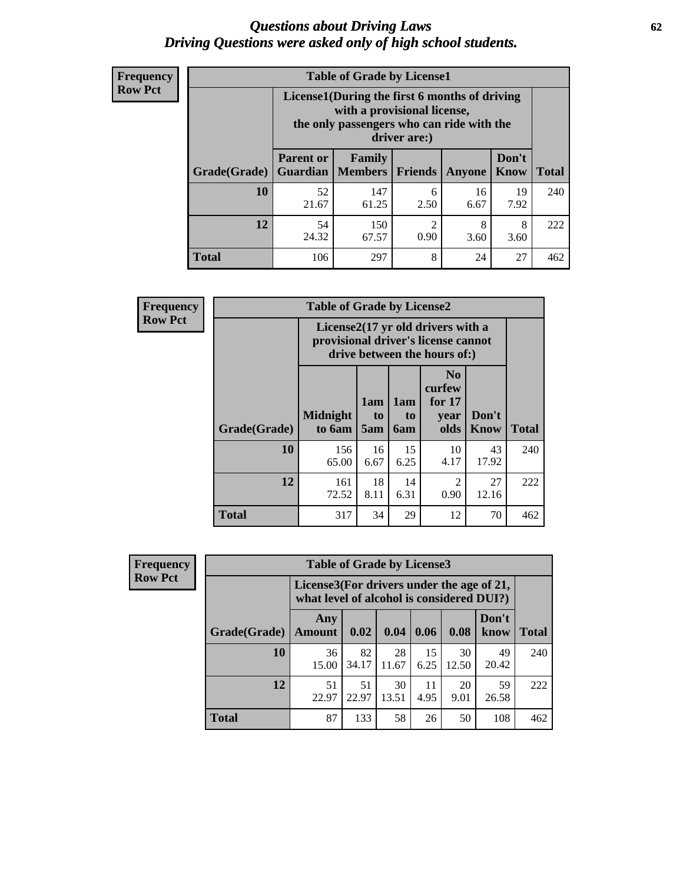# *Questions about Driving Laws*
# *Driving Questions were asked only of high school students.*

**Frequency**
**Row Pct**

**Table of Grade by License1**

| Grade(Grade) | License1(During the first 6 months of driving with a provisional license, the only passengers who can ride with the driver are:) | | | | | Total |
|---|---|---|---|---|---|---|
| | Parent or Guardian | Family Members | Friends | Anyone | Don't Know | |
| 10 | 52<br>21.67 | 147<br>61.25 | 6<br>2.50 | 16<br>6.67 | 19<br>7.92 | 240 |
| 12 | 54<br>24.32 | 150<br>67.57 | 2<br>0.90 | 8<br>3.60 | 8<br>3.60 | 222 |
| Total | 106 | 297 | 8 | 24 | 27 | 462 |

**Frequency**
**Row Pct**

**Table of Grade by License2**

| Grade(Grade) | License2(17 yr old drivers with a provisional driver's license cannot drive between the hours of:) | | | | | Total |
|---|---|---|---|---|---|---|
| | Midnight to 6am | 1am to 5am | 1am to 6am | No curfew for 17 year olds | Don't Know | |
| 10 | 156<br>65.00 | 16<br>6.67 | 15<br>6.25 | 10<br>4.17 | 43<br>17.92 | 240 |
| 12 | 161<br>72.52 | 18<br>8.11 | 14<br>6.31 | 2<br>0.90 | 27<br>12.16 | 222 |
| Total | 317 | 34 | 29 | 12 | 70 | 462 |

**Frequency**
**Row Pct**

**Table of Grade by License3**

| Grade(Grade) | License3(For drivers under the age of 21, what level of alcohol is considered DUI?) | | | | | | Total |
|---|---|---|---|---|---|---|---|
| | Any Amount | 0.02 | 0.04 | 0.06 | 0.08 | Don't know | |
| 10 | 36<br>15.00 | 82<br>34.17 | 28<br>11.67 | 15<br>6.25 | 30<br>12.50 | 49<br>20.42 | 240 |
| 12 | 51<br>22.97 | 51<br>22.97 | 30<br>13.51 | 11<br>4.95 | 20<br>9.01 | 59<br>26.58 | 222 |
| Total | 87 | 133 | 58 | 26 | 50 | 108 | 462 |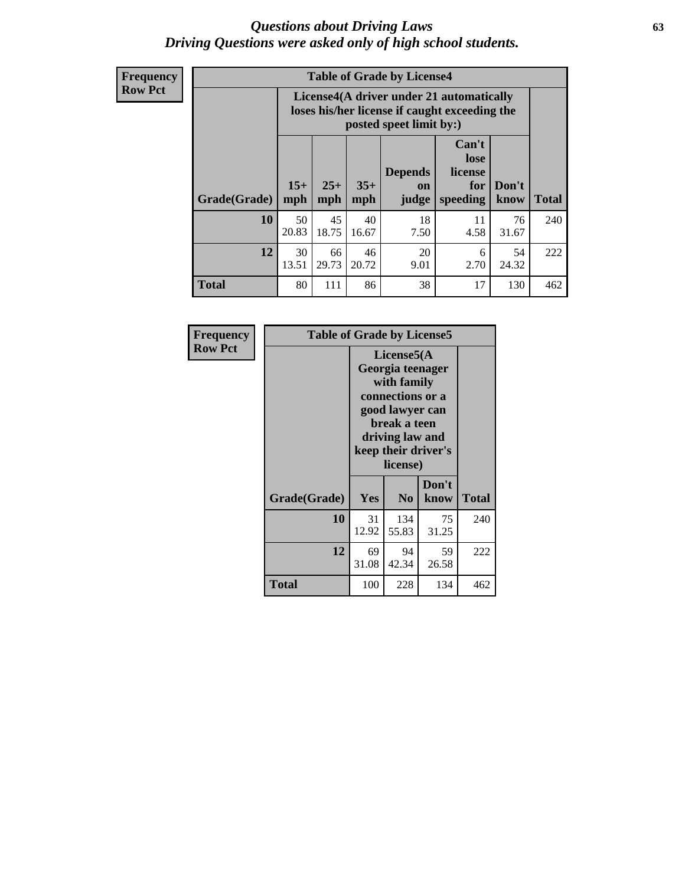# Questions about Driving Laws
## Driving Questions were asked only of high school students.

**Frequency**
**Row Pct**

**Table of Grade by License4**

| Grade(Grade) | License4(A driver under 21 automatically loses his/her license if caught exceeding the posted speet limit by:) | | | | | | Total |
|---|---|---|---|---|---|---|---|
| | 15+ mph | 25+ mph | 35+ mph | Depends on judge | Can't lose license for speeding | Don't know | |
| **10** | 50<br>20.83 | 45<br>18.75 | 40<br>16.67 | 18<br>7.50 | 11<br>4.58 | 76<br>31.67 | 240 |
| **12** | 30<br>13.51 | 66<br>29.73 | 46<br>20.72 | 20<br>9.01 | 6<br>2.70 | 54<br>24.32 | 222 |
| **Total** | 80 | 111 | 86 | 38 | 17 | 130 | 462 |

**Frequency**
**Row Pct**

**Table of Grade by License5**

| Grade(Grade) | License5(A Georgia teenager with family connections or a good lawyer can break a teen driving law and keep their driver's license) | | | Total |
|---|---|---|---|---|
| | Yes | No | Don't know | |
| **10** | 31<br>12.92 | 134<br>55.83 | 75<br>31.25 | 240 |
| **12** | 69<br>31.08 | 94<br>42.34 | 59<br>26.58 | 222 |
| **Total** | 100 | 228 | 134 | 462 |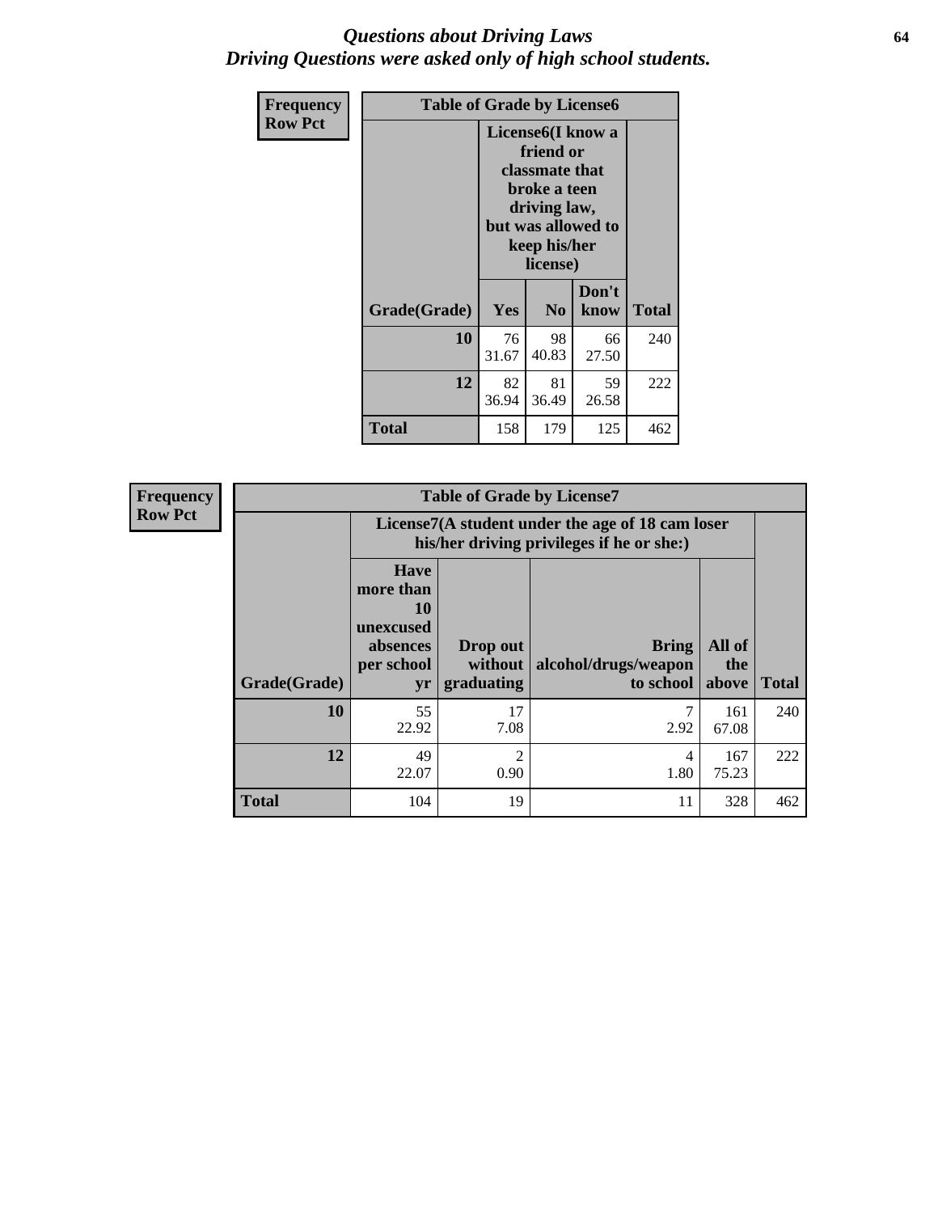# Questions about Driving Laws
## Driving Questions were asked only of high school students.

**Frequency**
**Row Pct**

| Table of Grade by License6 | | | | |
|---|---|---|---|---|
| | License6(I know a friend or classmate that broke a teen driving law, but was allowed to keep his/her license) | | | |
| Grade(Grade) | Yes | No | Don't know | Total |
| 10 | 76<br>31.67 | 98<br>40.83 | 66<br>27.50 | 240 |
| 12 | 82<br>36.94 | 81<br>36.49 | 59<br>26.58 | 222 |
| Total | 158 | 179 | 125 | 462 |

**Frequency**
**Row Pct**

| Table of Grade by License7 | | | | | |
|---|---|---|---|---|---|
| | License7(A student under the age of 18 cam loser his/her driving privileges if he or she:) | | | | |
| Grade(Grade) | Have more than 10 unexcused absences per school yr | Drop out without graduating | Bring alcohol/drugs/weapon to school | All of the above | Total |
| 10 | 55<br>22.92 | 17<br>7.08 | 7<br>2.92 | 161<br>67.08 | 240 |
| 12 | 49<br>22.07 | 2<br>0.90 | 4<br>1.80 | 167<br>75.23 | 222 |
| Total | 104 | 19 | 11 | 328 | 462 |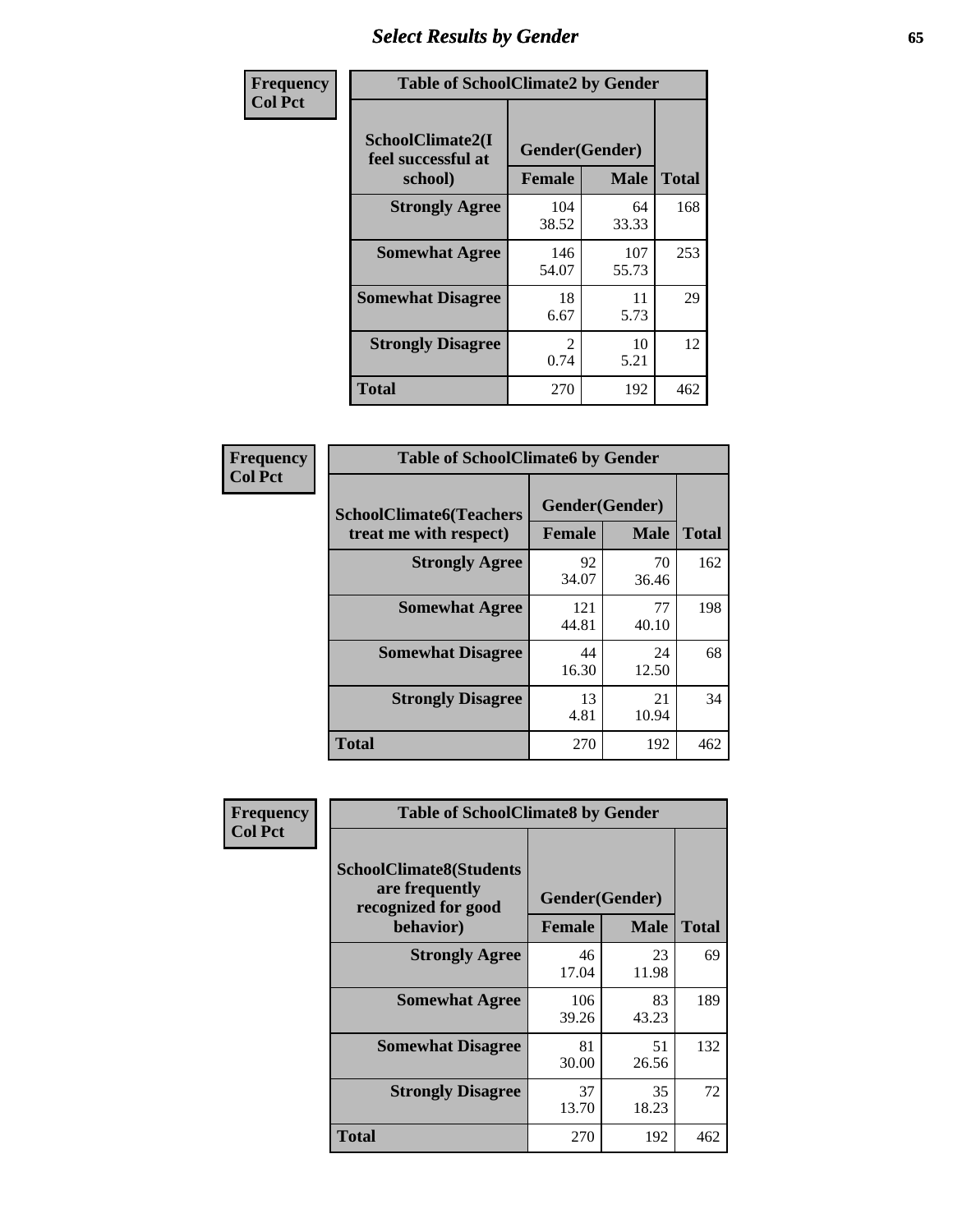# Select Results by Gender

**Frequency**
**Col Pct**

| Table of SchoolClimate2 by Gender | | | |
|---|---|---|---|
| SchoolClimate2(I feel successful at school) | Gender(Gender) | | |
| | Female | Male | Total |
| Strongly Agree | 104<br>38.52 | 64<br>33.33 | 168 |
| Somewhat Agree | 146<br>54.07 | 107<br>55.73 | 253 |
| Somewhat Disagree | 18<br>6.67 | 11<br>5.73 | 29 |
| Strongly Disagree | 2<br>0.74 | 10<br>5.21 | 12 |
| Total | 270 | 192 | 462 |

**Frequency**
**Col Pct**

| Table of SchoolClimate6 by Gender | | | |
|---|---|---|---|
| SchoolClimate6(Teachers treat me with respect) | Gender(Gender) | | |
| | Female | Male | Total |
| Strongly Agree | 92<br>34.07 | 70<br>36.46 | 162 |
| Somewhat Agree | 121<br>44.81 | 77<br>40.10 | 198 |
| Somewhat Disagree | 44<br>16.30 | 24<br>12.50 | 68 |
| Strongly Disagree | 13<br>4.81 | 21<br>10.94 | 34 |
| Total | 270 | 192 | 462 |

**Frequency**
**Col Pct**

| Table of SchoolClimate8 by Gender | | | |
|---|---|---|---|
| SchoolClimate8(Students are frequently recognized for good behavior) | Gender(Gender) | | |
| | Female | Male | Total |
| Strongly Agree | 46<br>17.04 | 23<br>11.98 | 69 |
| Somewhat Agree | 106<br>39.26 | 83<br>43.23 | 189 |
| Somewhat Disagree | 81<br>30.00 | 51<br>26.56 | 132 |
| Strongly Disagree | 37<br>13.70 | 35<br>18.23 | 72 |
| Total | 270 | 192 | 462 |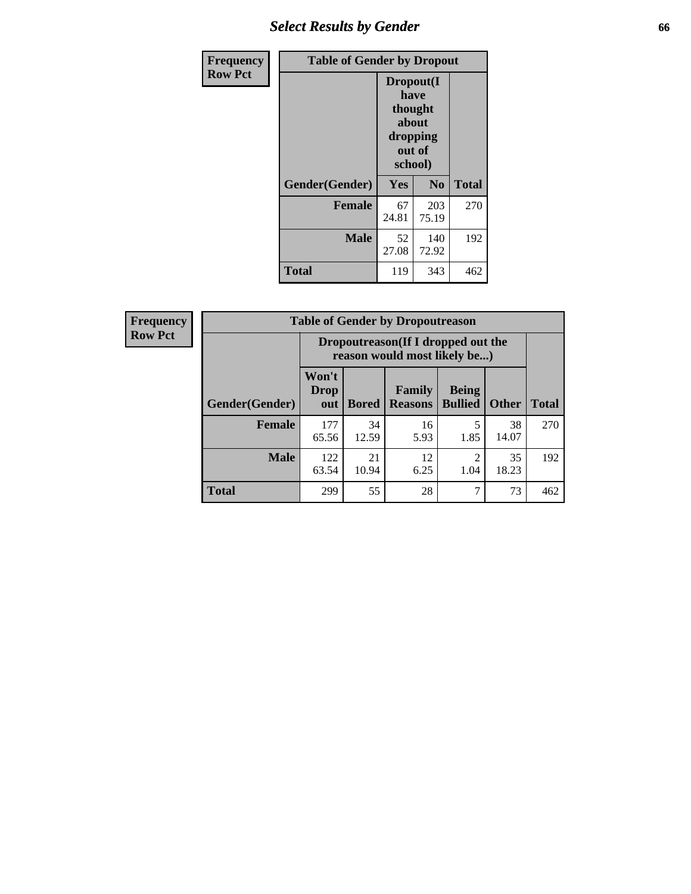| Frequency<br>Row Pct | Table of Gender by Dropout | | |
|---|---|---|---|
| | Dropout(I have thought about dropping out of school) | | |
| Gender(Gender) | Yes | No | Total |
| Female | 67<br>24.81 | 203<br>75.19 | 270 |
| Male | 52<br>27.08 | 140<br>72.92 | 192 |
| Total | 119 | 343 | 462 |

| Frequency<br>Row Pct | Table of Gender by Dropoutreason | | | | | |
|---|---|---|---|---|---|---|
| | Dropoutreason(If I dropped out the reason would most likely be...) | | | | | |
| Gender(Gender) | Won't Drop out | Bored | Family Reasons | Being Bullied | Other | Total |
| Female | 177<br>65.56 | 34<br>12.59 | 16<br>5.93 | 5<br>1.85 | 38<br>14.07 | 270 |
| Male | 122<br>63.54 | 21<br>10.94 | 12<br>6.25 | 2<br>1.04 | 35<br>18.23 | 192 |
| Total | 299 | 55 | 28 | 7 | 73 | 462 |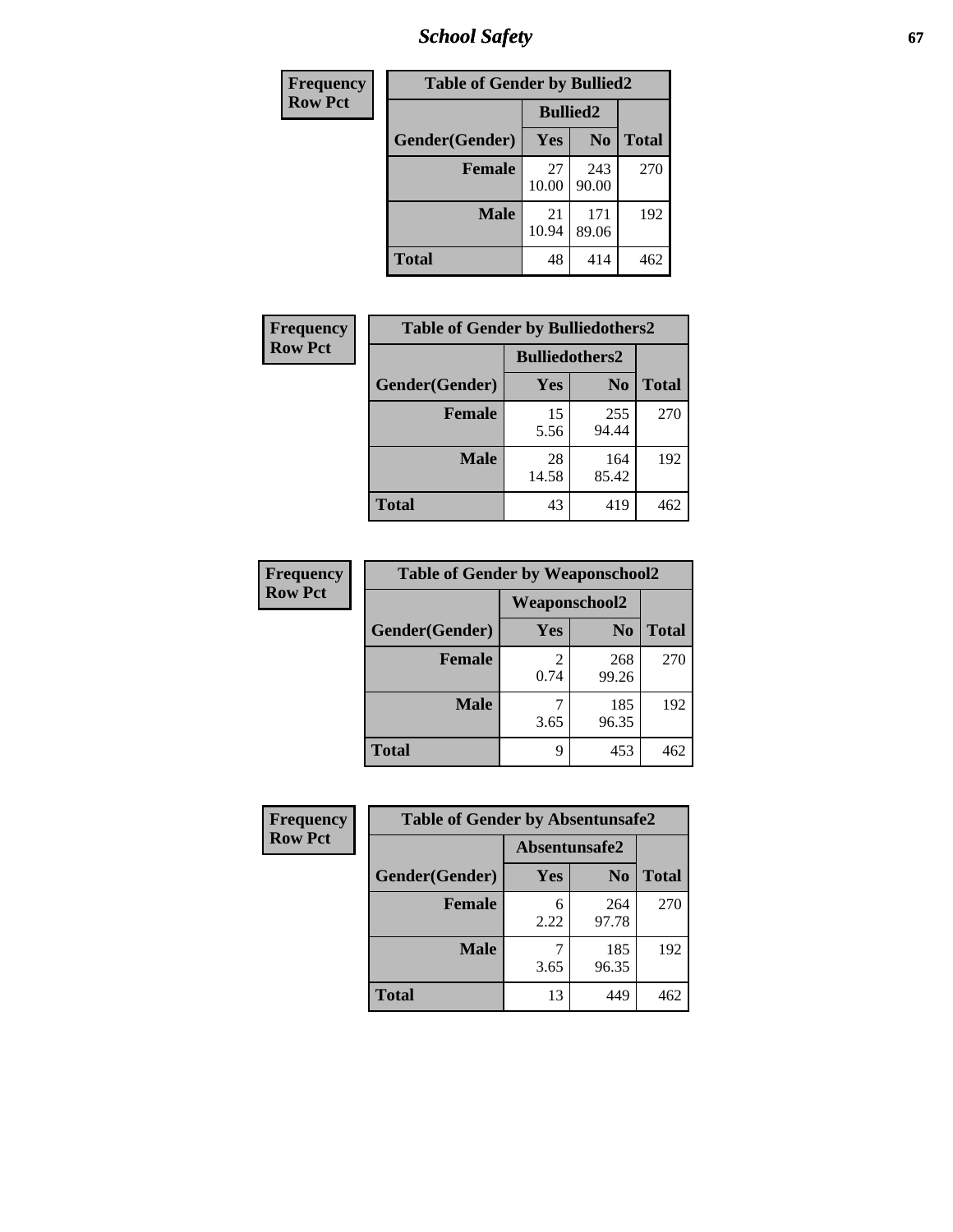| Frequency<br>Row Pct |
|---|

| Table of Gender by Bullied2 | | | |
|---|---|---|---|
| | Bullied2 | | |
| Gender(Gender) | Yes | No | Total |
| Female | 27<br>10.00 | 243<br>90.00 | 270 |
| Male | 21<br>10.94 | 171<br>89.06 | 192 |
| Total | 48 | 414 | 462 |

| Frequency<br>Row Pct |
|---|

| Table of Gender by Bulliedothers2 | | | |
|---|---|---|---|
| | Bulliedothers2 | | |
| Gender(Gender) | Yes | No | Total |
| Female | 15<br>5.56 | 255<br>94.44 | 270 |
| Male | 28<br>14.58 | 164<br>85.42 | 192 |
| Total | 43 | 419 | 462 |

| Frequency<br>Row Pct |
|---|

| Table of Gender by Weaponschool2 | | | |
|---|---|---|---|
| | Weaponschool2 | | |
| Gender(Gender) | Yes | No | Total |
| Female | 2<br>0.74 | 268<br>99.26 | 270 |
| Male | 7<br>3.65 | 185<br>96.35 | 192 |
| Total | 9 | 453 | 462 |

| Frequency<br>Row Pct |
|---|

| Table of Gender by Absentunsafe2 | | | |
|---|---|---|---|
| | Absentunsafe2 | | |
| Gender(Gender) | Yes | No | Total |
| Female | 6<br>2.22 | 264<br>97.78 | 270 |
| Male | 7<br>3.65 | 185<br>96.35 | 192 |
| Total | 13 | 449 | 462 |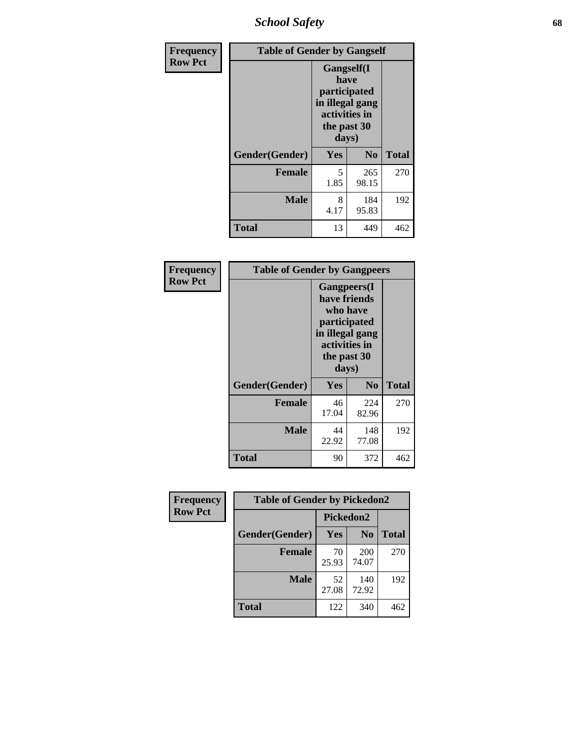| Frequency Row Pct | Table of Gender by Gangself | | |
|---|---|---|---|
| | Gangself(I have participated in illegal gang activities in the past 30 days) | | |
| Gender(Gender) | Yes | No | Total |
| Female | 5<br>1.85 | 265<br>98.15 | 270 |
| Male | 8<br>4.17 | 184<br>95.83 | 192 |
| Total | 13 | 449 | 462 |

| Frequency Row Pct | Table of Gender by Gangpeers | | |
|---|---|---|---|
| | Gangpeers(I have friends who have participated in illegal gang activities in the past 30 days) | | |
| Gender(Gender) | Yes | No | Total |
| Female | 46<br>17.04 | 224<br>82.96 | 270 |
| Male | 44<br>22.92 | 148<br>77.08 | 192 |
| Total | 90 | 372 | 462 |

| Frequency Row Pct | Table of Gender by Pickedon2 | | |
|---|---|---|---|
| | Pickedon2 | | |
| Gender(Gender) | Yes | No | Total |
| Female | 70<br>25.93 | 200<br>74.07 | 270 |
| Male | 52<br>27.08 | 140<br>72.92 | 192 |
| Total | 122 | 340 | 462 |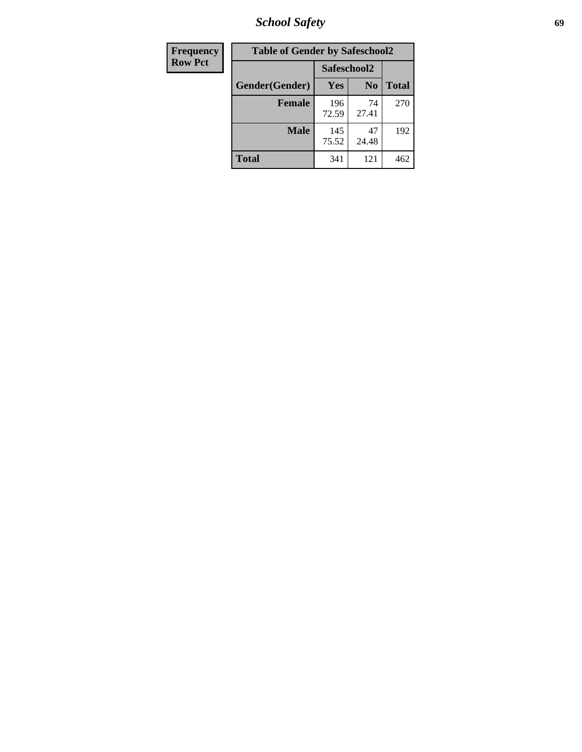| Frequency<br>Row Pct |
|---|

**Table of Gender by Safeschool2**

| Gender(Gender) | Safeschool2 | | Total |
|---|---|---|---|
| | Yes | No | |
| **Female** | 196<br>72.59 | 74<br>27.41 | 270 |
| **Male** | 145<br>75.52 | 47<br>24.48 | 192 |
| **Total** | 341 | 121 | 462 |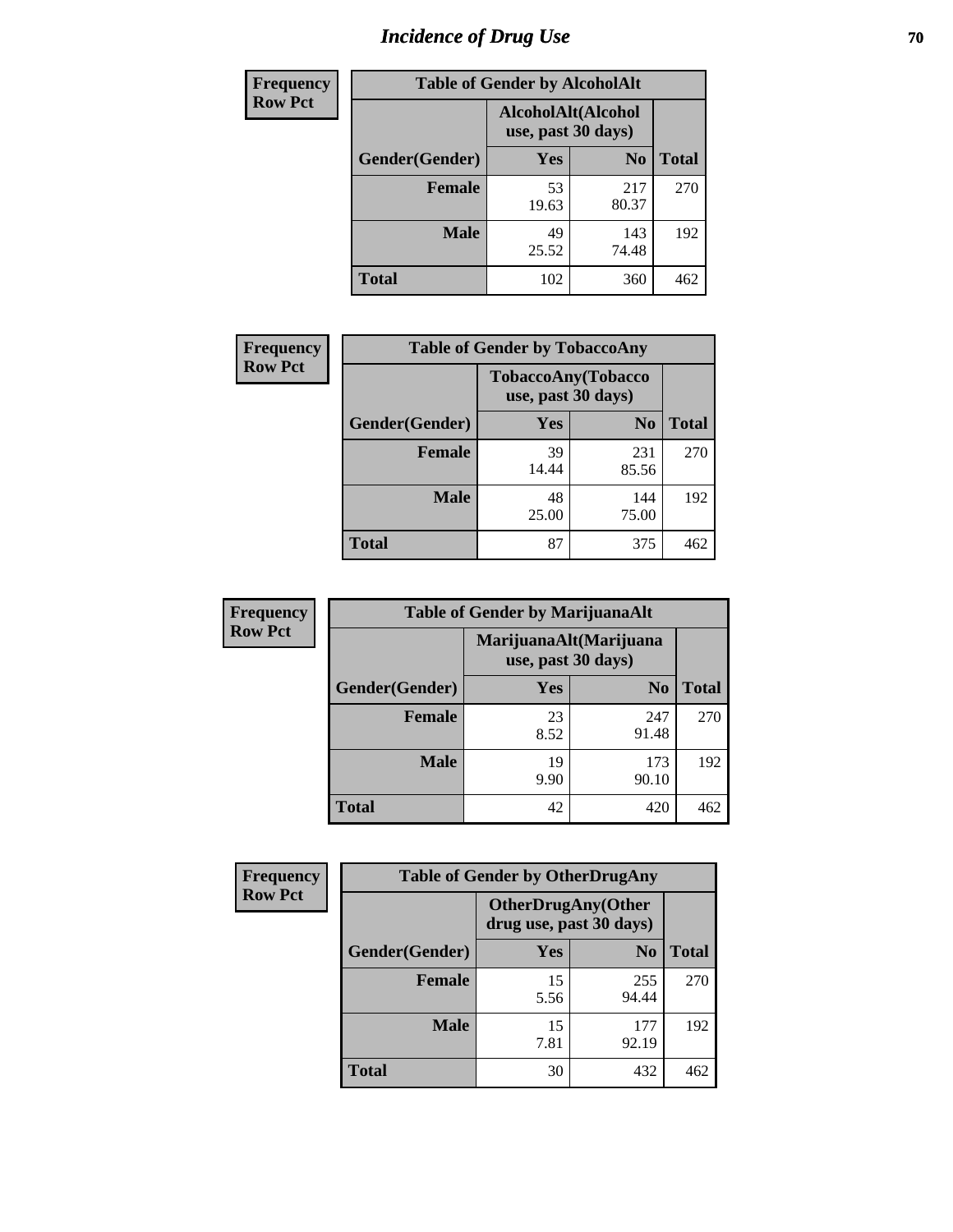# Incidence of Drug Use

| Frequency Row Pct | | | |
|---|---|---|---|
| **Table of Gender by AlcoholAlt** | | | |
| | AlcoholAlt(Alcohol use, past 30 days) | | |
| Gender(Gender) | Yes | No | Total |
| **Female** | 53<br>19.63 | 217<br>80.37 | 270 |
| **Male** | 49<br>25.52 | 143<br>74.48 | 192 |
| **Total** | 102 | 360 | 462 |

| Frequency Row Pct | | | |
|---|---|---|---|
| **Table of Gender by TobaccoAny** | | | |
| | TobaccoAny(Tobacco use, past 30 days) | | |
| Gender(Gender) | Yes | No | Total |
| **Female** | 39<br>14.44 | 231<br>85.56 | 270 |
| **Male** | 48<br>25.00 | 144<br>75.00 | 192 |
| **Total** | 87 | 375 | 462 |

| Frequency Row Pct | | | |
|---|---|---|---|
| **Table of Gender by MarijuanaAlt** | | | |
| | MarijuanaAlt(Marijuana use, past 30 days) | | |
| Gender(Gender) | Yes | No | Total |
| **Female** | 23<br>8.52 | 247<br>91.48 | 270 |
| **Male** | 19<br>9.90 | 173<br>90.10 | 192 |
| **Total** | 42 | 420 | 462 |

| Frequency Row Pct | | | |
|---|---|---|---|
| **Table of Gender by OtherDrugAny** | | | |
| | OtherDrugAny(Other drug use, past 30 days) | | |
| Gender(Gender) | Yes | No | Total |
| **Female** | 15<br>5.56 | 255<br>94.44 | 270 |
| **Male** | 15<br>7.81 | 177<br>92.19 | 192 |
| **Total** | 30 | 432 | 462 |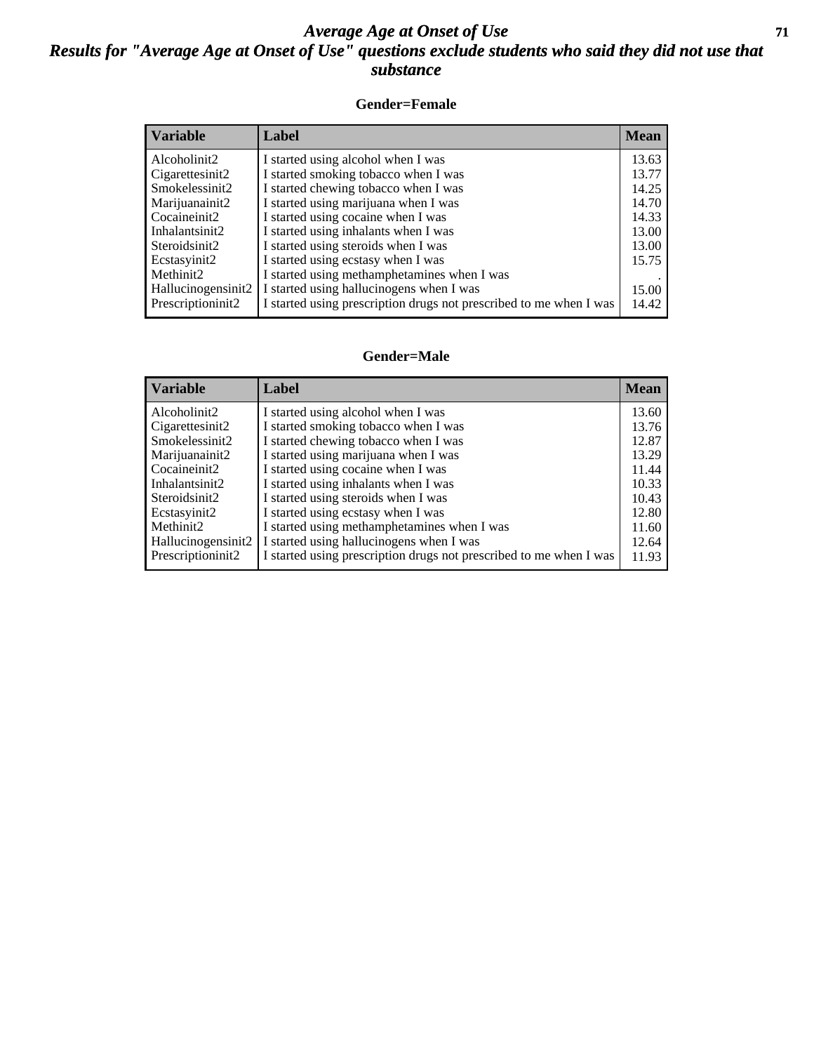# Average Age at Onset of Use

## Results for "Average Age at Onset of Use" questions exclude students who said they did not use that substance

### Gender=Female

| Variable | Label | Mean |
|---|---|---|
| Alcoholinit2 | I started using alcohol when I was | 13.63 |
| Cigarettesinit2 | I started smoking tobacco when I was | 13.77 |
| Smokelessinit2 | I started chewing tobacco when I was | 14.25 |
| Marijuanainit2 | I started using marijuana when I was | 14.70 |
| Cocaineinit2 | I started using cocaine when I was | 14.33 |
| Inhalantsinit2 | I started using inhalants when I was | 13.00 |
| Steroidsinit2 | I started using steroids when I was | 13.00 |
| Ecstasyinit2 | I started using ecstasy when I was | 15.75 |
| Methinit2 | I started using methamphetamines when I was | . |
| Hallucinogensinit2 | I started using hallucinogens when I was | 15.00 |
| Prescriptioninit2 | I started using prescription drugs not prescribed to me when I was | 14.42 |

### Gender=Male

| Variable | Label | Mean |
|---|---|---|
| Alcoholinit2 | I started using alcohol when I was | 13.60 |
| Cigarettesinit2 | I started smoking tobacco when I was | 13.76 |
| Smokelessinit2 | I started chewing tobacco when I was | 12.87 |
| Marijuanainit2 | I started using marijuana when I was | 13.29 |
| Cocaineinit2 | I started using cocaine when I was | 11.44 |
| Inhalantsinit2 | I started using inhalants when I was | 10.33 |
| Steroidsinit2 | I started using steroids when I was | 10.43 |
| Ecstasyinit2 | I started using ecstasy when I was | 12.80 |
| Methinit2 | I started using methamphetamines when I was | 11.60 |
| Hallucinogensinit2 | I started using hallucinogens when I was | 12.64 |
| Prescriptioninit2 | I started using prescription drugs not prescribed to me when I was | 11.93 |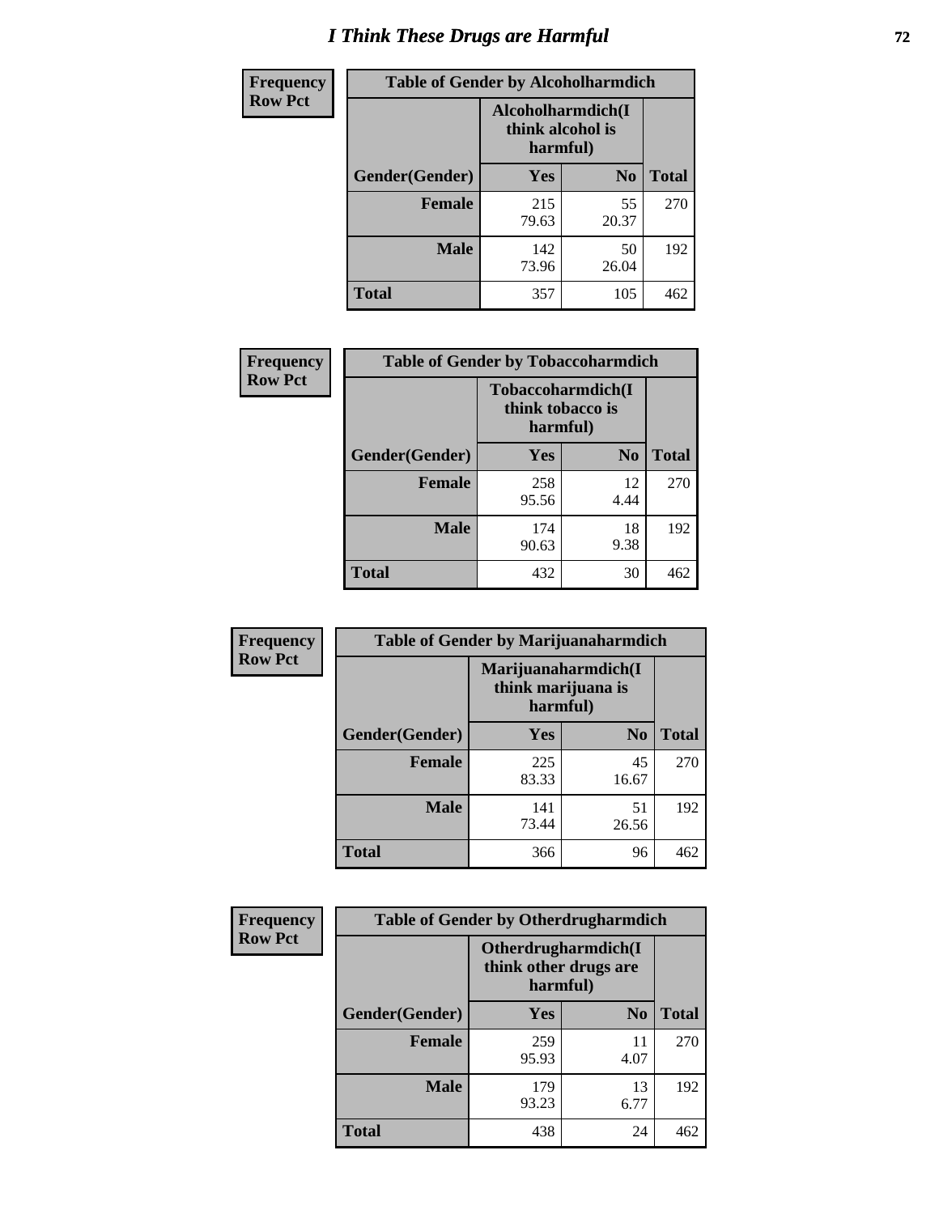# I Think These Drugs are Harmful

| Frequency Row Pct | Table of Gender by Alcoholharmdich | | |
|---|---|---|---|
| | Alcoholharmdich(I think alcohol is harmful) | | |
| Gender(Gender) | Yes | No | Total |
| Female | 215<br>79.63 | 55<br>20.37 | 270 |
| Male | 142<br>73.96 | 50<br>26.04 | 192 |
| Total | 357 | 105 | 462 |

| Frequency Row Pct | Table of Gender by Tobaccoharmdich | | |
|---|---|---|---|
| | Tobaccoharmdich(I think tobacco is harmful) | | |
| Gender(Gender) | Yes | No | Total |
| Female | 258<br>95.56 | 12<br>4.44 | 270 |
| Male | 174<br>90.63 | 18<br>9.38 | 192 |
| Total | 432 | 30 | 462 |

| Frequency Row Pct | Table of Gender by Marijuanaharmdich | | |
|---|---|---|---|
| | Marijuanaharmdich(I think marijuana is harmful) | | |
| Gender(Gender) | Yes | No | Total |
| Female | 225<br>83.33 | 45<br>16.67 | 270 |
| Male | 141<br>73.44 | 51<br>26.56 | 192 |
| Total | 366 | 96 | 462 |

| Frequency Row Pct | Table of Gender by Otherdrugharmdich | | |
|---|---|---|---|
| | Otherdrugharmdich(I think other drugs are harmful) | | |
| Gender(Gender) | Yes | No | Total |
| Female | 259<br>95.93 | 11<br>4.07 | 270 |
| Male | 179<br>93.23 | 13<br>6.77 | 192 |
| Total | 438 | 24 | 462 |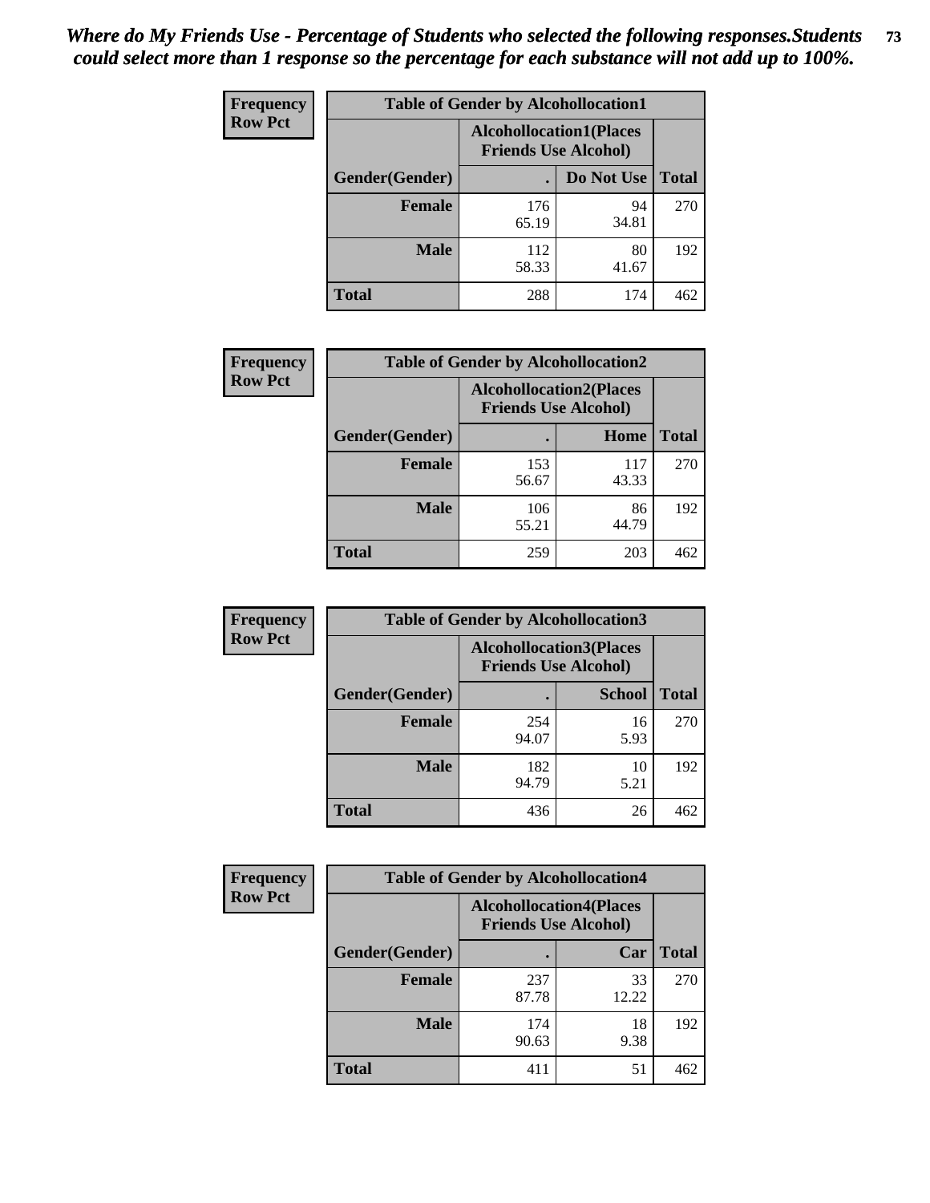*Where do My Friends Use - Percentage of Students who selected the following responses.Students could select more than 1 response so the percentage for each substance will not add up to 100%.*

**Frequency**
**Row Pct**

| Table of Gender by Alcohollocation1 | | | |
|---|---|---|---|
| | Alcohollocation1(Places Friends Use Alcohol) | | |
| Gender(Gender) | . | Do Not Use | Total |
| **Female** | 176<br>65.19 | 94<br>34.81 | 270 |
| **Male** | 112<br>58.33 | 80<br>41.67 | 192 |
| **Total** | 288 | 174 | 462 |

**Frequency**
**Row Pct**

| Table of Gender by Alcohollocation2 | | | |
|---|---|---|---|
| | Alcohollocation2(Places Friends Use Alcohol) | | |
| Gender(Gender) | . | Home | Total |
| **Female** | 153<br>56.67 | 117<br>43.33 | 270 |
| **Male** | 106<br>55.21 | 86<br>44.79 | 192 |
| **Total** | 259 | 203 | 462 |

**Frequency**
**Row Pct**

| Table of Gender by Alcohollocation3 | | | |
|---|---|---|---|
| | Alcohollocation3(Places Friends Use Alcohol) | | |
| Gender(Gender) | . | School | Total |
| **Female** | 254<br>94.07 | 16<br>5.93 | 270 |
| **Male** | 182<br>94.79 | 10<br>5.21 | 192 |
| **Total** | 436 | 26 | 462 |

**Frequency**
**Row Pct**

| Table of Gender by Alcohollocation4 | | | |
|---|---|---|---|
| | Alcohollocation4(Places Friends Use Alcohol) | | |
| Gender(Gender) | . | Car | Total |
| **Female** | 237<br>87.78 | 33<br>12.22 | 270 |
| **Male** | 174<br>90.63 | 18<br>9.38 | 192 |
| **Total** | 411 | 51 | 462 |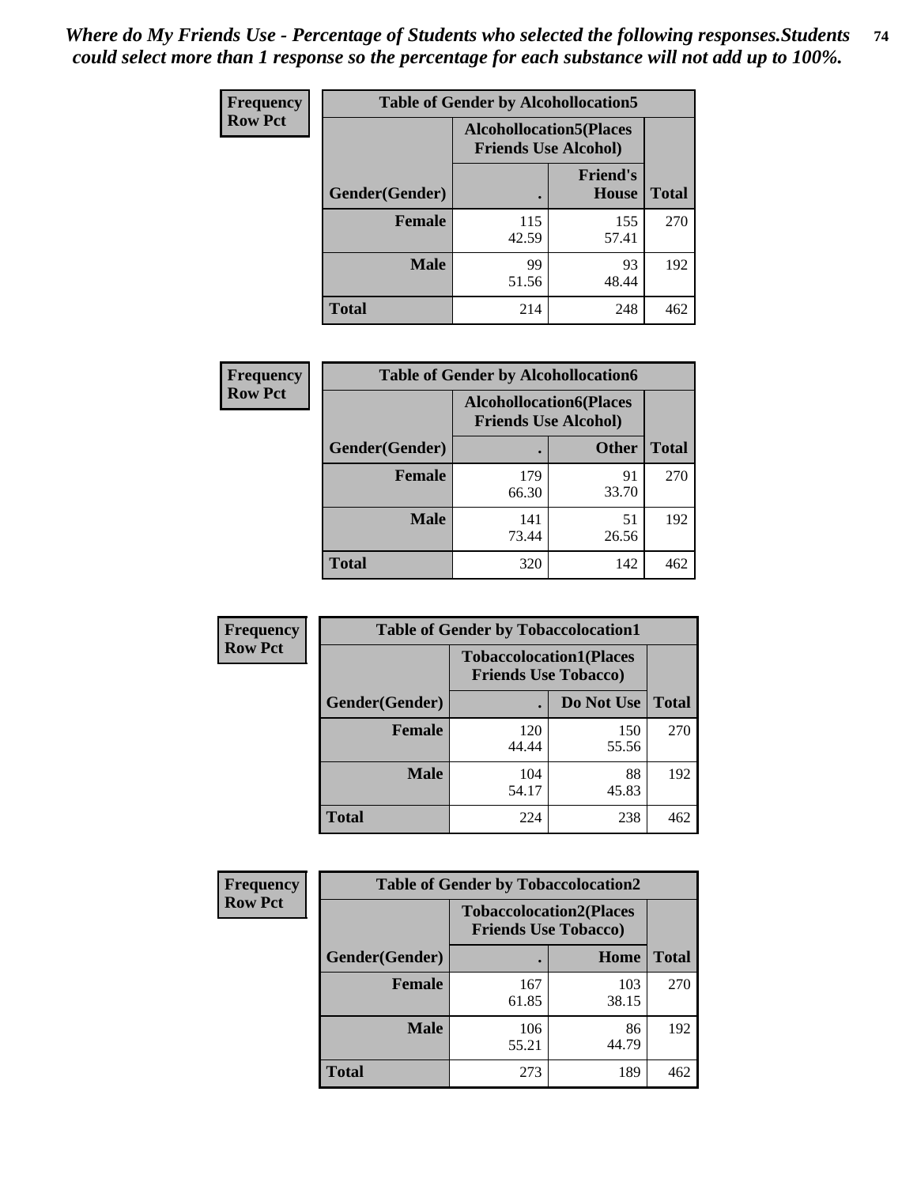*Where do My Friends Use - Percentage of Students who selected the following responses.Students could select more than 1 response so the percentage for each substance will not add up to 100%.*

**Frequency Row Pct**

| Table of Gender by Alcohollocation5 | | | |
|---|---|---|---|
| | Alcohollocation5(Places Friends Use Alcohol) | | |
| Gender(Gender) | . | Friend's House | Total |
| **Female** | 115<br>42.59 | 155<br>57.41 | 270 |
| **Male** | 99<br>51.56 | 93<br>48.44 | 192 |
| **Total** | 214 | 248 | 462 |

**Frequency Row Pct**

| Table of Gender by Alcohollocation6 | | | |
|---|---|---|---|
| | Alcohollocation6(Places Friends Use Alcohol) | | |
| Gender(Gender) | . | Other | Total |
| **Female** | 179<br>66.30 | 91<br>33.70 | 270 |
| **Male** | 141<br>73.44 | 51<br>26.56 | 192 |
| **Total** | 320 | 142 | 462 |

**Frequency Row Pct**

| Table of Gender by Tobaccolocation1 | | | |
|---|---|---|---|
| | Tobaccolocation1(Places Friends Use Tobacco) | | |
| Gender(Gender) | . | Do Not Use | Total |
| **Female** | 120<br>44.44 | 150<br>55.56 | 270 |
| **Male** | 104<br>54.17 | 88<br>45.83 | 192 |
| **Total** | 224 | 238 | 462 |

**Frequency Row Pct**

| Table of Gender by Tobaccolocation2 | | | |
|---|---|---|---|
| | Tobaccolocation2(Places Friends Use Tobacco) | | |
| Gender(Gender) | . | Home | Total |
| **Female** | 167<br>61.85 | 103<br>38.15 | 270 |
| **Male** | 106<br>55.21 | 86<br>44.79 | 192 |
| **Total** | 273 | 189 | 462 |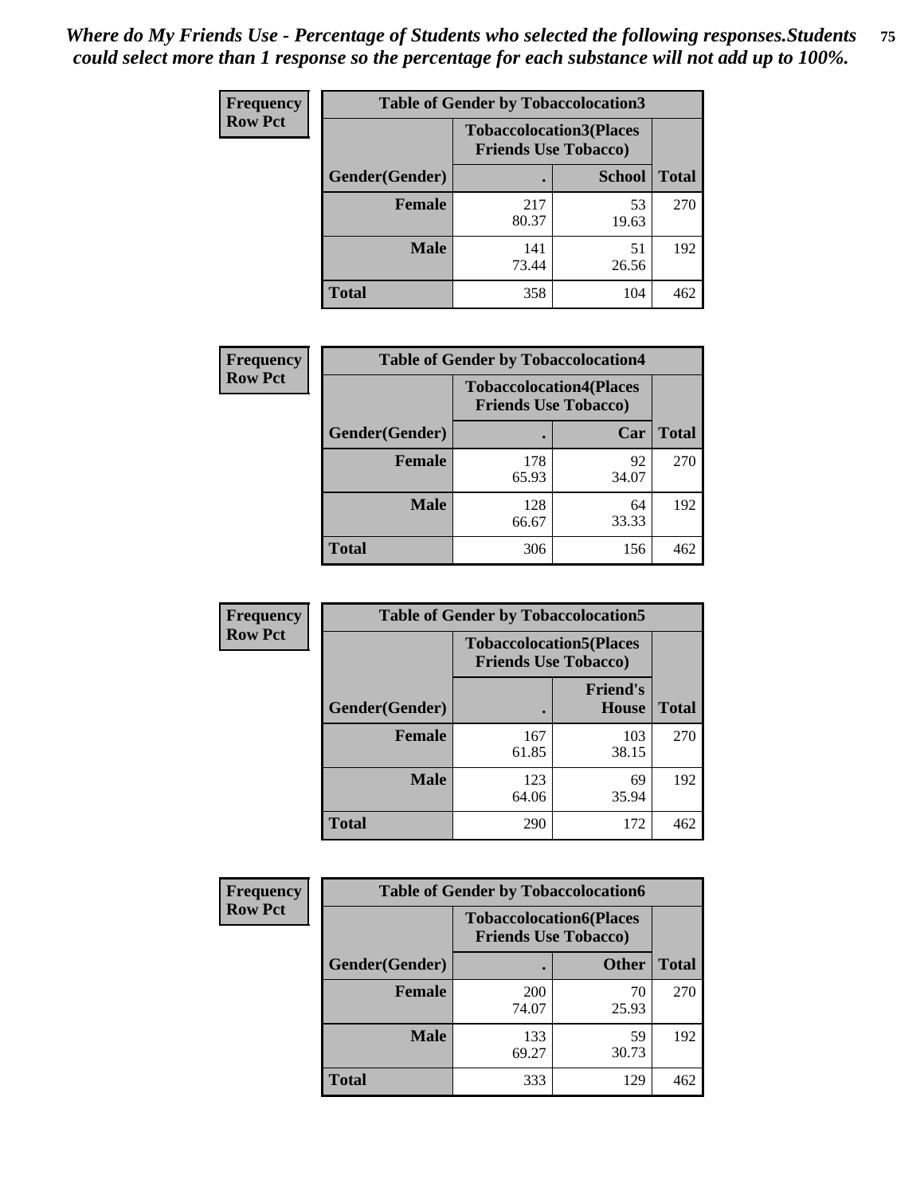*Where do My Friends Use - Percentage of Students who selected the following responses.Students could select more than 1 response so the percentage for each substance will not add up to 100%.*

**Frequency / Row Pct**

| Table of Gender by Tobaccolocation3 | | | |
|---|---|---|---|
| | Tobaccolocation3(Places Friends Use Tobacco) | | |
| Gender(Gender) | . | School | Total |
| Female | 217<br>80.37 | 53<br>19.63 | 270 |
| Male | 141<br>73.44 | 51<br>26.56 | 192 |
| Total | 358 | 104 | 462 |

**Frequency / Row Pct**

| Table of Gender by Tobaccolocation4 | | | |
|---|---|---|---|
| | Tobaccolocation4(Places Friends Use Tobacco) | | |
| Gender(Gender) | . | Car | Total |
| Female | 178<br>65.93 | 92<br>34.07 | 270 |
| Male | 128<br>66.67 | 64<br>33.33 | 192 |
| Total | 306 | 156 | 462 |

**Frequency / Row Pct**

| Table of Gender by Tobaccolocation5 | | | |
|---|---|---|---|
| | Tobaccolocation5(Places Friends Use Tobacco) | | |
| Gender(Gender) | . | Friend's House | Total |
| Female | 167<br>61.85 | 103<br>38.15 | 270 |
| Male | 123<br>64.06 | 69<br>35.94 | 192 |
| Total | 290 | 172 | 462 |

**Frequency / Row Pct**

| Table of Gender by Tobaccolocation6 | | | |
|---|---|---|---|
| | Tobaccolocation6(Places Friends Use Tobacco) | | |
| Gender(Gender) | . | Other | Total |
| Female | 200<br>74.07 | 70<br>25.93 | 270 |
| Male | 133<br>69.27 | 59<br>30.73 | 192 |
| Total | 333 | 129 | 462 |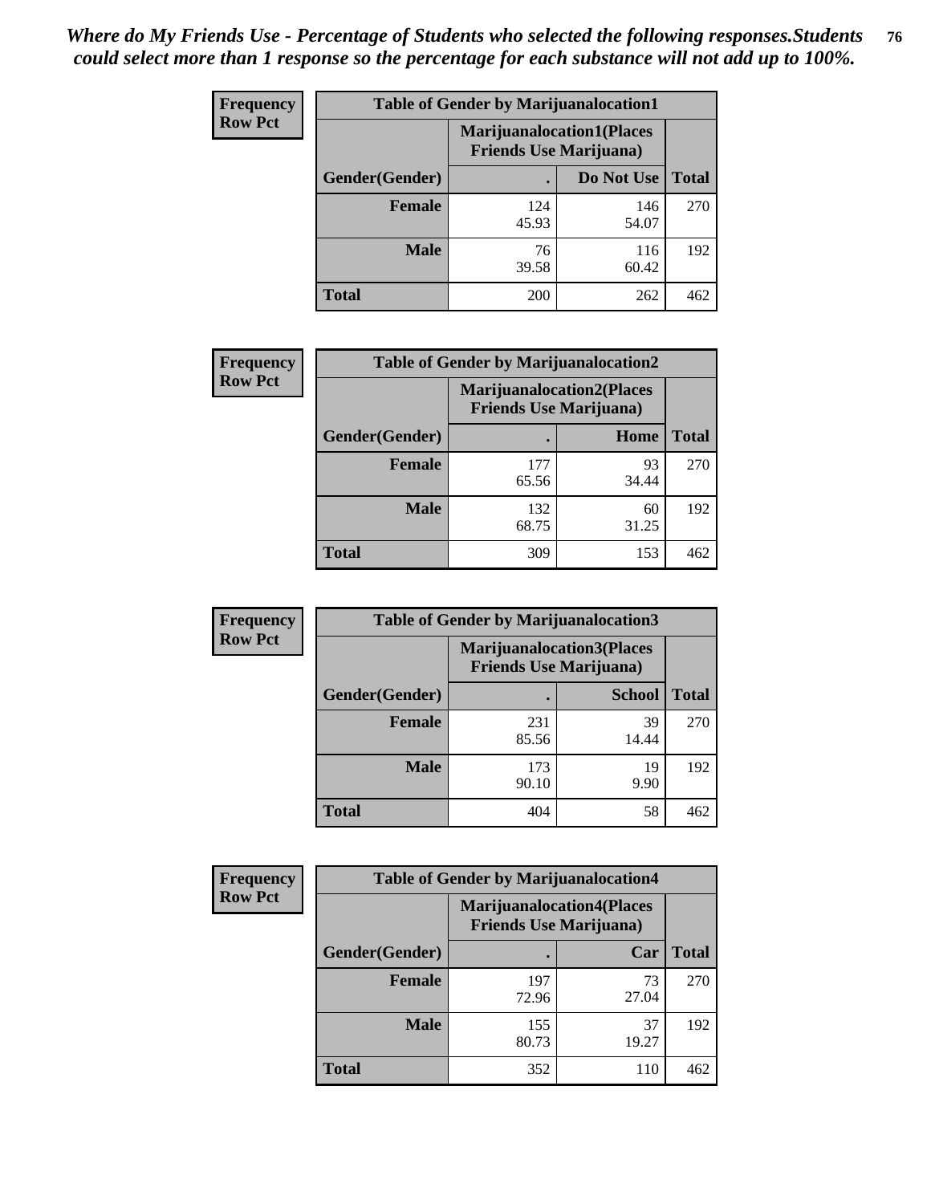*Where do My Friends Use - Percentage of Students who selected the following responses.Students could select more than 1 response so the percentage for each substance will not add up to 100%.*

**Frequency / Row Pct**

| Table of Gender by Marijuanalocation1 | | | |
|---|---|---|---|
| | Marijuanalocation1(Places Friends Use Marijuana) | | |
| Gender(Gender) | . | Do Not Use | Total |
| Female | 124<br>45.93 | 146<br>54.07 | 270 |
| Male | 76<br>39.58 | 116<br>60.42 | 192 |
| Total | 200 | 262 | 462 |

**Frequency / Row Pct**

| Table of Gender by Marijuanalocation2 | | | |
|---|---|---|---|
| | Marijuanalocation2(Places Friends Use Marijuana) | | |
| Gender(Gender) | . | Home | Total |
| Female | 177<br>65.56 | 93<br>34.44 | 270 |
| Male | 132<br>68.75 | 60<br>31.25 | 192 |
| Total | 309 | 153 | 462 |

**Frequency / Row Pct**

| Table of Gender by Marijuanalocation3 | | | |
|---|---|---|---|
| | Marijuanalocation3(Places Friends Use Marijuana) | | |
| Gender(Gender) | . | School | Total |
| Female | 231<br>85.56 | 39<br>14.44 | 270 |
| Male | 173<br>90.10 | 19<br>9.90 | 192 |
| Total | 404 | 58 | 462 |

**Frequency / Row Pct**

| Table of Gender by Marijuanalocation4 | | | |
|---|---|---|---|
| | Marijuanalocation4(Places Friends Use Marijuana) | | |
| Gender(Gender) | . | Car | Total |
| Female | 197<br>72.96 | 73<br>27.04 | 270 |
| Male | 155<br>80.73 | 37<br>19.27 | 192 |
| Total | 352 | 110 | 462 |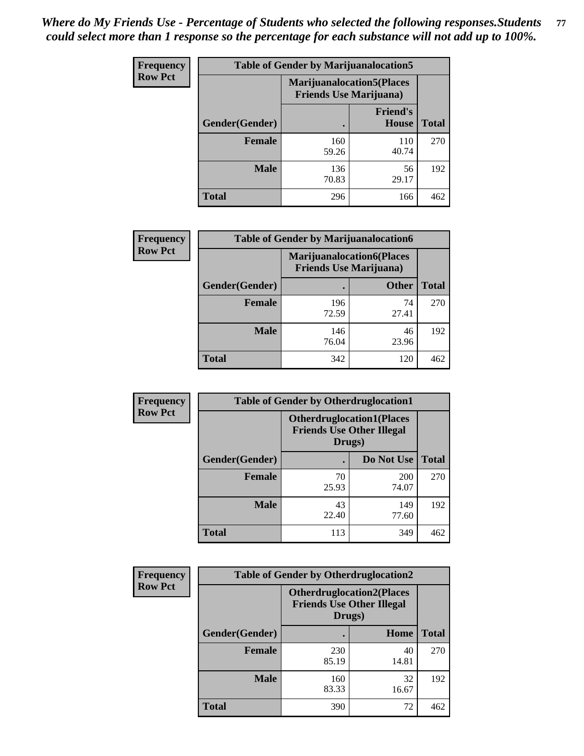*Where do My Friends Use - Percentage of Students who selected the following responses.Students could select more than 1 response so the percentage for each substance will not add up to 100%.*

**Frequency Row Pct**

| Table of Gender by Marijuanalocation5 | | | |
|---|---|---|---|
| | Marijuanalocation5(Places Friends Use Marijuana) | | |
| Gender(Gender) | . | Friend's House | Total |
| **Female** | 160<br>59.26 | 110<br>40.74 | 270 |
| **Male** | 136<br>70.83 | 56<br>29.17 | 192 |
| **Total** | 296 | 166 | 462 |

**Frequency Row Pct**

| Table of Gender by Marijuanalocation6 | | | |
|---|---|---|---|
| | Marijuanalocation6(Places Friends Use Marijuana) | | |
| Gender(Gender) | . | Other | Total |
| **Female** | 196<br>72.59 | 74<br>27.41 | 270 |
| **Male** | 146<br>76.04 | 46<br>23.96 | 192 |
| **Total** | 342 | 120 | 462 |

**Frequency Row Pct**

| Table of Gender by Otherdruglocation1 | | | |
|---|---|---|---|
| | Otherdruglocation1(Places Friends Use Other Illegal Drugs) | | |
| Gender(Gender) | . | Do Not Use | Total |
| **Female** | 70<br>25.93 | 200<br>74.07 | 270 |
| **Male** | 43<br>22.40 | 149<br>77.60 | 192 |
| **Total** | 113 | 349 | 462 |

**Frequency Row Pct**

| Table of Gender by Otherdruglocation2 | | | |
|---|---|---|---|
| | Otherdruglocation2(Places Friends Use Other Illegal Drugs) | | |
| Gender(Gender) | . | Home | Total |
| **Female** | 230<br>85.19 | 40<br>14.81 | 270 |
| **Male** | 160<br>83.33 | 32<br>16.67 | 192 |
| **Total** | 390 | 72 | 462 |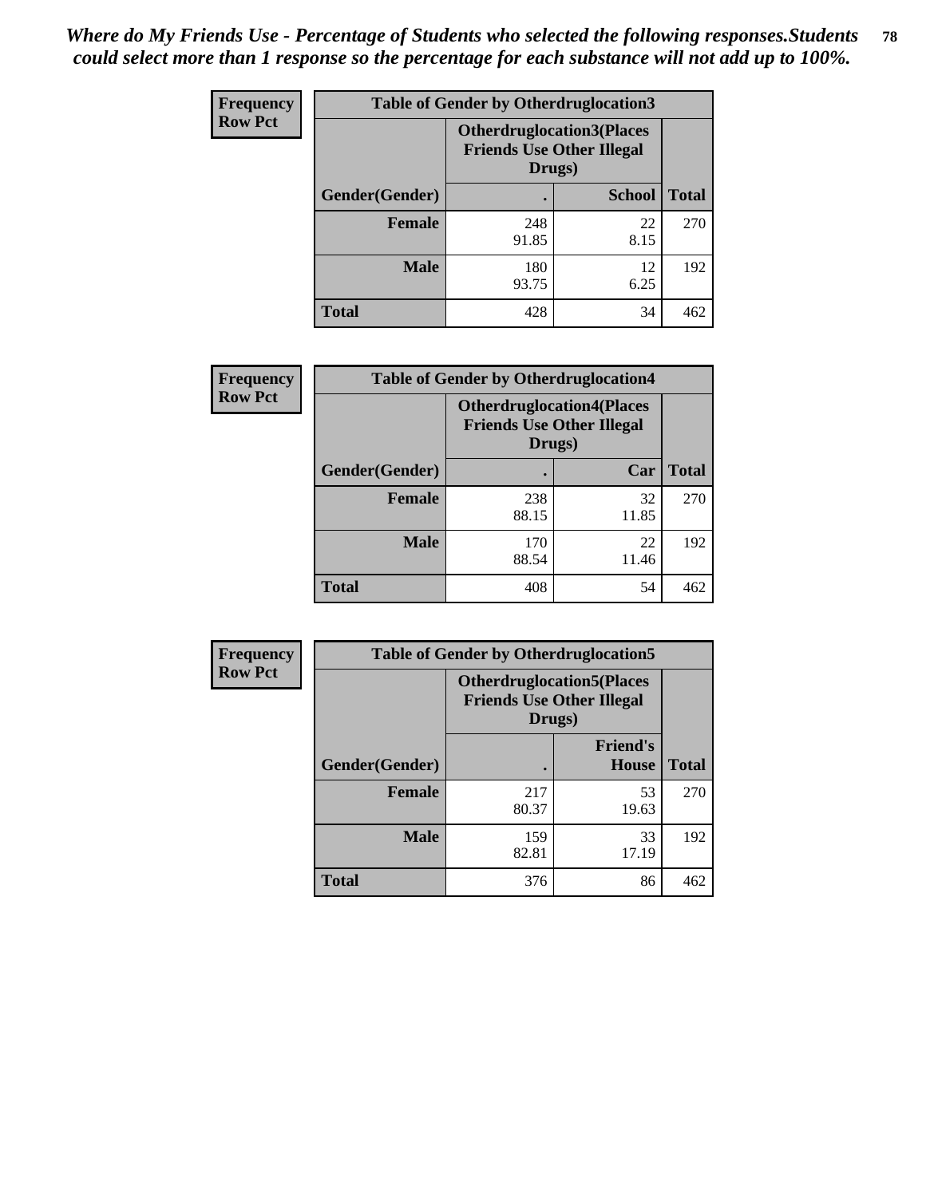*Where do My Friends Use - Percentage of Students who selected the following responses.Students could select more than 1 response so the percentage for each substance will not add up to 100%.*

**Frequency**
**Row Pct**

| Table of Gender by Otherdruglocation3 | | | |
|---|---|---|---|
| | Otherdruglocation3(Places Friends Use Other Illegal Drugs) | | |
| Gender(Gender) | . | School | Total |
| Female | 248<br>91.85 | 22<br>8.15 | 270 |
| Male | 180<br>93.75 | 12<br>6.25 | 192 |
| Total | 428 | 34 | 462 |

**Frequency**
**Row Pct**

| Table of Gender by Otherdruglocation4 | | | |
|---|---|---|---|
| | Otherdruglocation4(Places Friends Use Other Illegal Drugs) | | |
| Gender(Gender) | . | Car | Total |
| Female | 238<br>88.15 | 32<br>11.85 | 270 |
| Male | 170<br>88.54 | 22<br>11.46 | 192 |
| Total | 408 | 54 | 462 |

**Frequency**
**Row Pct**

| Table of Gender by Otherdruglocation5 | | | |
|---|---|---|---|
| | Otherdruglocation5(Places Friends Use Other Illegal Drugs) | | |
| Gender(Gender) | . | Friend's House | Total |
| Female | 217<br>80.37 | 53<br>19.63 | 270 |
| Male | 159<br>82.81 | 33<br>17.19 | 192 |
| Total | 376 | 86 | 462 |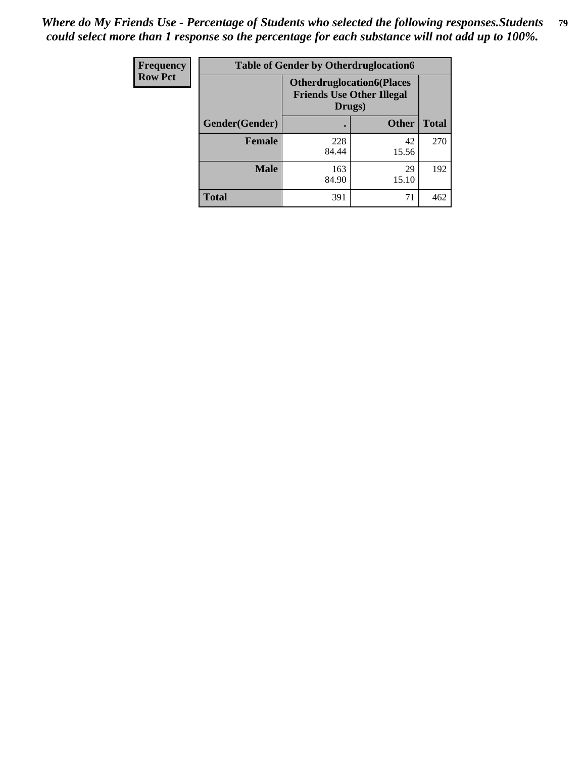*Where do My Friends Use - Percentage of Students who selected the following responses.Students could select more than 1 response so the percentage for each substance will not add up to 100%.*

| Frequency<br>Row Pct | Table of Gender by Otherdruglocation6 | | |
|---|---|---|---|
| | Otherdruglocation6(Places Friends Use Other Illegal Drugs) | | |
| Gender(Gender) | . | Other | Total |
| Female | 228<br>84.44 | 42<br>15.56 | 270 |
| Male | 163<br>84.90 | 29<br>15.10 | 192 |
| Total | 391 | 71 | 462 |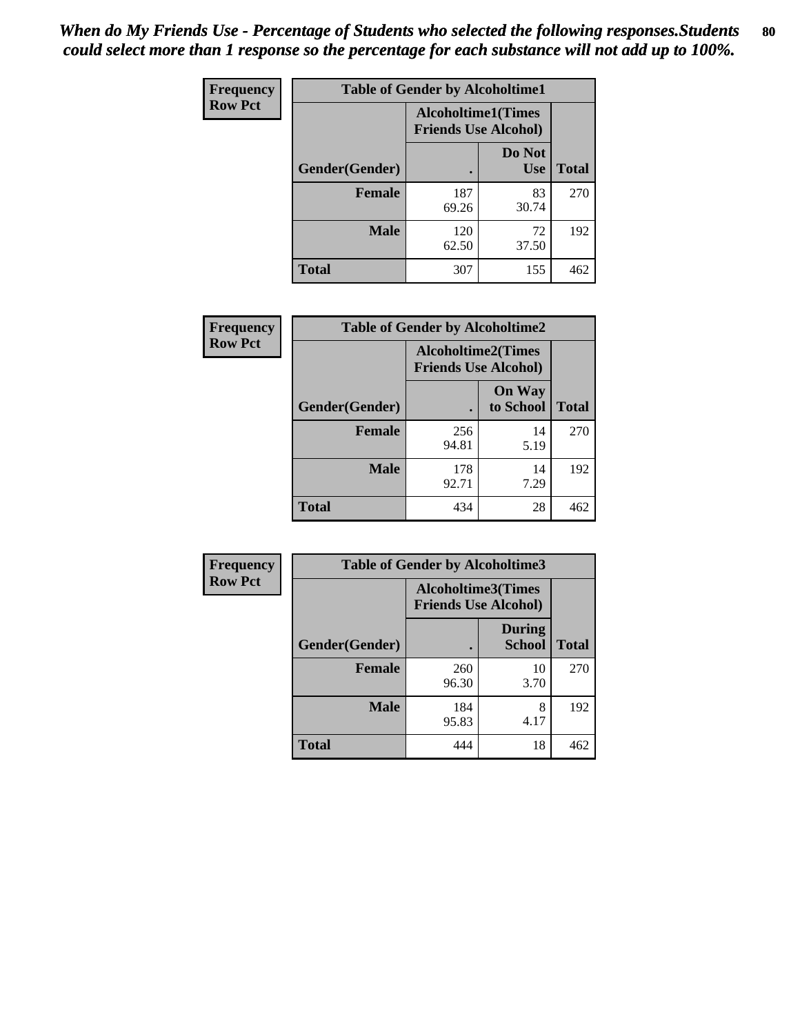*When do My Friends Use - Percentage of Students who selected the following responses.Students could select more than 1 response so the percentage for each substance will not add up to 100%.*

**Frequency Row Pct**

| Table of Gender by Alcoholtime1 | | | |
|---|---|---|---|
| | Alcoholtime1(Times Friends Use Alcohol) | | |
| Gender(Gender) | . | Do Not Use | Total |
| **Female** | 187<br>69.26 | 83<br>30.74 | 270 |
| **Male** | 120<br>62.50 | 72<br>37.50 | 192 |
| **Total** | 307 | 155 | 462 |

**Frequency Row Pct**

| Table of Gender by Alcoholtime2 | | | |
|---|---|---|---|
| | Alcoholtime2(Times Friends Use Alcohol) | | |
| Gender(Gender) | . | On Way to School | Total |
| **Female** | 256<br>94.81 | 14<br>5.19 | 270 |
| **Male** | 178<br>92.71 | 14<br>7.29 | 192 |
| **Total** | 434 | 28 | 462 |

**Frequency Row Pct**

| Table of Gender by Alcoholtime3 | | | |
|---|---|---|---|
| | Alcoholtime3(Times Friends Use Alcohol) | | |
| Gender(Gender) | . | During School | Total |
| **Female** | 260<br>96.30 | 10<br>3.70 | 270 |
| **Male** | 184<br>95.83 | 8<br>4.17 | 192 |
| **Total** | 444 | 18 | 462 |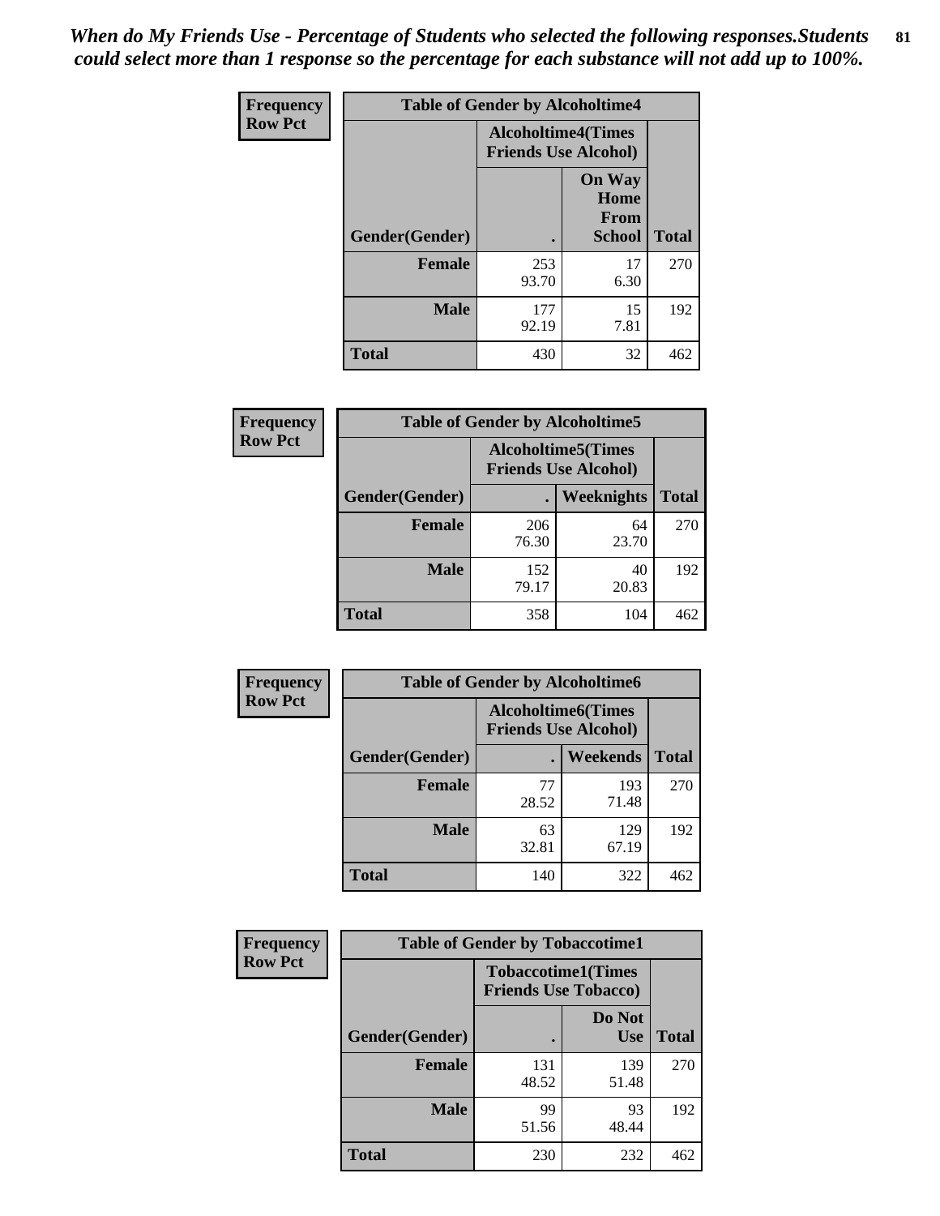*When do My Friends Use - Percentage of Students who selected the following responses.Students could select more than 1 response so the percentage for each substance will not add up to 100%.*

**Frequency Row Pct**

| Table of Gender by Alcoholtime4 | | | |
|---|---|---|---|
| | Alcoholtime4(Times Friends Use Alcohol) | | |
| Gender(Gender) | . | On Way Home From School | Total |
| **Female** | 253<br>93.70 | 17<br>6.30 | 270 |
| **Male** | 177<br>92.19 | 15<br>7.81 | 192 |
| **Total** | 430 | 32 | 462 |

**Frequency Row Pct**

| Table of Gender by Alcoholtime5 | | | |
|---|---|---|---|
| | Alcoholtime5(Times Friends Use Alcohol) | | |
| Gender(Gender) | . | Weeknights | Total |
| **Female** | 206<br>76.30 | 64<br>23.70 | 270 |
| **Male** | 152<br>79.17 | 40<br>20.83 | 192 |
| **Total** | 358 | 104 | 462 |

**Frequency Row Pct**

| Table of Gender by Alcoholtime6 | | | |
|---|---|---|---|
| | Alcoholtime6(Times Friends Use Alcohol) | | |
| Gender(Gender) | . | Weekends | Total |
| **Female** | 77<br>28.52 | 193<br>71.48 | 270 |
| **Male** | 63<br>32.81 | 129<br>67.19 | 192 |
| **Total** | 140 | 322 | 462 |

**Frequency Row Pct**

| Table of Gender by Tobaccotime1 | | | |
|---|---|---|---|
| | Tobaccotime1(Times Friends Use Tobacco) | | |
| Gender(Gender) | . | Do Not Use | Total |
| **Female** | 131<br>48.52 | 139<br>51.48 | 270 |
| **Male** | 99<br>51.56 | 93<br>48.44 | 192 |
| **Total** | 230 | 232 | 462 |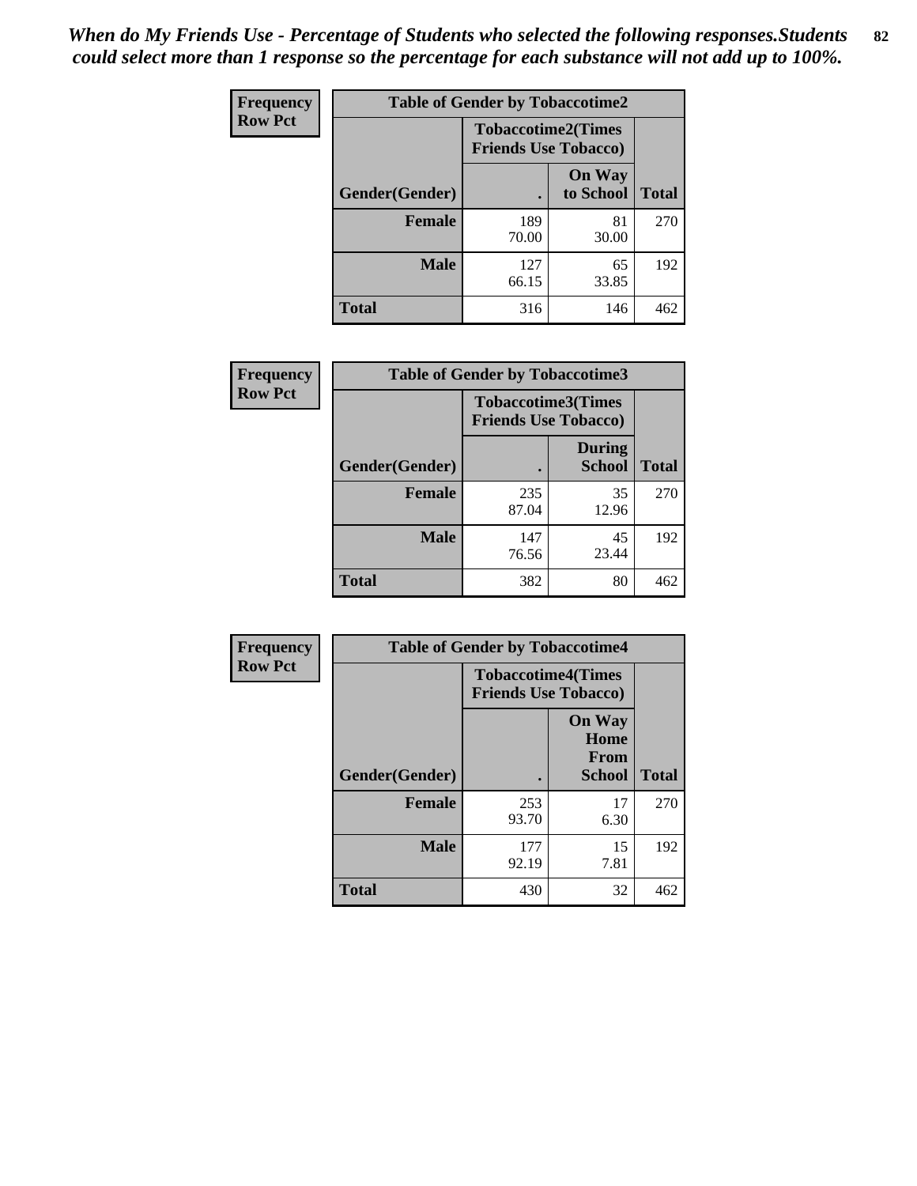*When do My Friends Use - Percentage of Students who selected the following responses.Students could select more than 1 response so the percentage for each substance will not add up to 100%.*

**Frequency**
**Row Pct**

| Table of Gender by Tobaccotime2 | | | |
|---|---|---|---|
| | Tobaccotime2(Times Friends Use Tobacco) | | |
| Gender(Gender) | . | On Way to School | Total |
| **Female** | 189<br>70.00 | 81<br>30.00 | 270 |
| **Male** | 127<br>66.15 | 65<br>33.85 | 192 |
| **Total** | 316 | 146 | 462 |

**Frequency**
**Row Pct**

| Table of Gender by Tobaccotime3 | | | |
|---|---|---|---|
| | Tobaccotime3(Times Friends Use Tobacco) | | |
| Gender(Gender) | . | During School | Total |
| **Female** | 235<br>87.04 | 35<br>12.96 | 270 |
| **Male** | 147<br>76.56 | 45<br>23.44 | 192 |
| **Total** | 382 | 80 | 462 |

**Frequency**
**Row Pct**

| Table of Gender by Tobaccotime4 | | | |
|---|---|---|---|
| | Tobaccotime4(Times Friends Use Tobacco) | | |
| Gender(Gender) | . | On Way Home From School | Total |
| **Female** | 253<br>93.70 | 17<br>6.30 | 270 |
| **Male** | 177<br>92.19 | 15<br>7.81 | 192 |
| **Total** | 430 | 32 | 462 |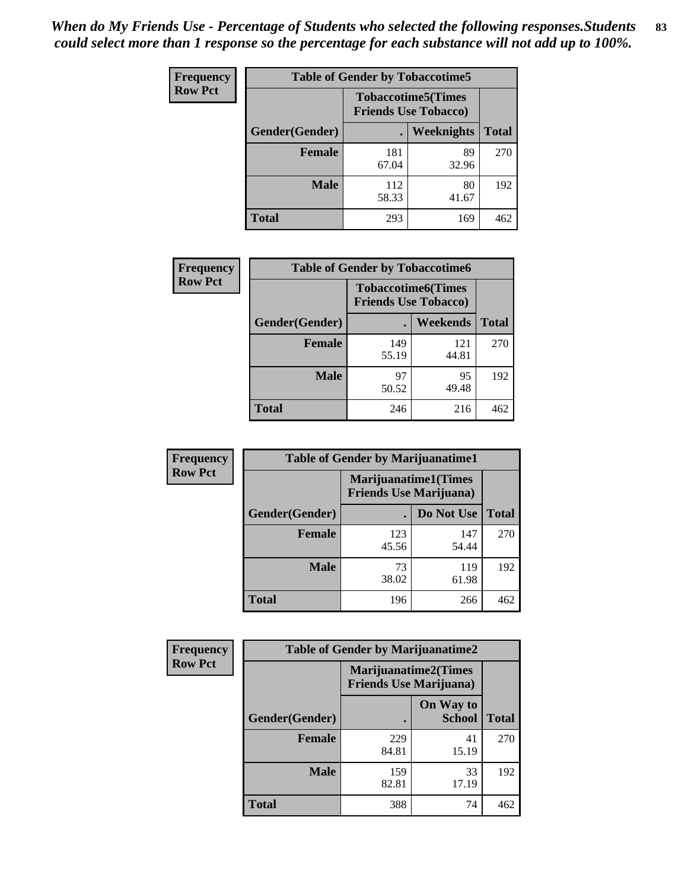*When do My Friends Use - Percentage of Students who selected the following responses.Students could select more than 1 response so the percentage for each substance will not add up to 100%.*

**Frequency**
**Row Pct**

| Table of Gender by Tobaccotime5 | | | |
|---|---|---|---|
| | Tobaccotime5(Times Friends Use Tobacco) | | |
| Gender(Gender) | . | Weeknights | Total |
| **Female** | 181<br>67.04 | 89<br>32.96 | 270 |
| **Male** | 112<br>58.33 | 80<br>41.67 | 192 |
| **Total** | 293 | 169 | 462 |

**Frequency**
**Row Pct**

| Table of Gender by Tobaccotime6 | | | |
|---|---|---|---|
| | Tobaccotime6(Times Friends Use Tobacco) | | |
| Gender(Gender) | . | Weekends | Total |
| **Female** | 149<br>55.19 | 121<br>44.81 | 270 |
| **Male** | 97<br>50.52 | 95<br>49.48 | 192 |
| **Total** | 246 | 216 | 462 |

**Frequency**
**Row Pct**

| Table of Gender by Marijuanatime1 | | | |
|---|---|---|---|
| | Marijuanatime1(Times Friends Use Marijuana) | | |
| Gender(Gender) | . | Do Not Use | Total |
| **Female** | 123<br>45.56 | 147<br>54.44 | 270 |
| **Male** | 73<br>38.02 | 119<br>61.98 | 192 |
| **Total** | 196 | 266 | 462 |

**Frequency**
**Row Pct**

| Table of Gender by Marijuanatime2 | | | |
|---|---|---|---|
| | Marijuanatime2(Times Friends Use Marijuana) | | |
| Gender(Gender) | . | On Way to School | Total |
| **Female** | 229<br>84.81 | 41<br>15.19 | 270 |
| **Male** | 159<br>82.81 | 33<br>17.19 | 192 |
| **Total** | 388 | 74 | 462 |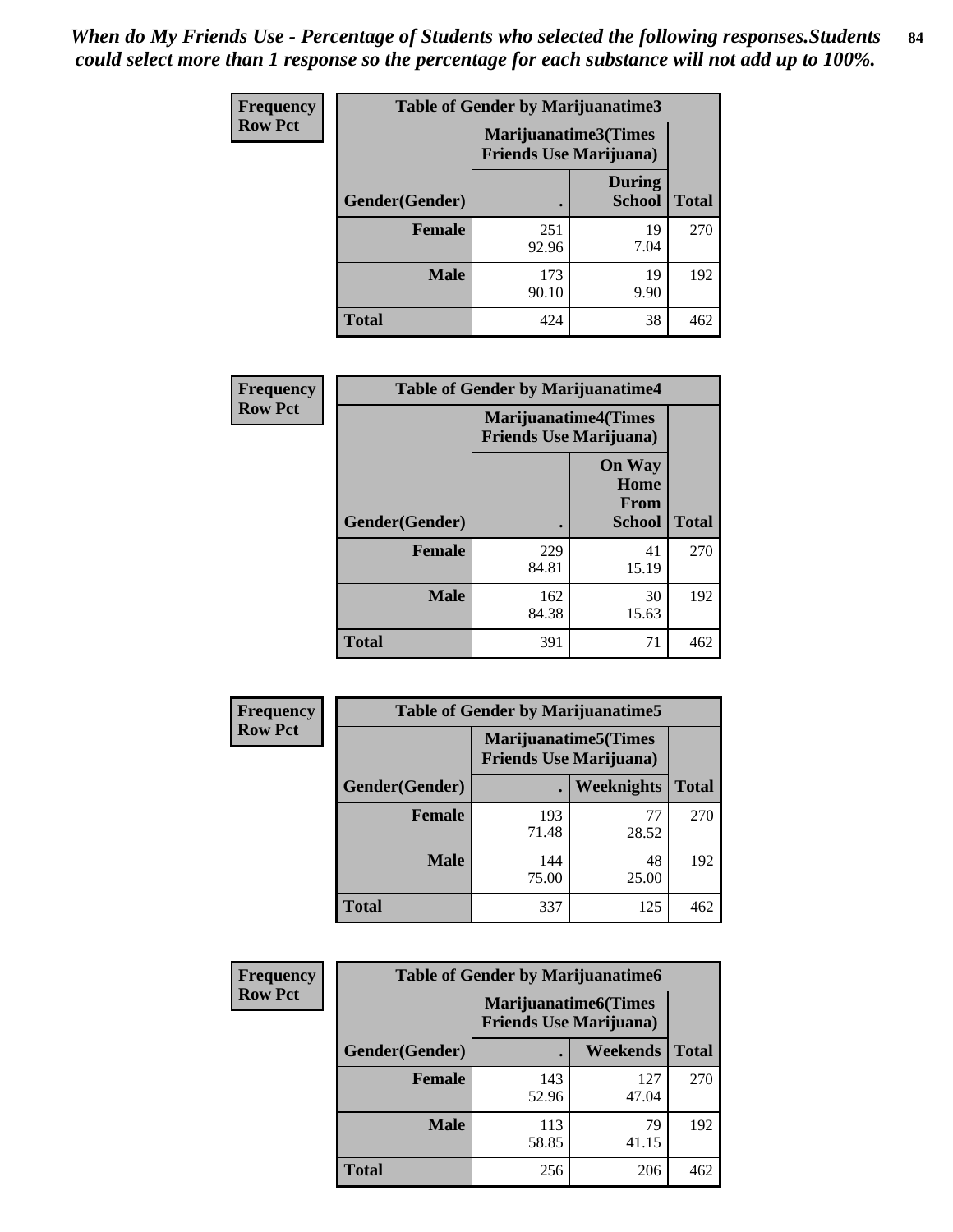*When do My Friends Use - Percentage of Students who selected the following responses.Students could select more than 1 response so the percentage for each substance will not add up to 100%.*

**Frequency**
**Row Pct**

| Table of Gender by Marijuanatime3 | | | |
|---|---|---|---|
| | Marijuanatime3(Times Friends Use Marijuana) | | |
| Gender(Gender) | . | During School | Total |
| **Female** | 251<br>92.96 | 19<br>7.04 | 270 |
| **Male** | 173<br>90.10 | 19<br>9.90 | 192 |
| **Total** | 424 | 38 | 462 |

**Frequency**
**Row Pct**

| Table of Gender by Marijuanatime4 | | | |
|---|---|---|---|
| | Marijuanatime4(Times Friends Use Marijuana) | | |
| Gender(Gender) | . | On Way Home From School | Total |
| **Female** | 229<br>84.81 | 41<br>15.19 | 270 |
| **Male** | 162<br>84.38 | 30<br>15.63 | 192 |
| **Total** | 391 | 71 | 462 |

**Frequency**
**Row Pct**

| Table of Gender by Marijuanatime5 | | | |
|---|---|---|---|
| | Marijuanatime5(Times Friends Use Marijuana) | | |
| Gender(Gender) | . | Weeknights | Total |
| **Female** | 193<br>71.48 | 77<br>28.52 | 270 |
| **Male** | 144<br>75.00 | 48<br>25.00 | 192 |
| **Total** | 337 | 125 | 462 |

**Frequency**
**Row Pct**

| Table of Gender by Marijuanatime6 | | | |
|---|---|---|---|
| | Marijuanatime6(Times Friends Use Marijuana) | | |
| Gender(Gender) | . | Weekends | Total |
| **Female** | 143<br>52.96 | 127<br>47.04 | 270 |
| **Male** | 113<br>58.85 | 79<br>41.15 | 192 |
| **Total** | 256 | 206 | 462 |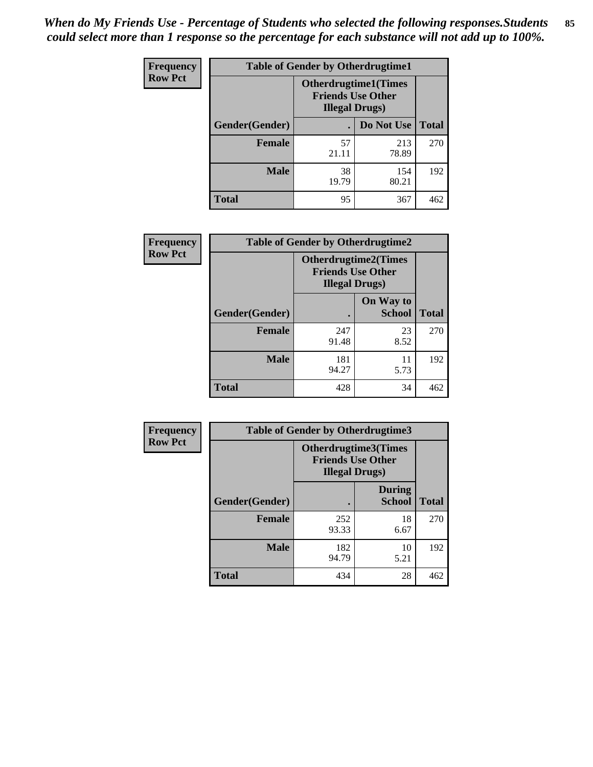*When do My Friends Use - Percentage of Students who selected the following responses.Students could select more than 1 response so the percentage for each substance will not add up to 100%.*

**Frequency Row Pct**

| Table of Gender by Otherdrugtime1 | | | |
|---|---|---|---|
| | Otherdrugtime1(Times Friends Use Other Illegal Drugs) | | |
| Gender(Gender) | . | Do Not Use | Total |
| Female | 57<br>21.11 | 213<br>78.89 | 270 |
| Male | 38<br>19.79 | 154<br>80.21 | 192 |
| Total | 95 | 367 | 462 |

**Frequency Row Pct**

| Table of Gender by Otherdrugtime2 | | | |
|---|---|---|---|
| | Otherdrugtime2(Times Friends Use Other Illegal Drugs) | | |
| Gender(Gender) | . | On Way to School | Total |
| Female | 247<br>91.48 | 23<br>8.52 | 270 |
| Male | 181<br>94.27 | 11<br>5.73 | 192 |
| Total | 428 | 34 | 462 |

**Frequency Row Pct**

| Table of Gender by Otherdrugtime3 | | | |
|---|---|---|---|
| | Otherdrugtime3(Times Friends Use Other Illegal Drugs) | | |
| Gender(Gender) | . | During School | Total |
| Female | 252<br>93.33 | 18<br>6.67 | 270 |
| Male | 182<br>94.79 | 10<br>5.21 | 192 |
| Total | 434 | 28 | 462 |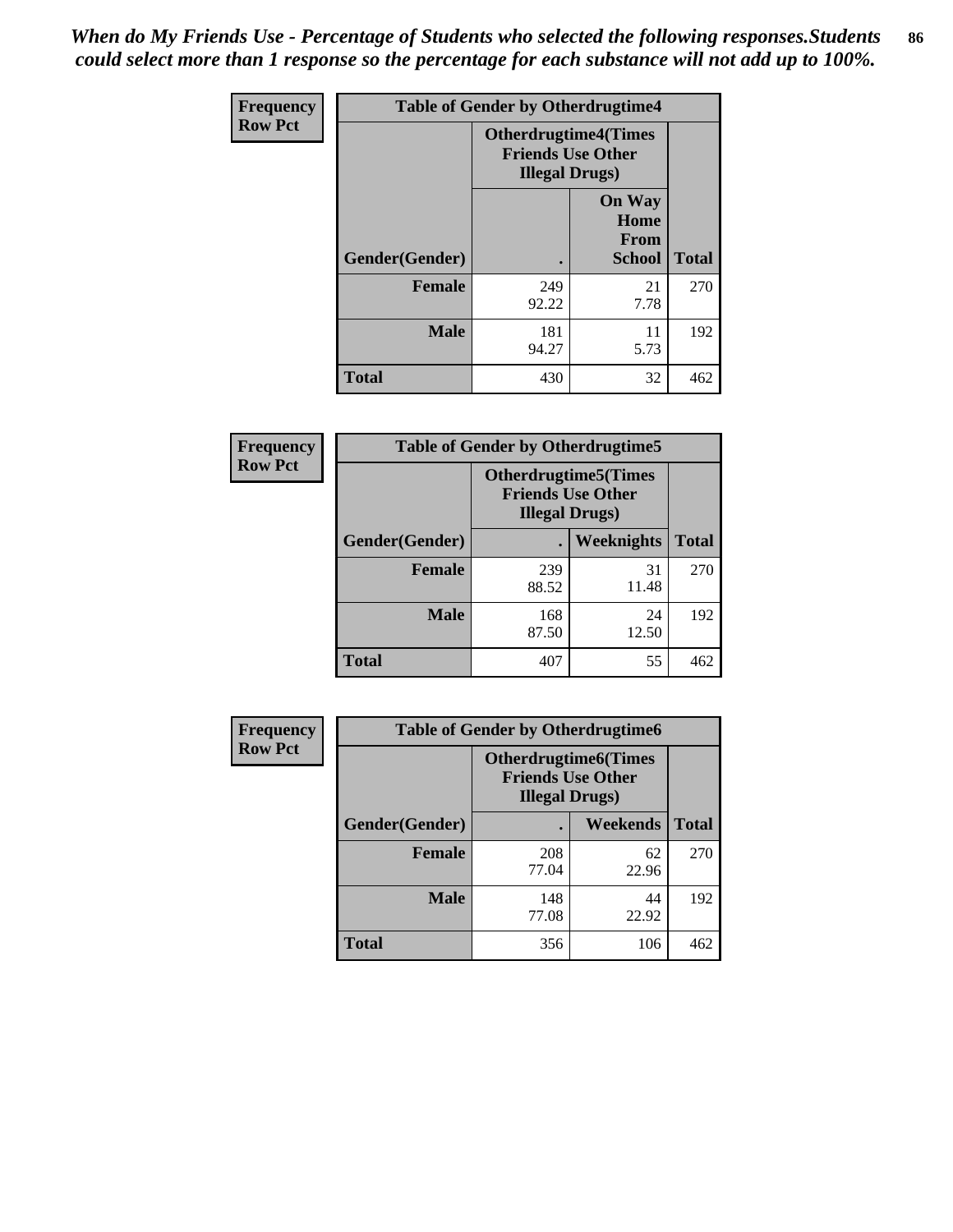*When do My Friends Use - Percentage of Students who selected the following responses.Students could select more than 1 response so the percentage for each substance will not add up to 100%.*

**Frequency**
**Row Pct**

| Table of Gender by Otherdrugtime4 | | | |
|---|---|---|---|
| | Otherdrugtime4(Times Friends Use Other Illegal Drugs) | | |
| Gender(Gender) | . | On Way Home From School | Total |
| **Female** | 249<br>92.22 | 21<br>7.78 | 270 |
| **Male** | 181<br>94.27 | 11<br>5.73 | 192 |
| **Total** | 430 | 32 | 462 |

**Frequency**
**Row Pct**

| Table of Gender by Otherdrugtime5 | | | |
|---|---|---|---|
| | Otherdrugtime5(Times Friends Use Other Illegal Drugs) | | |
| Gender(Gender) | . | Weeknights | Total |
| **Female** | 239<br>88.52 | 31<br>11.48 | 270 |
| **Male** | 168<br>87.50 | 24<br>12.50 | 192 |
| **Total** | 407 | 55 | 462 |

**Frequency**
**Row Pct**

| Table of Gender by Otherdrugtime6 | | | |
|---|---|---|---|
| | Otherdrugtime6(Times Friends Use Other Illegal Drugs) | | |
| Gender(Gender) | . | Weekends | Total |
| **Female** | 208<br>77.04 | 62<br>22.96 | 270 |
| **Male** | 148<br>77.08 | 44<br>22.92 | 192 |
| **Total** | 356 | 106 | 462 |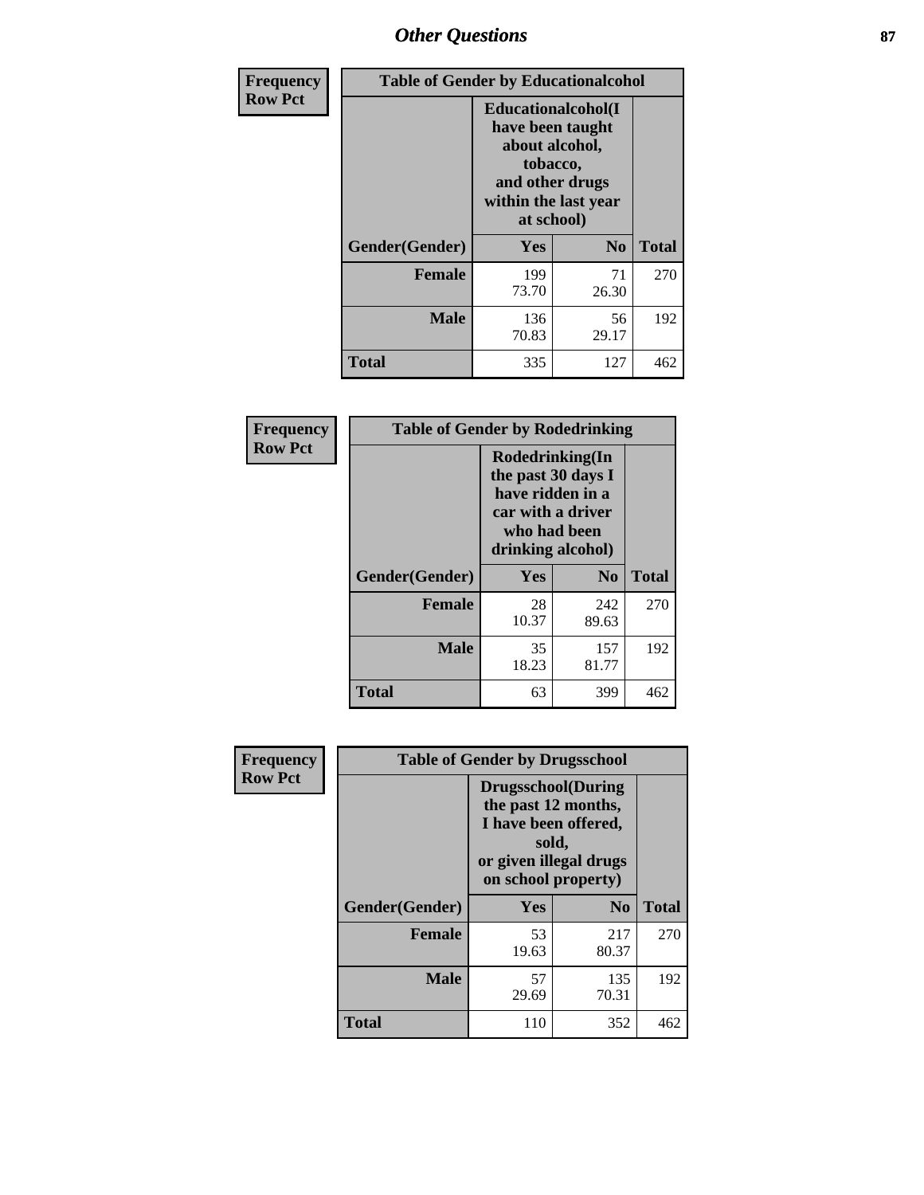## Other Questions

**Frequency**
**Row Pct**

| Table of Gender by Educationalcohol | | | |
|---|---|---|---|
| | Educationalcohol(I have been taught about alcohol, tobacco, and other drugs within the last year at school) | | |
| Gender(Gender) | Yes | No | Total |
| Female | 199<br>73.70 | 71<br>26.30 | 270 |
| Male | 136<br>70.83 | 56<br>29.17 | 192 |
| Total | 335 | 127 | 462 |

**Frequency**
**Row Pct**

| Table of Gender by Rodedrinking | | | |
|---|---|---|---|
| | Rodedrinking(In the past 30 days I have ridden in a car with a driver who had been drinking alcohol) | | |
| Gender(Gender) | Yes | No | Total |
| Female | 28<br>10.37 | 242<br>89.63 | 270 |
| Male | 35<br>18.23 | 157<br>81.77 | 192 |
| Total | 63 | 399 | 462 |

**Frequency**
**Row Pct**

| Table of Gender by Drugsschool | | | |
|---|---|---|---|
| | Drugsschool(During the past 12 months, I have been offered, sold, or given illegal drugs on school property) | | |
| Gender(Gender) | Yes | No | Total |
| Female | 53<br>19.63 | 217<br>80.37 | 270 |
| Male | 57<br>29.69 | 135<br>70.31 | 192 |
| Total | 110 | 352 | 462 |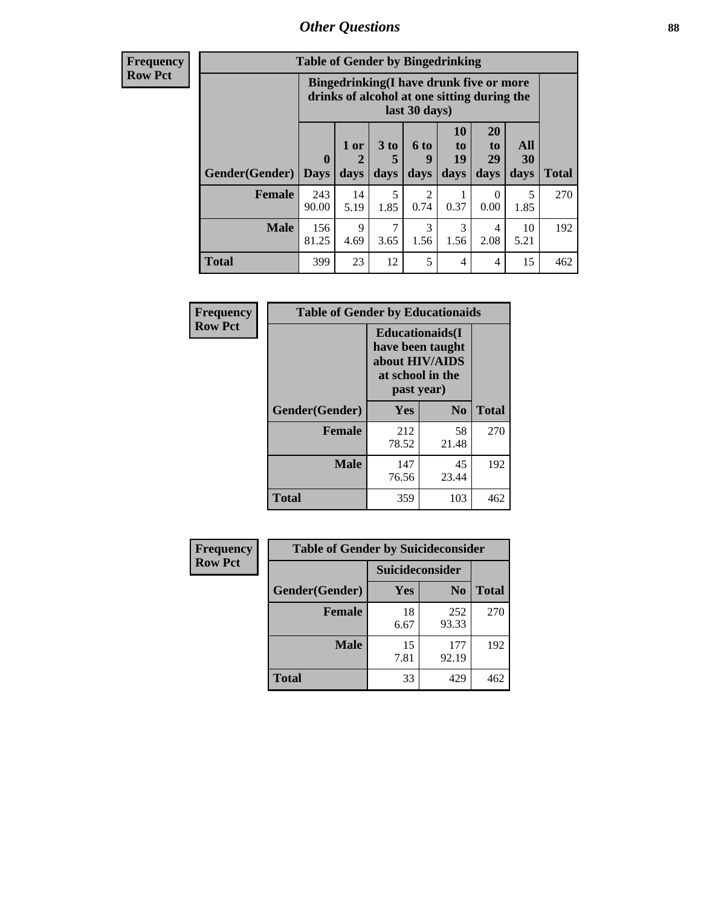# Other Questions

**Frequency**
**Row Pct**

| Table of Gender by Bingedrinking | | | | | | | | |
|---|---|---|---|---|---|---|---|---|
| | Bingedrinking(I have drunk five or more drinks of alcohol at one sitting during the last 30 days) | | | | | | | |
| Gender(Gender) | 0 Days | 1 or 2 days | 3 to 5 days | 6 to 9 days | 10 to 19 days | 20 to 29 days | All 30 days | Total |
| **Female** | 243<br>90.00 | 14<br>5.19 | 5<br>1.85 | 2<br>0.74 | 1<br>0.37 | 0<br>0.00 | 5<br>1.85 | 270 |
| **Male** | 156<br>81.25 | 9<br>4.69 | 7<br>3.65 | 3<br>1.56 | 3<br>1.56 | 4<br>2.08 | 10<br>5.21 | 192 |
| **Total** | 399 | 23 | 12 | 5 | 4 | 4 | 15 | 462 |

**Frequency**
**Row Pct**

| Table of Gender by Educationaids | | | |
|---|---|---|---|
| | Educationaids(I have been taught about HIV/AIDS at school in the past year) | | |
| Gender(Gender) | Yes | No | Total |
| **Female** | 212<br>78.52 | 58<br>21.48 | 270 |
| **Male** | 147<br>76.56 | 45<br>23.44 | 192 |
| **Total** | 359 | 103 | 462 |

**Frequency**
**Row Pct**

| Table of Gender by Suicideconsider | | | |
|---|---|---|---|
| | Suicideconsider | | |
| Gender(Gender) | Yes | No | Total |
| **Female** | 18<br>6.67 | 252<br>93.33 | 270 |
| **Male** | 15<br>7.81 | 177<br>92.19 | 192 |
| **Total** | 33 | 429 | 462 |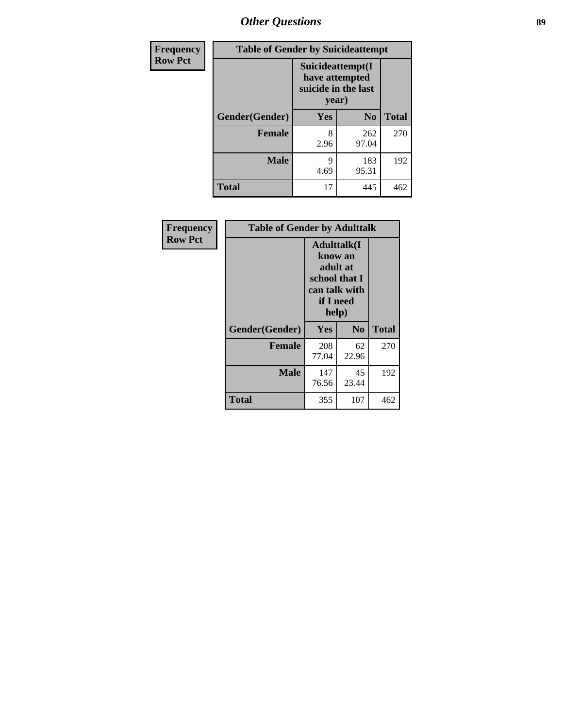## Other Questions

**Frequency Row Pct**

| Table of Gender by Suicideattempt | | | |
|---|---|---|---|
| | Suicideattempt(I have attempted suicide in the last year) | | |
| Gender(Gender) | Yes | No | Total |
| Female | 8<br>2.96 | 262<br>97.04 | 270 |
| Male | 9<br>4.69 | 183<br>95.31 | 192 |
| Total | 17 | 445 | 462 |

**Frequency Row Pct**

| Table of Gender by Adulttalk | | | |
|---|---|---|---|
| | Adulttalk(I know an adult at school that I can talk with if I need help) | | |
| Gender(Gender) | Yes | No | Total |
| Female | 208<br>77.04 | 62<br>22.96 | 270 |
| Male | 147<br>76.56 | 45<br>23.44 | 192 |
| Total | 355 | 107 | 462 |